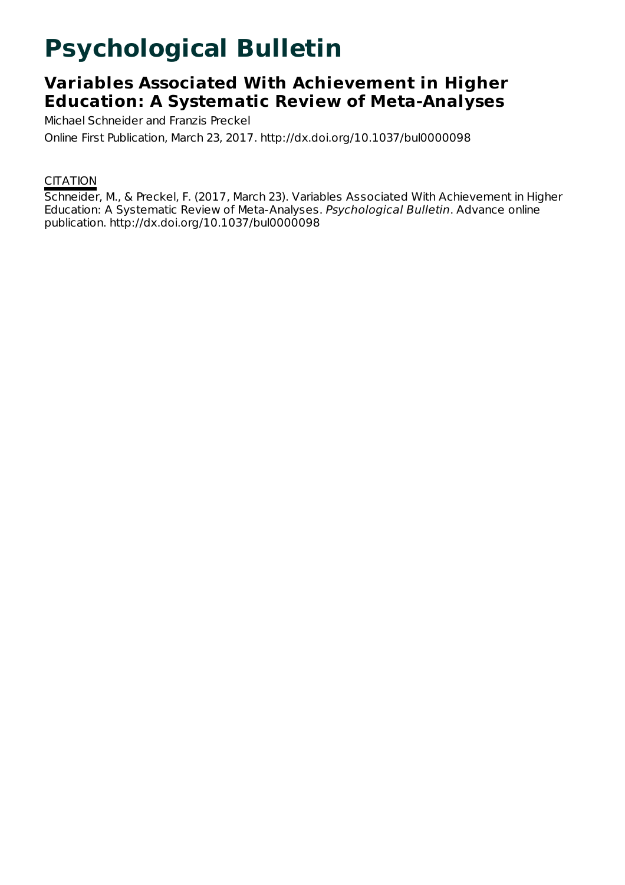# Psychological Bulletin

## Variables Associated With Achievement in Higher Education: A Systematic Review of Meta-Analyses

Michael Schneider and Franzis Preckel

Online First Publication, March 23, 2017. http://dx.doi.org/10.1037/bul0000098

CITATION

Schneider, M., & Preckel, F. (2017, March 23). Variables Associated With Achievement in Higher Education: A Systematic Review of Meta-Analyses. *Psychological Bulletin*. Advance online publication. http://dx.doi.org/10.1037/bul0000098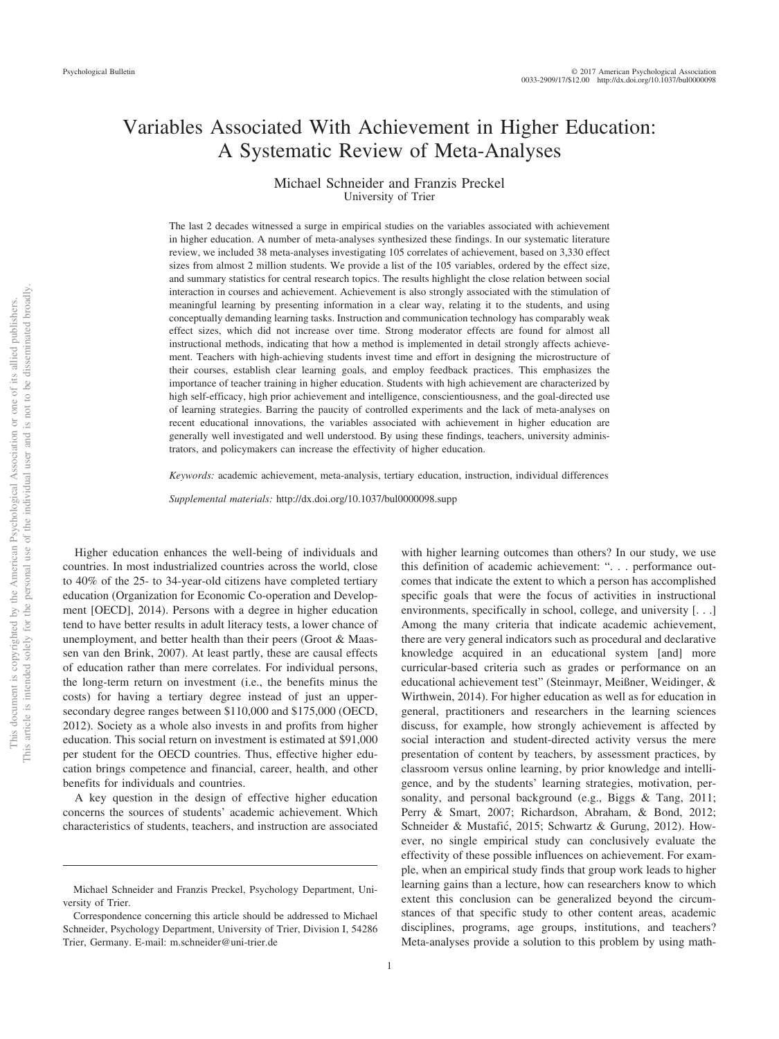# Variables Associated With Achievement in Higher Education: A Systematic Review of Meta-Analyses

Michael Schneider and Franzis Preckel
University of Trier

The last 2 decades witnessed a surge in empirical studies on the variables associated with achievement in higher education. A number of meta-analyses synthesized these findings. In our systematic literature review, we included 38 meta-analyses investigating 105 correlates of achievement, based on 3,330 effect sizes from almost 2 million students. We provide a list of the 105 variables, ordered by the effect size, and summary statistics for central research topics. The results highlight the close relation between social interaction in courses and achievement. Achievement is also strongly associated with the stimulation of meaningful learning by presenting information in a clear way, relating it to the students, and using conceptually demanding learning tasks. Instruction and communication technology has comparably weak effect sizes, which did not increase over time. Strong moderator effects are found for almost all instructional methods, indicating that how a method is implemented in detail strongly affects achievement. Teachers with high-achieving students invest time and effort in designing the microstructure of their courses, establish clear learning goals, and employ feedback practices. This emphasizes the importance of teacher training in higher education. Students with high achievement are characterized by high self-efficacy, high prior achievement and intelligence, conscientiousness, and the goal-directed use of learning strategies. Barring the paucity of controlled experiments and the lack of meta-analyses on recent educational innovations, the variables associated with achievement in higher education are generally well investigated and well understood. By using these findings, teachers, university administrators, and policymakers can increase the effectivity of higher education.

*Keywords:* academic achievement, meta-analysis, tertiary education, instruction, individual differences

*Supplemental materials:* http://dx.doi.org/10.1037/bul0000098.supp

Higher education enhances the well-being of individuals and countries. In most industrialized countries across the world, close to 40% of the 25- to 34-year-old citizens have completed tertiary education (Organization for Economic Co-operation and Development [OECD], 2014). Persons with a degree in higher education tend to have better results in adult literacy tests, a lower chance of unemployment, and better health than their peers (Groot & Maassen van den Brink, 2007). At least partly, these are causal effects of education rather than mere correlates. For individual persons, the long-term return on investment (i.e., the benefits minus the costs) for having a tertiary degree instead of just an upper-secondary degree ranges between \$110,000 and \$175,000 (OECD, 2012). Society as a whole also invests in and profits from higher education. This social return on investment is estimated at \$91,000 per student for the OECD countries. Thus, effective higher education brings competence and financial, career, health, and other benefits for individuals and countries.

A key question in the design of effective higher education concerns the sources of students' academic achievement. Which characteristics of students, teachers, and instruction are associated with higher learning outcomes than others? In our study, we use this definition of academic achievement: ". . . performance outcomes that indicate the extent to which a person has accomplished specific goals that were the focus of activities in instructional environments, specifically in school, college, and university [. . .] Among the many criteria that indicate academic achievement, there are very general indicators such as procedural and declarative knowledge acquired in an educational system [and] more curricular-based criteria such as grades or performance on an educational achievement test" (Steinmayr, Meißner, Weidinger, & Wirthwein, 2014). For higher education as well as for education in general, practitioners and researchers in the learning sciences discuss, for example, how strongly achievement is affected by social interaction and student-directed activity versus the mere presentation of content by teachers, by assessment practices, by classroom versus online learning, by prior knowledge and intelligence, and by the students' learning strategies, motivation, personality, and personal background (e.g., Biggs & Tang, 2011; Perry & Smart, 2007; Richardson, Abraham, & Bond, 2012; Schneider & Mustafić, 2015; Schwartz & Gurung, 2012). However, no single empirical study can conclusively evaluate the effectivity of these possible influences on achievement. For example, when an empirical study finds that group work leads to higher learning gains than a lecture, how can researchers know to which extent this conclusion can be generalized beyond the circumstances of that specific study to other content areas, academic disciplines, programs, age groups, institutions, and teachers? Meta-analyses provide a solution to this problem by using math-

Michael Schneider and Franzis Preckel, Psychology Department, University of Trier.

Correspondence concerning this article should be addressed to Michael Schneider, Psychology Department, University of Trier, Division I, 54286 Trier, Germany. E-mail: m.schneider@uni-trier.de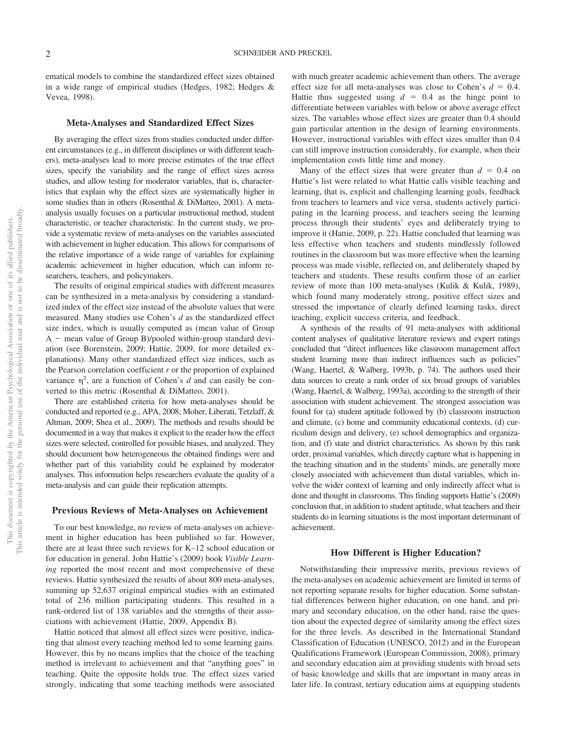ematical models to combine the standardized effect sizes obtained in a wide range of empirical studies (Hedges, 1982; Hedges & Vevea, 1998).

## Meta-Analyses and Standardized Effect Sizes

By averaging the effect sizes from studies conducted under different circumstances (e.g., in different disciplines or with different teachers), meta-analyses lead to more precise estimates of the true effect sizes, specify the variability and the range of effect sizes across studies, and allow testing for moderator variables, that is, characteristics that explain why the effect sizes are systematically higher in some studies than in others (Rosenthal & DiMatteo, 2001). A meta-analysis usually focuses on a particular instructional method, student characteristic, or teacher characteristic. In the current study, we provide a systematic review of meta-analyses on the variables associated with achievement in higher education. This allows for comparisons of the relative importance of a wide range of variables for explaining academic achievement in higher education, which can inform researchers, teachers, and policymakers.

The results of original empirical studies with different measures can be synthesized in a meta-analysis by considering a standardized index of the effect size instead of the absolute values that were measured. Many studies use Cohen's $d$ as the standardized effect size index, which is usually computed as (mean value of Group A − mean value of Group B)/pooled within-group standard deviation (see Borenstein, 2009; Hattie, 2009, for more detailed explanations). Many other standardized effect size indices, such as the Pearson correlation coefficient $r$ or the proportion of explained variance $\eta^2$, are a function of Cohen's $d$ and can easily be converted to this metric (Rosenthal & DiMatteo, 2001).

There are established criteria for how meta-analyses should be conducted and reported (e.g., APA, 2008; Moher, Liberati, Tetzlaff, & Altman, 2009; Shea et al., 2009). The methods and results should be documented in a way that makes it explicit to the reader how the effect sizes were selected, controlled for possible biases, and analyzed. They should document how heterogeneous the obtained findings were and whether part of this variability could be explained by moderator analyses. This information helps researchers evaluate the quality of a meta-analysis and can guide their replication attempts.

## Previous Reviews of Meta-Analyses on Achievement

To our best knowledge, no review of meta-analyses on achievement in higher education has been published so far. However, there are at least three such reviews for K–12 school education or for education in general. John Hattie's (2009) book *Visible Learning* reported the most recent and most comprehensive of these reviews. Hattie synthesized the results of about 800 meta-analyses, summing up 52,637 original empirical studies with an estimated total of 236 million participating students. This resulted in a rank-ordered list of 138 variables and the strengths of their associations with achievement (Hattie, 2009, Appendix B).

Hattie noticed that almost all effect sizes were positive, indicating that almost every teaching method led to some learning gains. However, this by no means implies that the choice of the teaching method is irrelevant to achievement and that "anything goes" in teaching. Quite the opposite holds true. The effect sizes varied strongly, indicating that some teaching methods were associated with much greater academic achievement than others. The average effect size for all meta-analyses was close to Cohen's $d = 0.4$. Hattie thus suggested using $d = 0.4$ as the hinge point to differentiate between variables with below or above average effect sizes. The variables whose effect sizes are greater than 0.4 should gain particular attention in the design of learning environments. However, instructional variables with effect sizes smaller than 0.4 can still improve instruction considerably, for example, when their implementation costs little time and money.

Many of the effect sizes that were greater than $d = 0.4$ on Hattie's list were related to what Hattie calls visible teaching and learning, that is, explicit and challenging learning goals, feedback from teachers to learners and vice versa, students actively participating in the learning process, and teachers seeing the learning process through their students' eyes and deliberately trying to improve it (Hattie, 2009, p. 22). Hattie concluded that learning was less effective when teachers and students mindlessly followed routines in the classroom but was more effective when the learning process was made visible, reflected on, and deliberately shaped by teachers and students. These results confirm those of an earlier review of more than 100 meta-analyses (Kulik & Kulik, 1989), which found many moderately strong, positive effect sizes and stressed the importance of clearly defined learning tasks, direct teaching, explicit success criteria, and feedback.

A synthesis of the results of 91 meta-analyses with additional content analyses of qualitative literature reviews and expert ratings concluded that "direct influences like classroom management affect student learning more than indirect influences such as policies" (Wang, Haertel, & Walberg, 1993b, p. 74). The authors used their data sources to create a rank order of six broad groups of variables (Wang, Haertel, & Walberg, 1993a), according to the strength of their association with student achievement. The strongest association was found for (a) student aptitude followed by (b) classroom instruction and climate, (c) home and community educational contexts, (d) curriculum design and delivery, (e) school demographics and organization, and (f) state and district characteristics. As shown by this rank order, proximal variables, which directly capture what is happening in the teaching situation and in the students' minds, are generally more closely associated with achievement than distal variables, which involve the wider context of learning and only indirectly affect what is done and thought in classrooms. This finding supports Hattie's (2009) conclusion that, in addition to student aptitude, what teachers and their students do in learning situations is the most important determinant of achievement.

## How Different is Higher Education?

Notwithstanding their impressive merits, previous reviews of the meta-analyses on academic achievement are limited in terms of not reporting separate results for higher education. Some substantial differences between higher education, on one hand, and primary and secondary education, on the other hand, raise the question about the expected degree of similarity among the effect sizes for the three levels. As described in the International Standard Classification of Education (UNESCO, 2012) and in the European Qualifications Framework (European Commission, 2008), primary and secondary education aim at providing students with broad sets of basic knowledge and skills that are important in many areas in later life. In contrast, tertiary education aims at equipping students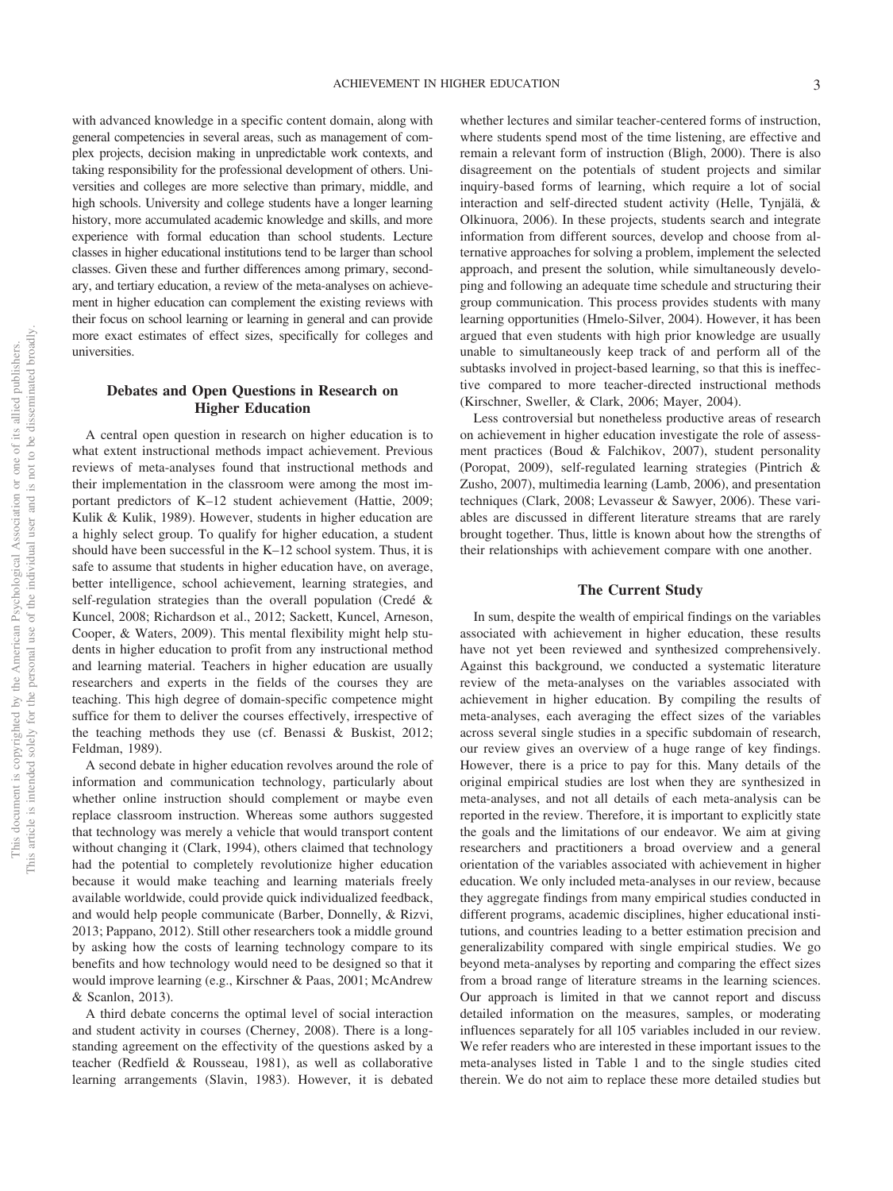with advanced knowledge in a specific content domain, along with general competencies in several areas, such as management of complex projects, decision making in unpredictable work contexts, and taking responsibility for the professional development of others. Universities and colleges are more selective than primary, middle, and high schools. University and college students have a longer learning history, more accumulated academic knowledge and skills, and more experience with formal education than school students. Lecture classes in higher educational institutions tend to be larger than school classes. Given these and further differences among primary, secondary, and tertiary education, a review of the meta-analyses on achievement in higher education can complement the existing reviews with their focus on school learning or learning in general and can provide more exact estimates of effect sizes, specifically for colleges and universities.

## Debates and Open Questions in Research on Higher Education

A central open question in research on higher education is to what extent instructional methods impact achievement. Previous reviews of meta-analyses found that instructional methods and their implementation in the classroom were among the most important predictors of K–12 student achievement (Hattie, 2009; Kulik & Kulik, 1989). However, students in higher education are a highly select group. To qualify for higher education, a student should have been successful in the K–12 school system. Thus, it is safe to assume that students in higher education have, on average, better intelligence, school achievement, learning strategies, and self-regulation strategies than the overall population (Credé & Kuncel, 2008; Richardson et al., 2012; Sackett, Kuncel, Arneson, Cooper, & Waters, 2009). This mental flexibility might help students in higher education to profit from any instructional method and learning material. Teachers in higher education are usually researchers and experts in the fields of the courses they are teaching. This high degree of domain-specific competence might suffice for them to deliver the courses effectively, irrespective of the teaching methods they use (cf. Benassi & Buskist, 2012; Feldman, 1989).

A second debate in higher education revolves around the role of information and communication technology, particularly about whether online instruction should complement or maybe even replace classroom instruction. Whereas some authors suggested that technology was merely a vehicle that would transport content without changing it (Clark, 1994), others claimed that technology had the potential to completely revolutionize higher education because it would make teaching and learning materials freely available worldwide, could provide quick individualized feedback, and would help people communicate (Barber, Donnelly, & Rizvi, 2013; Pappano, 2012). Still other researchers took a middle ground by asking how the costs of learning technology compare to its benefits and how technology would need to be designed so that it would improve learning (e.g., Kirschner & Paas, 2001; McAndrew & Scanlon, 2013).

A third debate concerns the optimal level of social interaction and student activity in courses (Cherney, 2008). There is a long-standing agreement on the effectivity of the questions asked by a teacher (Redfield & Rousseau, 1981), as well as collaborative learning arrangements (Slavin, 1983). However, it is debated whether lectures and similar teacher-centered forms of instruction, where students spend most of the time listening, are effective and remain a relevant form of instruction (Bligh, 2000). There is also disagreement on the potentials of student projects and similar inquiry-based forms of learning, which require a lot of social interaction and self-directed student activity (Helle, Tynjälä, & Olkinuora, 2006). In these projects, students search and integrate information from different sources, develop and choose from alternative approaches for solving a problem, implement the selected approach, and present the solution, while simultaneously developing and following an adequate time schedule and structuring their group communication. This process provides students with many learning opportunities (Hmelo-Silver, 2004). However, it has been argued that even students with high prior knowledge are usually unable to simultaneously keep track of and perform all of the subtasks involved in project-based learning, so that this is ineffective compared to more teacher-directed instructional methods (Kirschner, Sweller, & Clark, 2006; Mayer, 2004).

Less controversial but nonetheless productive areas of research on achievement in higher education investigate the role of assessment practices (Boud & Falchikov, 2007), student personality (Poropat, 2009), self-regulated learning strategies (Pintrich & Zusho, 2007), multimedia learning (Lamb, 2006), and presentation techniques (Clark, 2008; Levasseur & Sawyer, 2006). These variables are discussed in different literature streams that are rarely brought together. Thus, little is known about how the strengths of their relationships with achievement compare with one another.

## The Current Study

In sum, despite the wealth of empirical findings on the variables associated with achievement in higher education, these results have not yet been reviewed and synthesized comprehensively. Against this background, we conducted a systematic literature review of the meta-analyses on the variables associated with achievement in higher education. By compiling the results of meta-analyses, each averaging the effect sizes of the variables across several single studies in a specific subdomain of research, our review gives an overview of a huge range of key findings. However, there is a price to pay for this. Many details of the original empirical studies are lost when they are synthesized in meta-analyses, and not all details of each meta-analysis can be reported in the review. Therefore, it is important to explicitly state the goals and the limitations of our endeavor. We aim at giving researchers and practitioners a broad overview and a general orientation of the variables associated with achievement in higher education. We only included meta-analyses in our review, because they aggregate findings from many empirical studies conducted in different programs, academic disciplines, higher educational institutions, and countries leading to a better estimation precision and generalizability compared with single empirical studies. We go beyond meta-analyses by reporting and comparing the effect sizes from a broad range of literature streams in the learning sciences. Our approach is limited in that we cannot report and discuss detailed information on the measures, samples, or moderating influences separately for all 105 variables included in our review. We refer readers who are interested in these important issues to the meta-analyses listed in Table 1 and to the single studies cited therein. We do not aim to replace these more detailed studies but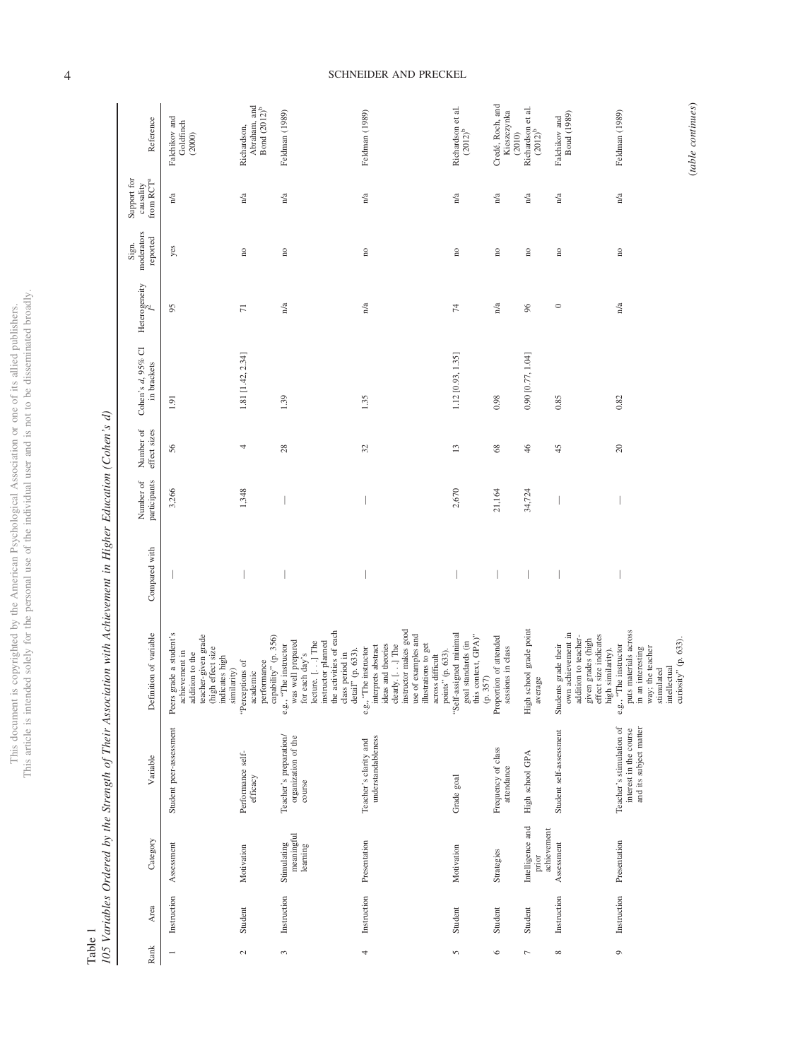Table 1

*105 Variables Ordered by the Strength of Their Association with Achievement in Higher Education (Cohen's d)*

| Rank | Area | Category | Variable | Definition of variable | Compared with | Number of participants | Number of effect sizes | Cohen's *d*, 95% CI in brackets | Heterogeneity $I^2$ | Sign. moderators reported | Support for causality from RCT[a] | Reference |
|---|---|---|---|---|---|---|---|---|---|---|---|---|
| 1 | Instruction | Assessment | Student peer-assessment | Peers grade a student's achievement in addition to the teacher-given grade (high effect size indicates high similarity) | — | 3,266 | 56 | 1.91 | 95 | yes | n/a | Falchikov and Goldfinch (2000) |
| 2 | Student | Motivation | Performance self-efficacy | "Perceptions of academic performance capability" (p. 356) | — | 1,348 | 4 | 1.81 [1.42, 2.34] | 71 | no | n/a | Richardson, Abraham, and Bond (2012)[b] |
| 3 | Instruction | Stimulating meaningful learning | Teacher's preparation/organization of the course | e.g., "The instructor was well prepared for each day's lecture. [. . .] The instructor planned the activities of each class period in detail" (p. 633). | — | — | 28 | 1.39 | n/a | no | n/a | Feldman (1989) |
| 4 | Instruction | Presentation | Teacher's clarity and understandableness | e.g., "The instructor interprets abstract ideas and theories clearly. [. . .] The instructor makes good use of examples and illustrations to get across difficult points" (p. 633). | — | — | 32 | 1.35 | n/a | no | n/a | Feldman (1989) |
| 5 | Student | Motivation | Grade goal | "Self-assigned minimal goal standards (in this context, GPA)" (p. 357) | — | 2,670 | 13 | 1.12 [0.93, 1.35] | 74 | no | n/a | Richardson et al. (2012)[b] |
| 6 | Student | Strategies | Frequency of class attendance | Proportion of attended sessions in class | — | 21,164 | 68 | 0.98 | n/a | no | n/a | Credé, Roch, and Kieszczynka (2010) |
| 7 | Student | Intelligence and prior achievement | High school GPA | High school grade point average | — | 34,724 | 46 | 0.90 [0.77, 1.04] | 96 | no | n/a | Richardson et al. (2012)[b] |
| 8 | Instruction | Assessment | Student self-assessment | Students grade their own achievement in addition to teacher-given grades (high effect size indicates high similarity). | — | — | 45 | 0.85 | 0 | no | n/a | Falchikov and Boud (1989) |
| 9 | Instruction | Presentation | Teacher's stimulation of interest in the course and its subject matter | e.g., "The instructor puts materials across in an interesting way; the teacher stimulated intellectual curiosity" (p. 633). | — | — | 20 | 0.82 | n/a | no | n/a | Feldman (1989) |

(*table continues*)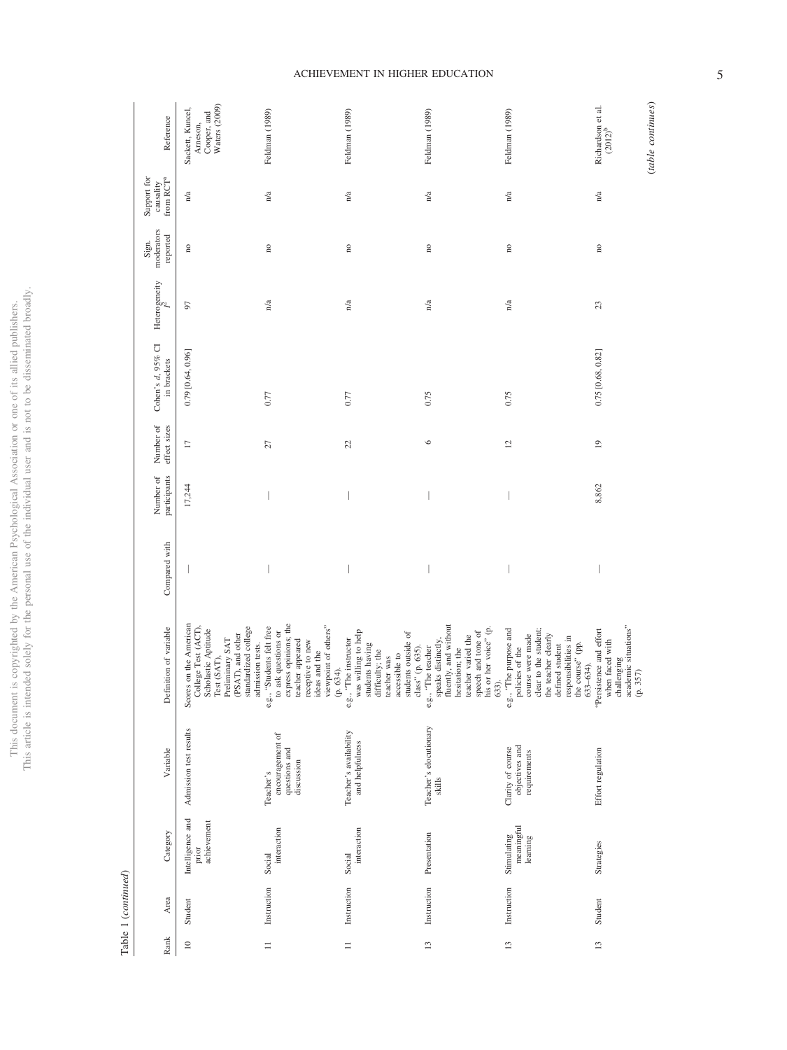Table 1 (*continued*)

| Rank | Area | Category | Variable | Definition of variable | Compared with | Number of participants | Number of effect sizes | Cohen's *d*, 95% CI in brackets | Heterogeneity $I^2$ | Sign. moderators reported | Support for causality from RCT[a] | Reference |
|---|---|---|---|---|---|---|---|---|---|---|---|---|
| 10 | Student | Intelligence and prior achievement | Admission test results | Scores on the American College Test (ACT), Scholastic Aptitude Test (SAT), Preliminary SAT (PSAT), and other standardized college admission tests. | — | 17,244 | 17 | 0.79 [0.64, 0.96] | 97 | no | n/a | Sackett, Kuncel, Arneson, Cooper, and Waters (2009) |
| 11 | Instruction | Social interaction | Teacher's encouragement of questions and discussion | e.g., "Students felt free to ask questions or express opinions; the teacher appeared receptive to new ideas and the viewpoint of others" (p. 634). | — | — | 27 | 0.77 | n/a | no | n/a | Feldman (1989) |
| 11 | Instruction | Social interaction | Teacher's availability and helpfulness | e.g., "The instructor was willing to help students having difficulty; the teacher was accessible to students outside of class" (p. 635). | — | — | 22 | 0.77 | n/a | no | n/a | Feldman (1989) |
| 13 | Instruction | Presentation | Teacher's elocutionary skills | e.g., "The teacher speaks distinctly, fluently, and without hesitation; the teacher varied the speech and tone of his or her voice" (p. 633). | — | — | 6 | 0.75 | n/a | no | n/a | Feldman (1989) |
| 13 | Instruction | Stimulating meaningful learning | Clarity of course objectives and requirements | e.g., "The purpose and policies of the course were made clear to the student; the teacher clearly defined student responsibilities in the course" (pp. 633–634). | — | — | 12 | 0.75 | n/a | no | n/a | Feldman (1989) |
| 13 | Student | Strategies | Effort regulation | "Persistence and effort when faced with challenging academic situations" (p. 357) | — | 8,862 | 19 | 0.75 [0.68, 0.82] | 23 | no | n/a | Richardson et al. (2012)[b] |

(*table continues*)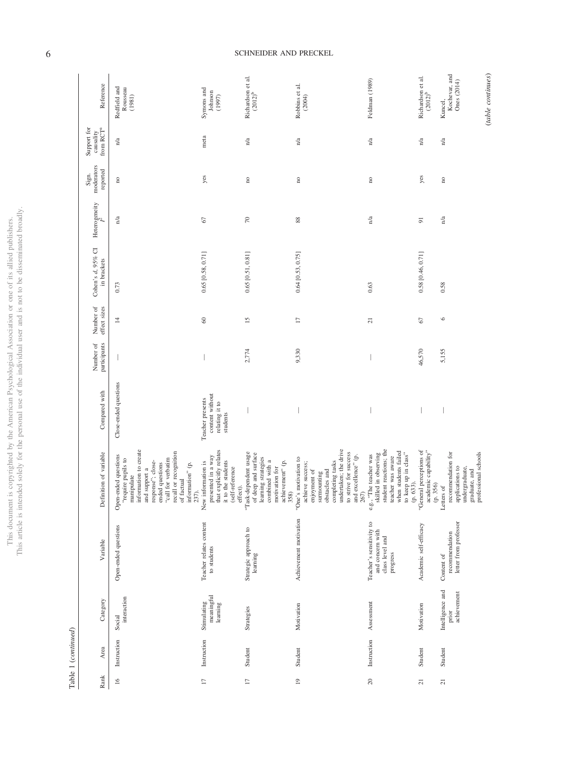Table 1 (*continued*)

| Rank | Area | Category | Variable | Definition of variable | Compared with | Number of participants | Number of effect sizes | Cohen's *d*, 95% CI in brackets | Heterogeneity $I^2$ | Sign. moderators reported | Support for causality from RCT[a] | Reference |
|---|---|---|---|---|---|---|---|---|---|---|---|---|
| 16 | Instruction | Social interaction | Open-ended questions | Open-ended questions "require pupils to manipulate information to create and support a response"; close-ended questions "call for verbatim recall or recognition of factual information" (p. 237). | Close-ended questions | — | 14 | 0.73 | n/a | no | n/a | Redfield and Rousseau (1981) |
| 17 | Instruction | Stimulating meaningful learning | Teacher relates content to students | New information is presented in a way that explicitly relates it to the students (self-reference effect). | Teacher presents content without relating it to students | — | 60 | 0.65 [0.58, 0.71] | 67 | yes | meta | Symons and Johnson (1997) |
| 17 | Student | Strategies | Strategic approach to learning | "Task-dependent usage of deep and surface learning strategies combined with a motivation for achievement" (p. 358) | — | 2,774 | 15 | 0.65 [0.51, 0.81] | 70 | no | n/a | Richardson et al. (2012)[b] |
| 19 | Student | Motivation | Achievement motivation | "One's motivation to achieve success; enjoyment of surmounting obstacles and completing tasks undertaken; the drive to strive for success and excellence" (p. 267) | — | 9,330 | 17 | 0.64 [0.53, 0.75] | 88 | no | n/a | Robbins et al. (2004) |
| 20 | Instruction | Assessment | Teacher's sensitivity to and concern with class level and progress | e.g., "The teacher was skilled in observing student reactions; the teacher was aware when students failed to keep up in class" (p. 633). | — | — | 21 | 0.63 | n/a | no | n/a | Feldman (1989) |
| 21 | Student | Motivation | Academic self-efficacy | "General perceptions of academic capability" (p. 356) | — | 46,570 | 67 | 0.58 [0.46, 0.71] | 91 | yes | n/a | Richardson et al. (2012)[b] |
| 21 | Student | Intelligence and prior achievement | Content of recommendation letter from professor | Letters of recommendation for applications to undergraduate, graduate, and professional schools | — | 5,155 | 6 | 0.58 | n/a | no | n/a | Kuncel, Kochevar, and Ones (2014) |

(*table continues*)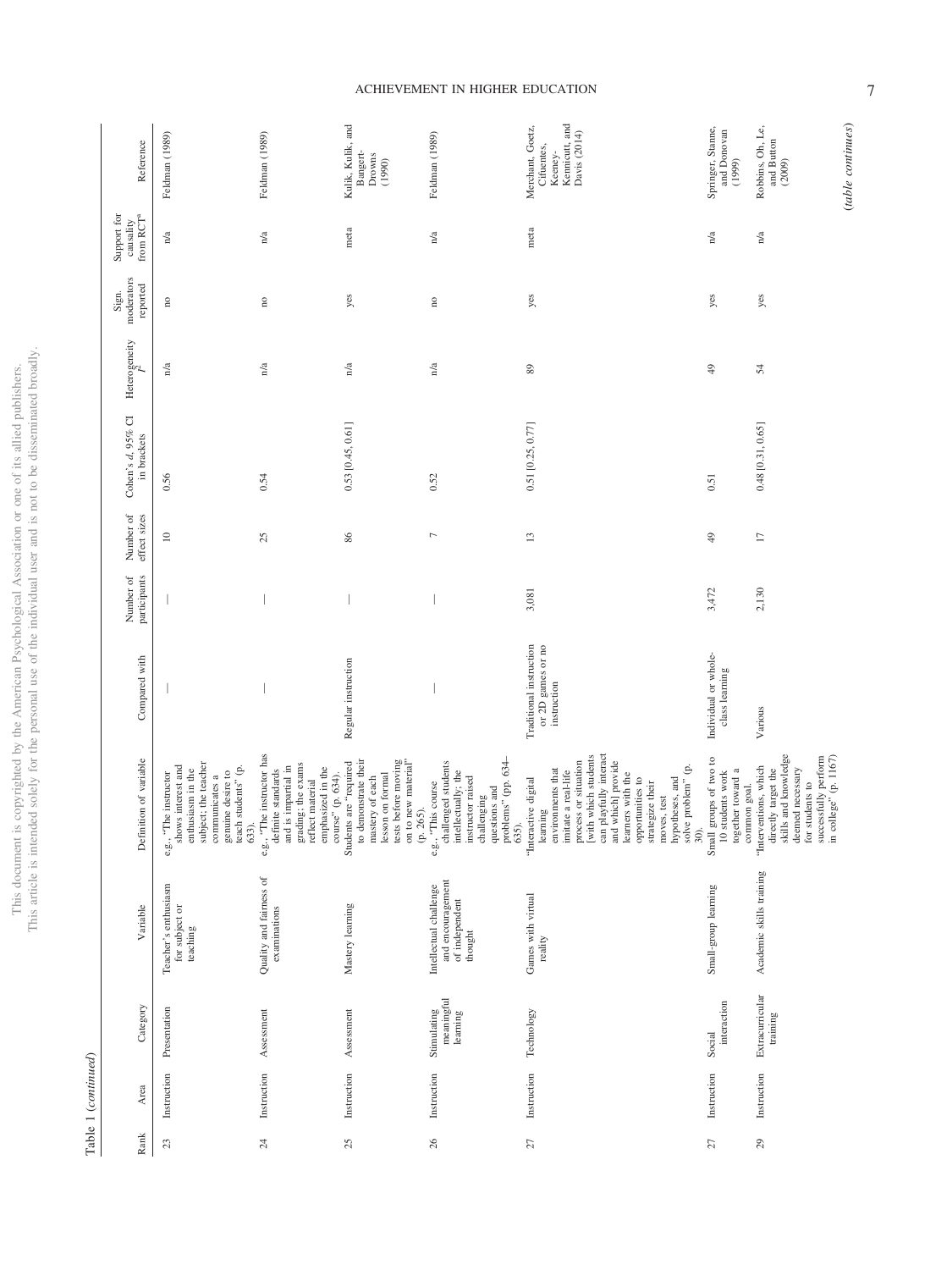Table 1 (*continued*)

| Rank | Area | Category | Variable | Definition of variable | Compared with | Number of participants | Number of effect sizes | Cohen's *d*, 95% CI in brackets | Heterogeneity $I^2$ | Sign. moderators reported | Support for causality from RCT[a] | Reference |
|---|---|---|---|---|---|---|---|---|---|---|---|---|
| 23 | Instruction | Presentation | Teacher's enthusiasm for subject or teaching | e.g., "The instructor shows interest and enthusiasm in the subject; the teacher communicates a genuine desire to teach students" (p. 633). | — | — | 10 | 0.56 | n/a | no | n/a | Feldman (1989) |
| 24 | Instruction | Assessment | Quality and fairness of examinations | e.g., "The instructor has definite standards and is impartial in grading; the exams reflect material emphasized in the course" (p. 634). | — | — | 25 | 0.54 | n/a | no | n/a | Feldman (1989) |
| 25 | Instruction | Assessment | Mastery learning | Students are "required to demonstrate their mastery of each lesson on formal tests before moving on to new material" (p. 265). | Regular instruction | — | 86 | 0.53 [0.45, 0.61] | n/a | yes | meta | Kulik, Kulik, and Bangert-Drowns (1990) |
| 26 | Instruction | Stimulating meaningful learning | Intellectual challenge and encouragement of independent thought | e.g., "This course challenged students intellectually; the instructor raised challenging questions and problems" (pp. 634–635). | — | — | 7 | 0.52 | n/a | no | n/a | Feldman (1989) |
| 27 | Instruction | Technology | Games with virtual reality | "Interactive digital learning environments that imitate a real-life process or situation [with which students can playfully interact and which] provide learners with the opportunities to strategize their moves, test hypotheses, and solve problem" (p. 30). | Traditional instruction or 2D games or no instruction | 3,081 | 13 | 0.51 [0.25, 0.77] | 89 | yes | meta | Merchant, Goetz, Cifuentes, Keeney-Kennicutt, and Davis (2014) |
| 27 | Instruction | Social interaction | Small-group learning | Small groups of two to 10 students work together toward a common goal. | Individual or whole-class learning | 3,472 | 49 | 0.51 | 49 | yes | n/a | Springer, Stanne, and Donovan (1999) |
| 29 | Instruction | Extracurricular training | Academic skills training | "Interventions, which directly target the skills and knowledge deemed necessary for students to successfully perform in college" (p. 1167) | Various | 2,130 | 17 | 0.48 [0.31, 0.65] | 54 | yes | n/a | Robbins, Oh, Le, and Button (2009) |

(*table continues*)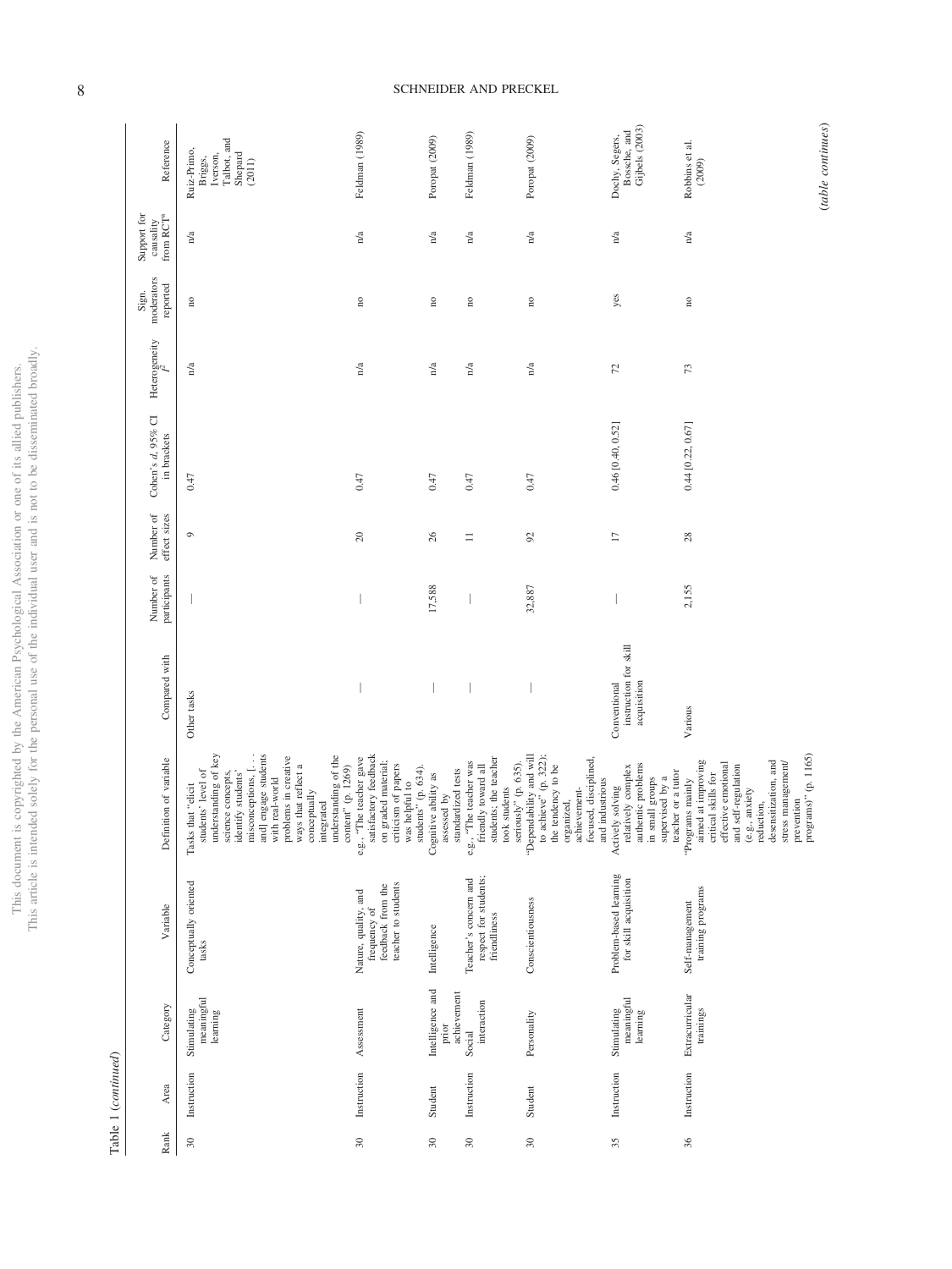Table 1 (*continued*)

| Rank | Area | Category | Variable | Definition of variable | Compared with | Number of participants | Number of effect sizes | Cohen's *d*, 95% CI in brackets | Heterogeneity $I^2$ | Sign. moderators reported | Support for causality from RCT[a] | Reference |
|---|---|---|---|---|---|---|---|---|---|---|---|---|
| 30 | Instruction | Stimulating meaningful learning | Conceptually oriented tasks | Tasks that "elicit students' level of understanding of key science concepts, identify students' misconceptions, [. . . and] engage students with real-world problems in creative ways that reflect a conceptually integrated understanding of the content" (p. 1269) | Other tasks | — | 9 | 0.47 | n/a | no | n/a | Ruiz-Primo, Briggs, Iverson, Talbot, and Shepard (2011) |
| 30 | Instruction | Assessment | Nature, quality, and frequency of feedback from the teacher to students | e.g., "The teacher gave satisfactory feedback on graded material; criticism of papers was helpful to students" (p. 634). | — | — | 20 | 0.47 | n/a | no | n/a | Feldman (1989) |
| 30 | Student | Intelligence and prior achievement | Intelligence | Cognitive ability as assessed by standardized tests | — | 17,588 | 26 | 0.47 | n/a | no | n/a | Poropat (2009) |
| 30 | Instruction | Social interaction | Teacher's concern and respect for students; friendliness | e.g., "The teacher was friendly toward all students; the teacher took students seriously" (p. 635). | — | — | 11 | 0.47 | n/a | no | n/a | Feldman (1989) |
| 30 | Student | Personality | Conscientiousness | "Dependability and will to achieve" (p. 322); the tendency to be organized, achievement-focused, disciplined, and industrious | — | 32,887 | 92 | 0.47 | n/a | no | n/a | Poropat (2009) |
| 35 | Instruction | Stimulating meaningful learning | Problem-based learning for skill acquisition | Actively solving relatively complex authentic problems in small groups supervised by a teacher or a tutor | Conventional instruction for skill acquisition | — | 17 | 0.46 [0.40, 0.52] | 72 | yes | n/a | Dochy, Segers, Bossche, and Gijbels (2003) |
| 36 | Instruction | Extracurricular trainings | Self-management training programs | "Programs mainly aimed at improving critical skills for effective emotional and self-regulation (e.g., anxiety reduction, desensitization, and stress management/prevention programs)" (p. 1165) | Various | 2,155 | 28 | 0.44 [0.22, 0.67] | 73 | no | n/a | Robbins et al. (2009) |

(*table continues*)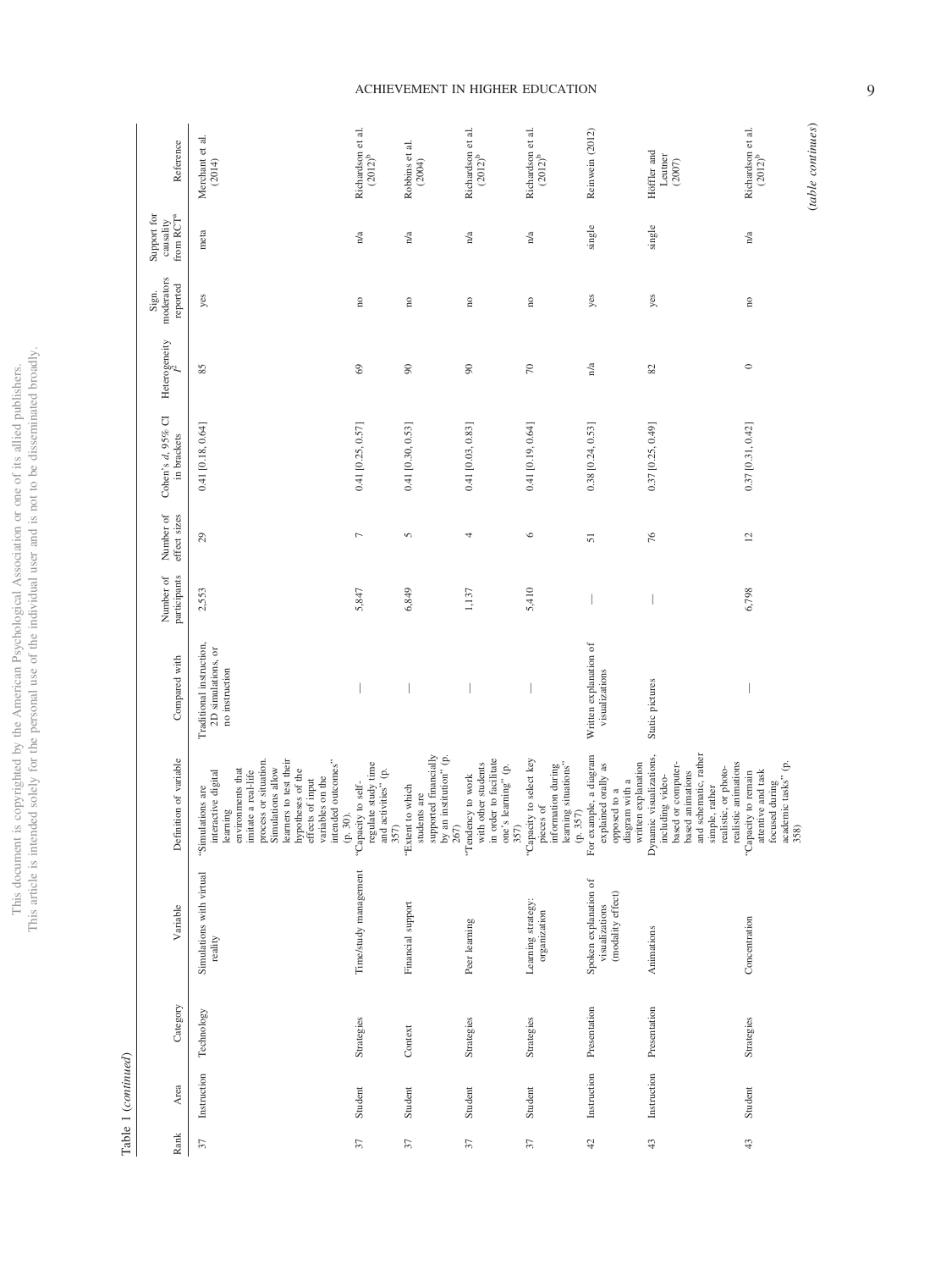Table 1 (*continued*)

| Rank | Area | Category | Variable | Definition of variable | Compared with | Number of participants | Number of effect sizes | Cohen's *d*, 95% CI in brackets | Heterogeneity $I^2$ | Sign. moderators reported | Support for causality from RCT[a] | Reference |
|---|---|---|---|---|---|---|---|---|---|---|---|---|
| 37 | Instruction | Technology | Simulations with virtual reality | "Simulations are interactive digital learning environments that imitate a real-life process or situation. Simulations allow learners to test their hypotheses of the effects of input variables on the intended outcomes" (p. 30). | Traditional instruction, 2D simulations, or no instruction | 2,553 | 29 | 0.41 [0.18, 0.64] | 85 | yes | meta | Merchant et al. (2014) |
| 37 | Student | Strategies | Time/study management | "Capacity to self-regulate study time and activities" (p. 357) | — | 5,847 | 7 | 0.41 [0.25, 0.57] | 69 | no | n/a | Richardson et al. (2012)[b] |
| 37 | Student | Context | Financial support | "Extent to which students are supported financially by an institution" (p. 267) | — | 6,849 | 5 | 0.41 [0.30, 0.53] | 90 | no | n/a | Robbins et al. (2004) |
| 37 | Student | Strategies | Peer learning | "Tendency to work with other students in order to facilitate one's learning" (p. 357) | — | 1,137 | 4 | 0.41 [0.03, 0.83] | 90 | no | n/a | Richardson et al. (2012)[b] |
| 37 | Student | Strategies | Learning strategy: organization | "Capacity to select key pieces of information during learning situations" (p. 357) | — | 5,410 | 6 | 0.41 [0.19, 0.64] | 70 | no | n/a | Richardson et al. (2012)[b] |
| 42 | Instruction | Presentation | Spoken explanation of visualizations (modality effect) | For example, a diagram explained orally as opposed to a diagram with a written explanation | Written explanation of visualizations | — | 51 | 0.38 [0.24, 0.53] | n/a | yes | single | Reinwein (2012) |
| 43 | Instruction | Presentation | Animations | Dynamic visualizations, including video-based or computer-based animations and schematic, rather simple, rather realistic, or photo-realistic animations | Static pictures | — | 76 | 0.37 [0.25, 0.49] | 82 | yes | single | Höffler and Leutner (2007) |
| 43 | Student | Strategies | Concentration | "Capacity to remain attentive and task focused during academic tasks" (p. 358) | — | 6,798 | 12 | 0.37 [0.31, 0.42] | 0 | no | n/a | Richardson et al. (2012)[b] |

(*table continues*)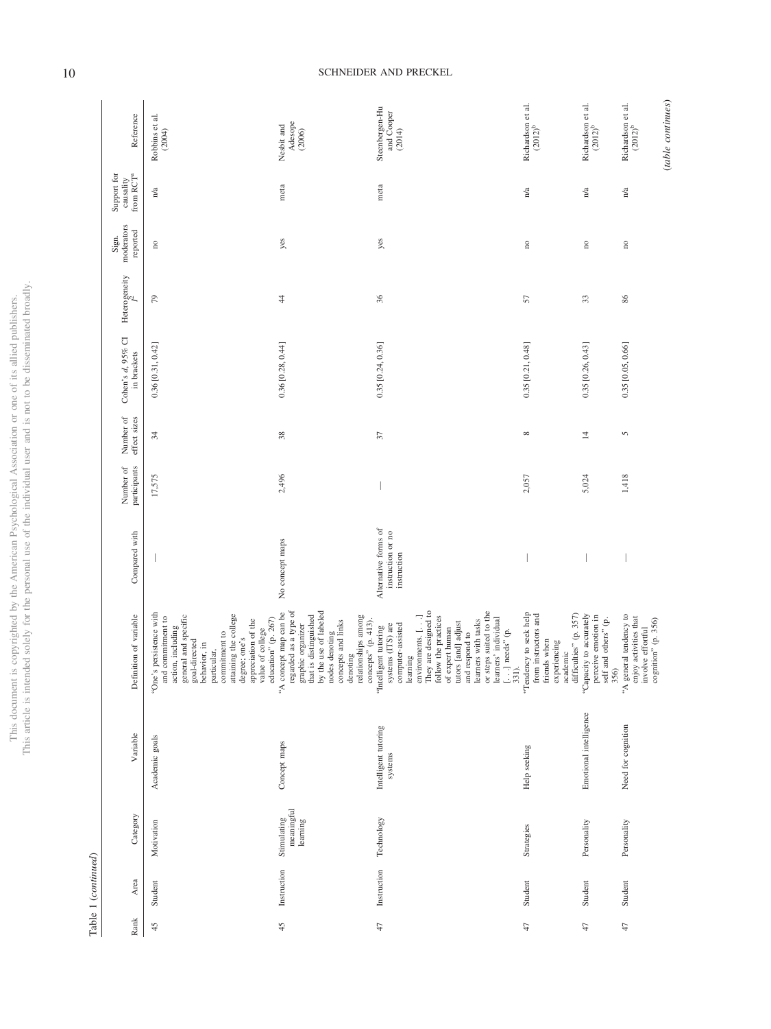Table 1 (continued)

| Rank | Area | Category | Variable | Definition of variable | Compared with | Number of participants | Number of effect sizes | Cohen's *d*, 95% CI in brackets | Heterogeneity $I^2$ | Sign. moderators reported | Support for causality from RCT[a] | Reference |
|---|---|---|---|---|---|---|---|---|---|---|---|---|
| 45 | Student | Motivation | Academic goals | "One's persistence with and commitment to action, including general and specific goal-directed behavior, in particular, commitment to attaining the college degree; one's appreciation of the value of college education" (p. 267) | — | 17,575 | 34 | 0.36 [0.31, 0.42] | 79 | no | n/a | Robbins et al. (2004) |
| 45 | Instruction | Stimulating meaningful learning | Concept maps | "A concept map can be regarded as a type of graphic organizer that is distinguished by the use of labeled nodes denoting concepts and links denoting relationships among concepts" (p. 413). | No concept maps | 2,496 | 38 | 0.36 [0.28, 0.44] | 44 | yes | meta | Nesbit and Adesope (2006) |
| 47 | Instruction | Technology | Intelligent tutoring systems | "Intelligent tutoring systems (ITS) are computer-assisted learning environments. [. . .] They are designed to follow the practices of expert human tutors [and] adjust and respond to learners with tasks or steps suited to the learners' individual [. . .] needs" (p. 331). | Alternative forms of instruction or no instruction | — | 37 | 0.35 [0.24, 0.36] | 36 | yes | meta | Steenbergen-Hu and Cooper (2014) |
| 47 | Student | Strategies | Help seeking | "Tendency to seek help from instructors and friends when experiencing academic difficulties" (p. 357) | — | 2,057 | 8 | 0.35 [0.21, 0.48] | 57 | no | n/a | Richardson et al. (2012)[b] |
| 47 | Student | Personality | Emotional intelligence | "Capacity to accurately perceive emotion in self and others" (p. 356) | — | 5,024 | 14 | 0.35 [0.26, 0.43] | 33 | no | n/a | Richardson et al. (2012)[b] |
| 47 | Student | Personality | Need for cognition | "A general tendency to enjoy activities that involve effortful cognition" (p. 356) | — | 1,418 | 5 | 0.35 [0.05, 0.66] | 86 | no | n/a | Richardson et al. (2012)[b] |

(*table continues*)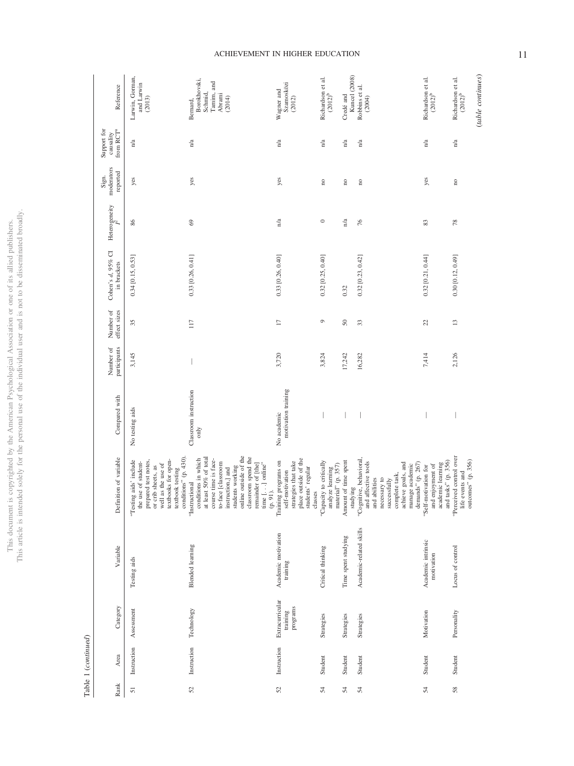Table 1 (*continued*)

| Rank | Area | Category | Variable | Definition of variable | Compared with | Number of participants | Number of effect sizes | Cohen's *d*, 95% CI in brackets | Heterogeneity $I^2$ | Sign. moderators reported | Support for causality from RCT[a] | Reference |
|---|---|---|---|---|---|---|---|---|---|---|---|---|
| 51 | Instruction | Assessment | Testing aids | "Testing aids' include the use of student-prepared test notes, or crib sheets, as well as the use of textbooks for open-textbook testing conditions" (p. 430). | No testing aids | 3,145 | 35 | 0.34 [0.15, 0.53] | 86 | yes | n/a | Larwin, Gorman, and Larwin (2013) |
| 52 | Instruction | Technology | Blended learning | "Instructional conditions in which at least 50% of total course time is face-to-face [classroom instruction,] and students working online outside of the classroom spend the remainder of [the] time [. . .] online" (p. 91). | Classroom instruction only | — | 117 | 0.33 [0.26, 0.41] | 69 | yes | n/a | Bernard, Borokhovski, Schmid, Tamim, and Abrami (2014) |
| 52 | Instruction | Extracurricular training programs | Academic motivation training | Training programs on self-motivation strategies that take place outside of the students' regular classes | No academic motivation training | 3,720 | 17 | 0.33 [0.26, 0.40] | n/a | yes | n/a | Wagner and Szamosközi (2012) |
| 54 | Student | Strategies | Critical thinking | "Capacity to critically analyze learning material" (p. 357) | — | 3,824 | 9 | 0.32 [0.25, 0.40] | 0 | no | n/a | Richardson et al. (2012)[b] |
| 54 | Student | Strategies | Time spent studying | Amount of time spent studying | — | 17,242 | 50 | 0.32 | n/a | no | n/a | Credé and Kuncel (2008) |
| 54 | Student | Strategies | Academic-related skills | "Cognitive, behavioral, and affective tools and abilities necessary to successfully complete task, achieve goals, and manage academic demands" (p. 267) | — | 16,282 | 33 | 0.32 [0.23, 0.42] | 76 | no | n/a | Robbins et al. (2004) |
| 54 | Student | Motivation | Academic intrinsic motivation | "Self-motivation for and enjoyment of academic learning and tasks" (p. 356) | — | 7,414 | 22 | 0.32 [0.21, 0.44] | 83 | yes | n/a | Richardson et al. (2012)[b] |
| 58 | Student | Personality | Locus of control | "Perceived control over life events and outcomes" (p. 356) | — | 2,126 | 13 | 0.30 [0.12, 0.49] | 78 | no | n/a | Richardson et al. (2012)[b] |

(*table continues*)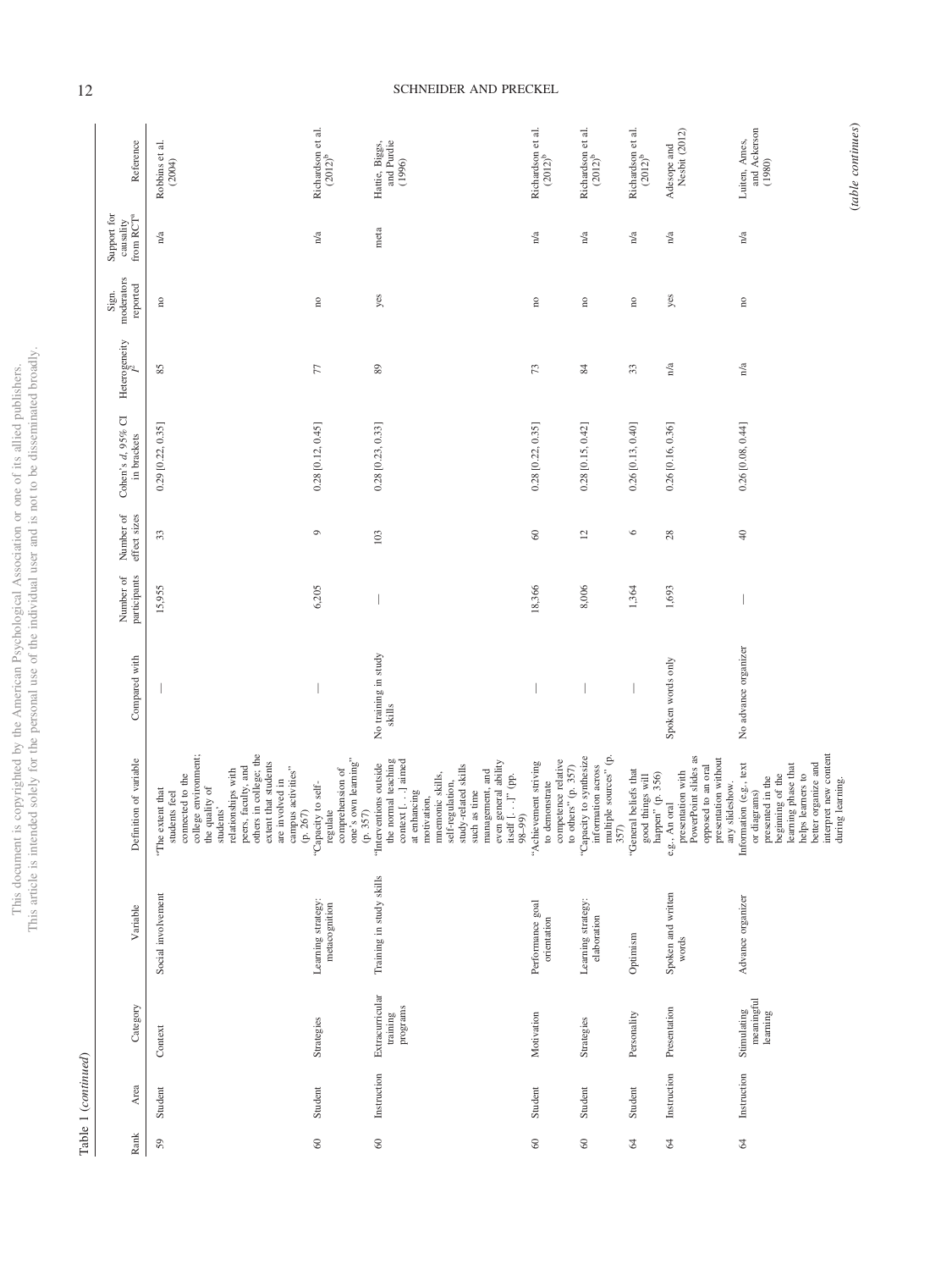Table 1 (*continued*)

| Rank | Area | Category | Variable | Definition of variable | Compared with | Number of participants | Number of effect sizes | Cohen's *d*, 95% CI in brackets | Heterogeneity $I^2$ | Sign. moderators reported | Support for causality from RCT[a] | Reference |
|---|---|---|---|---|---|---|---|---|---|---|---|---|
| 59 | Student | Context | Social involvement | "The extent that students feel connected to the college environment; the quality of the students' relationships with peers, faculty, and others in college; the extent that students are involved in campus activities" (p. 267) | — | 15,955 | 33 | 0.29 [0.22, 0.35] | 85 | no | n/a | Robbins et al. (2004) |
| 60 | Student | Strategies | Learning strategy: metacognition | "Capacity to self-regulate comprehension of one's own learning" (p. 357) | — | 6,205 | 9 | 0.28 [0.12, 0.45] | 77 | no | n/a | Richardson et al. (2012)[b] |
| 60 | Instruction | Extracurricular training programs | Training in study skills | "Interventions outside the normal teaching context [. . .] aimed at enhancing motivation, mnemonic skills, self-regulation, study-related skills such as time management, and even general ability itself [. . .]" (pp. 98–99) | No training in study skills | — | 103 | 0.28 [0.23, 0.33] | 89 | yes | meta | Hattie, Biggs, and Purdie (1996) |
| 60 | Student | Motivation | Performance goal orientation | "Achievement striving to demonstrate competence relative to others" (p. 357) | — | 18,366 | 60 | 0.28 [0.22, 0.35] | 73 | no | n/a | Richardson et al. (2012)[b] |
| 60 | Student | Strategies | Learning strategy: elaboration | "Capacity to synthesize information across multiple sources" (p. 357) | — | 8,006 | 12 | 0.28 [0.15, 0.42] | 84 | no | n/a | Richardson et al. (2012)[b] |
| 64 | Student | Personality | Optimism | "General beliefs that good things will happen" (p. 356) | — | 1,364 | 6 | 0.26 [0.13, 0.40] | 33 | no | n/a | Richardson et al. (2012)[b] |
| 64 | Instruction | Presentation | Spoken and written words | e.g., An oral presentation with PowerPoint slides as opposed to an oral presentation without any slideshow. | Spoken words only | 1,693 | 28 | 0.26 [0.16, 0.36] | n/a | yes | n/a | Adesope and Nesbit (2012) |
| 64 | Instruction | Stimulating meaningful learning | Advance organizer | Information (e.g., text or diagrams) presented in the beginning of the learning phase that helps learners to better organize and interpret new content during learning. | No advance organizer | — | 40 | 0.26 [0.08, 0.44] | n/a | no | n/a | Luiten, Ames, and Ackerson (1980) |

(*table continues*)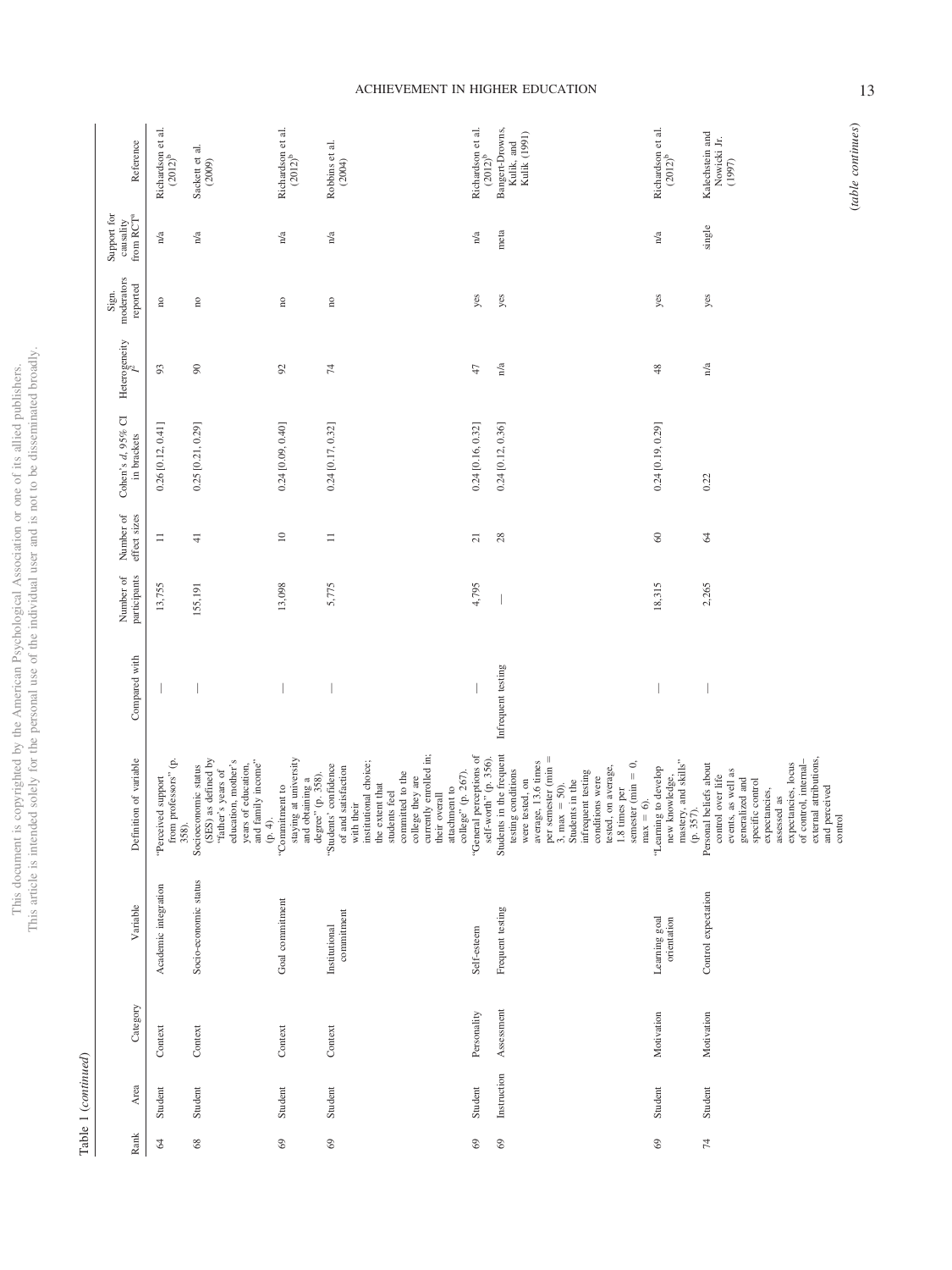Table 1 (*continued*)

| Rank | Area | Category | Variable | Definition of variable | Compared with | Number of participants | Number of effect sizes | Cohen's *d*, 95% CI in brackets | Heterogeneity $I^2$ | Sign. moderators reported | Support for causality from RCT[a] | Reference |
|---|---|---|---|---|---|---|---|---|---|---|---|---|
| 64 | Student | Context | Academic integration | "Perceived support from professors" (p. 358). | — | 13,755 | 11 | 0.26 [0.12, 0.41] | 93 | no | n/a | Richardson et al. (2012)[b] |
| 68 | Student | Context | Socio-economic status | Socioeconomic status (SES) as defined by "father's years of education, mother's years of education, and family income" (p. 4). | — | 155,191 | 41 | 0.25 [0.21, 0.29] | 90 | no | n/a | Sackett et al. (2009) |
| 69 | Student | Context | Goal commitment | "Commitment to staying at university and obtaining a degree" (p. 358). | — | 13,098 | 10 | 0.24 [0.09, 0.40] | 92 | no | n/a | Richardson et al. (2012)[b] |
| 69 | Student | Context | Institutional commitment | "Students' confidence of and satisfaction with their institutional choice; the extent that students feel committed to the college they are currently enrolled in; their overall attachment to college" (p. 267). | — | 5,775 | 11 | 0.24 [0.17, 0.32] | 74 | no | n/a | Robbins et al. (2004) |
| 69 | Student | Personality | Self-esteem | "General perceptions of self-worth" (p. 356). | — | 4,795 | 21 | 0.24 [0.16, 0.32] | 47 | yes | n/a | Richardson et al. (2012)[b] |
| 69 | Instruction | Assessment | Frequent testing | Students in the frequent testing conditions were tested, on average, 13.6 times per semester (min = 3, max = 50). Students in the infrequent testing conditions were tested, on average, 1.8 times per semester (min = 0, max = 6). | Infrequent testing | — | 28 | 0.24 [0.12, 0.36] | n/a | yes | meta | Bangert-Drowns, Kulik, and Kulik (1991) |
| 69 | Student | Motivation | Learning goal orientation | "Learning to develop new knowledge, mastery, and skills" (p. 357). | — | 18,315 | 60 | 0.24 [0.19, 0.29] | 48 | yes | n/a | Richardson et al. (2012)[b] |
| 74 | Student | Motivation | Control expectation | Personal beliefs about control over life events, as well as generalized and specific control expectancies, assessed as expectancies, locus of control, internal–external attributions, and perceived control | — | 2,265 | 64 | 0.22 | n/a | yes | single | Kalechstein and Nowicki Jr. (1997) |

(*table continues*)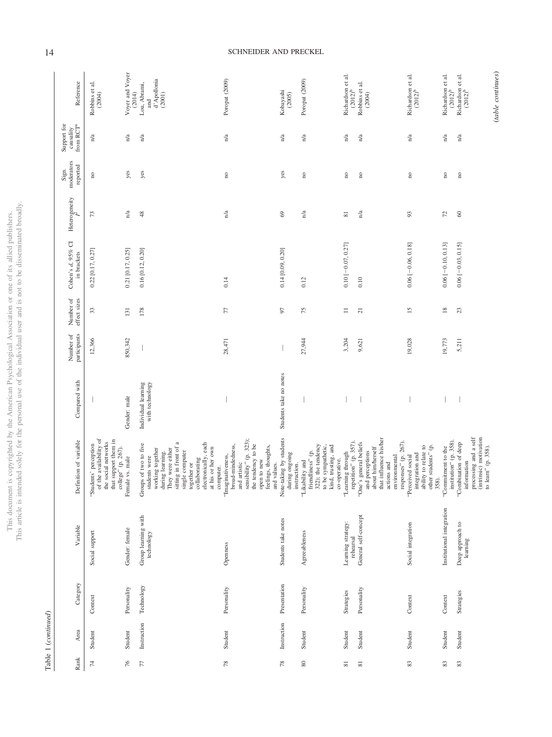Table 1 (*continued*)

| Rank | Area | Category | Variable | Definition of variable | Compared with | Number of participants | Number of effect sizes | Cohen's *d*, 95% CI in brackets | Heterogeneity $I^2$ | Sign. moderators reported | Support for causality from RCT[a] | Reference |
|---|---|---|---|---|---|---|---|---|---|---|---|---|
| 74 | Student | Context | Social support | "Students' perception of the availability of the social networks that support them in college" (p. 267). | — | 12,366 | 33 | 0.22 [0.17, 0.27] | 73 | no | n/a | Robbins et al. (2004) |
| 76 | Student | Personality | Gender: female | Female vs. male | Gender: male | 850,342 | 131 | 0.21 [0.17, 0.25] | n/a | yes | n/a | Voyer and Voyer (2014) |
| 77 | Instruction | Technology | Group learning with technology | Groups of two to five students were working together during learning. They were either sitting in front of a single computer together or collaborating electronically, each at his or her own computer. | Individual learning with technology | — | 178 | 0.16 [0.12, 0.20] | 48 | yes | n/a | Lou, Abrami, and d'Apollonia (2001) |
| 78 | Student | Personality | Openness | "Imaginativeness, broad-mindedness, and artistic sensibility" (p. 323); the tendency to be open to new feelings, thoughts, and values. | — | 28,471 | 77 | 0.14 | n/a | no | n/a | Poropat (2009) |
| 78 | Instruction | Presentation | Students take notes | Note-taking by students during ongoing instruction. | Students take no notes | — | 97 | 0.14 [0.09, 0.20] | 69 | yes | n/a | Kobayashi (2005) |
| 80 | Student | Personality | Agreeableness | "Likability and friendliness" (p. 322); the tendency to be sympathetic, kind, trusting, and co-operative. | — | 27,944 | 75 | 0.12 | n/a | no | n/a | Poropat (2009) |
| 81 | Student | Strategies | Learning strategy: rehearsal | "Learning through repetition" (p. 357). | — | 3,204 | 11 | 0.10 [−0.07, 0.27] | 81 | no | n/a | Richardson et al. (2012)[b] |
| 81 | Student | Personality | General self-concept | "One's general beliefs and perceptions about him/herself that influence his/her actions and environmental responses" (p. 267). | — | 9,621 | 21 | 0.10 | n/a | no | n/a | Robbins et al. (2004) |
| 83 | Student | Context | Social integration | "Perceived social integration and ability to relate to other students" (p. 358). | — | 19,028 | 15 | 0.06 [−0.06, 0.18] | 93 | no | n/a | Richardson et al. (2012)[b] |
| 83 | Student | Context | Institutional integration | "Commitment to the institution" (p. 358). | — | 19,773 | 18 | 0.06 [−0.10, 0.13] | 72 | no | n/a | Richardson et al. (2012)[b] |
| 83 | Student | Strategies | Deep approach to learning | "Combination of deep information processing and a self (intrinsic) motivation to learn" (p. 358). | — | 5,211 | 23 | 0.06 [−0.03, 0.15] | 60 | no | n/a | Richardson et al. (2012)[b] |

(*table continues*)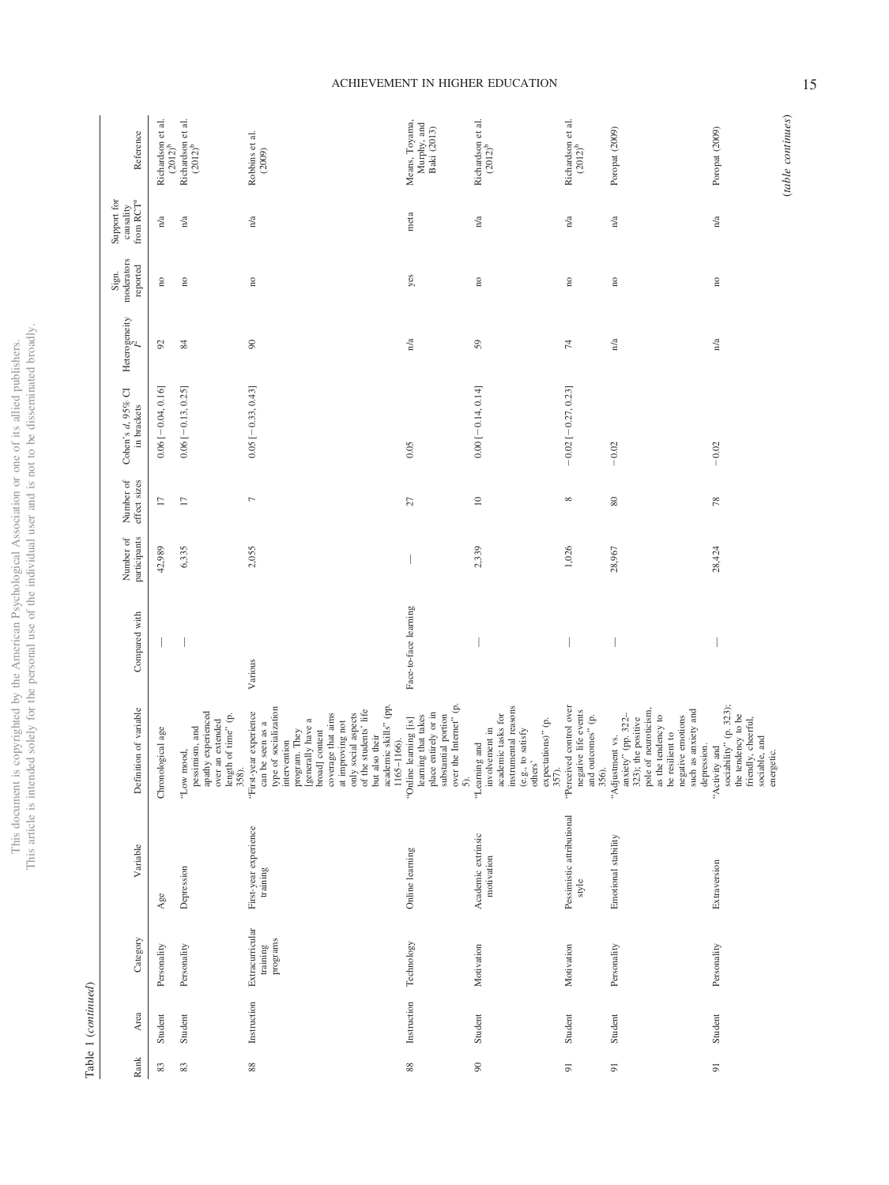Table 1 (*continued*)

| Rank | Area | Category | Variable | Definition of variable | Compared with | Number of participants | Number of effect sizes | Cohen's *d*, 95% CI in brackets | Heterogeneity $I^2$ | Sign. moderators reported | Support for causality from RCT[a] | Reference |
|---|---|---|---|---|---|---|---|---|---|---|---|---|
| 83 | Student | Personality | Age | Chronological age | — | 42,989 | 17 | 0.06 [−0.04, 0.16] | 92 | no | n/a | Richardson et al. (2012)[b] |
| 83 | Student | Personality | Depression | "Low mood, pessimism, and apathy experienced over an extended length of time" (p. 358). | — | 6,335 | 17 | 0.06 [−0.13, 0.25] | 84 | no | n/a | Richardson et al. (2012)[b] |
| 88 | Instruction | Extracurricular training programs | First-year experience training | "First-year experience can be seen as a type of socialization intervention program. They [generally have a broad] content coverage that aims at improving not only social aspects of the students' life but also their academic skills" (pp. 1165–1166). | Various | 2,055 | 7 | 0.05 [−0.33, 0.43] | 90 | no | n/a | Robbins et al. (2009) |
| 88 | Instruction | Technology | Online learning | "Online learning [is] learning that takes place entirely or in substantial portion over the Internet" (p. 5). | Face-to-face learning | — | 27 | 0.05 | n/a | yes | meta | Means, Toyama, Murphy, and Baki (2013) |
| 90 | Student | Motivation | Academic extrinsic motivation | "Learning and involvement in academic tasks for instrumental reasons (e.g., to satisfy others' expectations)" (p. 357). | — | 2,339 | 10 | 0.00 [−0.14, 0.14] | 59 | no | n/a | Richardson et al. (2012)[b] |
| 91 | Student | Motivation | Pessimistic attributional style | "Perceived control over negative life events and outcomes" (p. 356). | — | 1,026 | 8 | −0.02 [−0.27, 0.23] | 74 | no | n/a | Richardson et al. (2012)[b] |
| 91 | Student | Personality | Emotional stability | "Adjustment vs. anxiety" (pp. 322–323); the positive pole of neuroticism, as the tendency to be resilient to negative emotions such as anxiety and depression. | — | 28,967 | 80 | −0.02 | n/a | no | n/a | Poropat (2009) |
| 91 | Student | Personality | Extraversion | "Activity and sociability" (p. 323); the tendency to be friendly, cheerful, sociable, and energetic. | — | 28,424 | 78 | −0.02 | n/a | no | n/a | Poropat (2009) |

(*table continues*)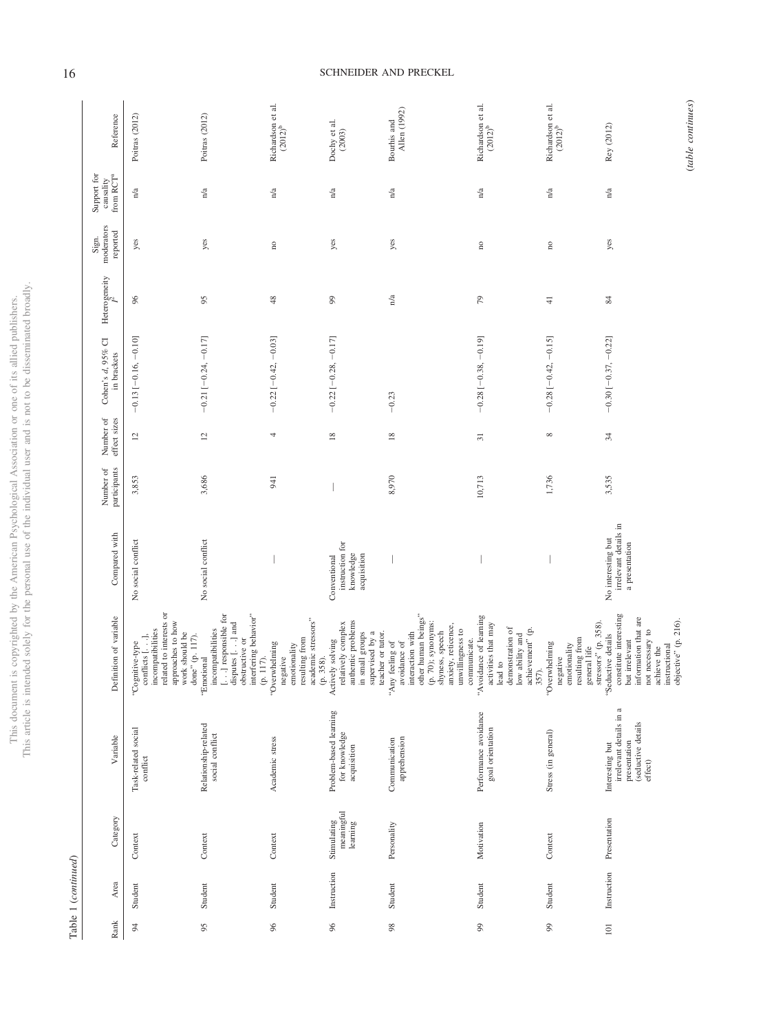Table 1 (*continued*)

| Rank | Area | Category | Variable | Definition of variable | Compared with | Number of participants | Number of effect sizes | Cohen's *d*, 95% CI in brackets | Heterogeneity $I^2$ | Sign. moderators reported | Support for causality from RCT[a] | Reference |
|---|---|---|---|---|---|---|---|---|---|---|---|---|
| 94 | Student | Context | Task-related social conflict | "Cognitive-type conflicts [. . .], incompatibilities related to interests or approaches to how work should be done" (p. 117). | No social conflict | 3,853 | 12 | −0.13 [−0.16, −0.10] | 96 | yes | n/a | Poitras (2012) |
| 95 | Student | Context | Relationship-related social conflict | "Emotional incompatibilities [. . .] responsible for disputes [. . .] and obstructive or interfering behavior" (p. 117). | No social conflict | 3,686 | 12 | −0.21 [−0.24, −0.17] | 95 | yes | n/a | Poitras (2012) |
| 96 | Student | Context | Academic stress | "Overwhelming negative emotionality resulting from academic stressors" (p. 358). | — | 941 | 4 | −0.22 [−0.42, −0.03] | 48 | no | n/a | Richardson et al. (2012)[b] |
| 96 | Instruction | Stimulating meaningful learning | Problem-based learning for knowledge acquisition | Actively solving relatively complex authentic problems in small groups supervised by a teacher or tutor. | Conventional instruction for knowledge acquisition | — | 18 | −0.22 [−0.28, −0.17] | 99 | yes | n/a | Dochy et al. (2003) |
| 98 | Student | Personality | Communication apprehension | "Any feeling of avoidance of interaction with other human beings" (p. 70); synonyms: shyness, speech anxiety, reticence, unwillingness to communicate. | — | 8,970 | 18 | −0.23 | n/a | yes | n/a | Bourhis and Allen (1992) |
| 99 | Student | Motivation | Performance avoidance goal orientation | "Avoidance of learning activities that may lead to demonstration of low ability and achievement" (p. 357). | — | 10,713 | 31 | −0.28 [−0.38, −0.19] | 79 | no | n/a | Richardson et al. (2012)[b] |
| 99 | Student | Context | Stress (in general) | "Overwhelming negative emotionality resulting from general life stressors" (p. 358). | — | 1,736 | 8 | −0.28 [−0.42, −0.15] | 41 | no | n/a | Richardson et al. (2012)[b] |
| 101 | Instruction | Presentation | Interesting but irrelevant details in a presentation (seductive details effect) | "Seductive details constitute interesting but irrelevant information that are not necessary to achieve the instructional objective" (p. 216). | No interesting but irrelevant details in a presentation | 3,535 | 34 | −0.30 [−0.37, −0.22] | 84 | yes | n/a | Rey (2012) |

(*table continues*)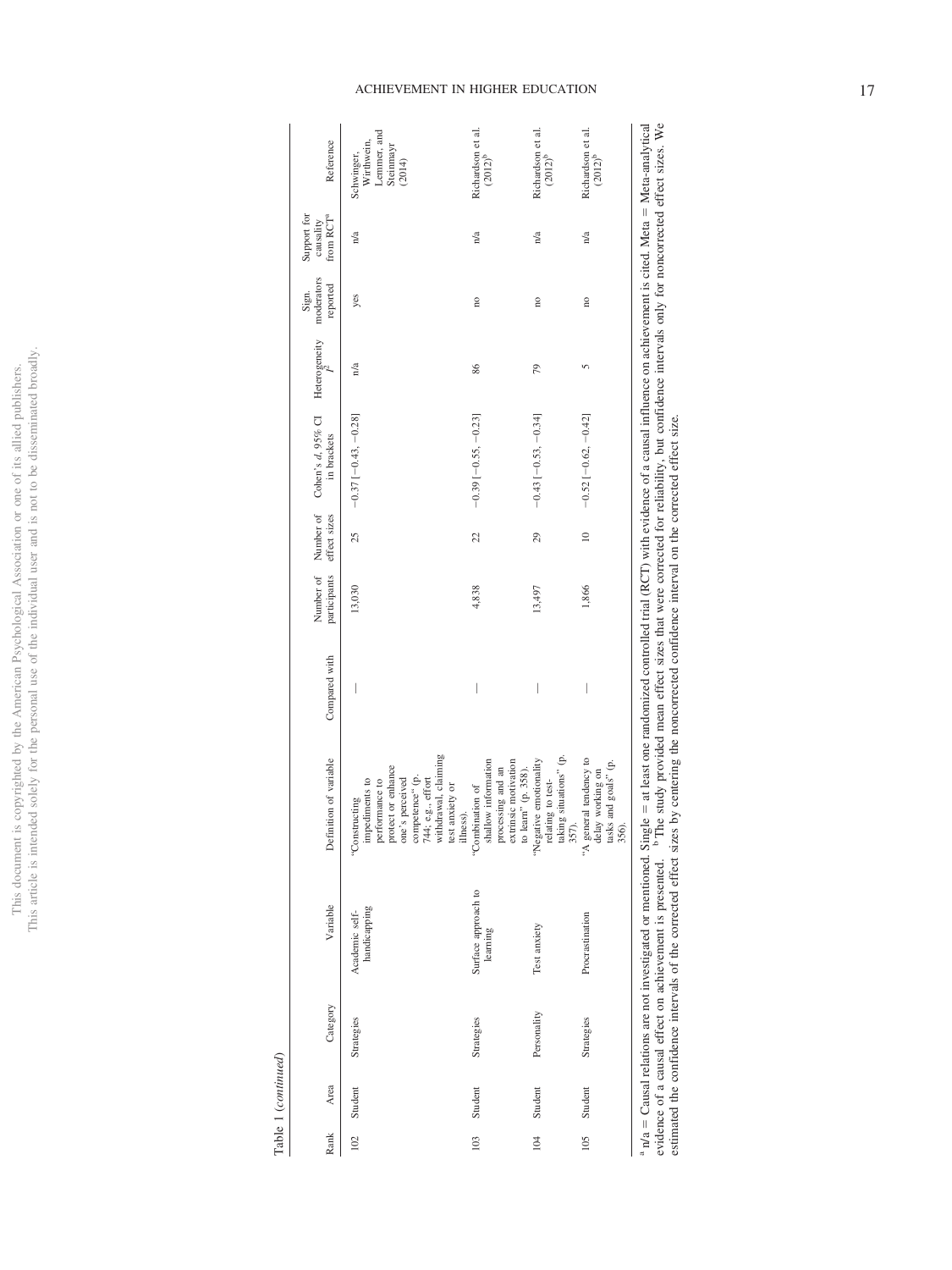Table 1 (*continued*)

| Rank | Area | Category | Variable | Definition of variable | Compared with | Number of participants | Number of effect sizes | Cohen's *d*, 95% CI in brackets | Heterogeneity $I^2$ | Sign. moderators reported | Support for causality from RCT[a] | Reference |
|---|---|---|---|---|---|---|---|---|---|---|---|---|
| 102 | Student | Strategies | Academic self-handicapping | "Constructing impediments to performance to protect or enhance one's perceived competence" (p. 744; e.g., effort withdrawal, claiming test anxiety or illness). | — | 13,030 | 25 | −0.37 [−0.43, −0.28] | n/a | yes | n/a | Schwinger, Wirthwein, Lemmer, and Steinmayr (2014) |
| 103 | Student | Strategies | Surface approach to learning | "Combination of shallow information processing and an extrinsic motivation to learn" (p. 358). | — | 4,838 | 22 | −0.39 [−0.55, −0.23] | 86 | no | n/a | Richardson et al. (2012)[b] |
| 104 | Student | Personality | Test anxiety | "Negative emotionality relating to test-taking situations" (p. 357). | — | 13,497 | 29 | −0.43 [−0.53, −0.34] | 79 | no | n/a | Richardson et al. (2012)[b] |
| 105 | Student | Strategies | Procrastination | "A general tendency to delay working on tasks and goals" (p. 356). | — | 1,866 | 10 | −0.52 [−0.62, −0.42] | 5 | no | n/a | Richardson et al. (2012)[b] |

[a] n/a = Causal relations are not investigated or mentioned. Single = at least one randomized controlled trial (RCT) with evidence of a causal influence on achievement is cited. Meta = Meta-analytical evidence of a causal effect on achievement is presented. [b] The study provided mean effect sizes that were corrected for reliability, but confidence intervals only for noncorrected effect sizes. We estimated the confidence intervals of the corrected effect sizes by centering the noncorrected confidence interval on the corrected effect size.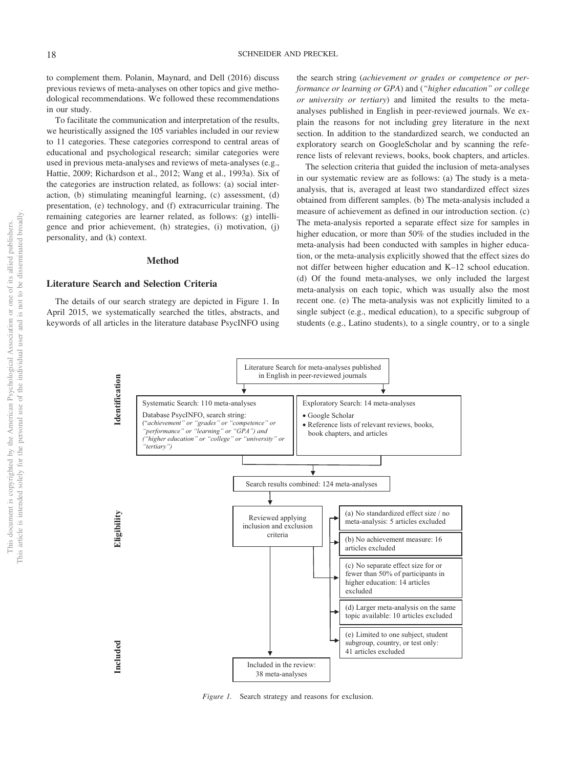to complement them. Polanin, Maynard, and Dell (2016) discuss previous reviews of meta-analyses on other topics and give methodological recommendations. We followed these recommendations in our study.

To facilitate the communication and interpretation of the results, we heuristically assigned the 105 variables included in our review to 11 categories. These categories correspond to central areas of educational and psychological research; similar categories were used in previous meta-analyses and reviews of meta-analyses (e.g., Hattie, 2009; Richardson et al., 2012; Wang et al., 1993a). Six of the categories are instruction related, as follows: (a) social interaction, (b) stimulating meaningful learning, (c) assessment, (d) presentation, (e) technology, and (f) extracurricular training. The remaining categories are learner related, as follows: (g) intelligence and prior achievement, (h) strategies, (i) motivation, (j) personality, and (k) context.

## Method

### Literature Search and Selection Criteria

The details of our search strategy are depicted in Figure 1. In April 2015, we systematically searched the titles, abstracts, and keywords of all articles in the literature database PsycINFO using the search string (*achievement or grades or competence or performance or learning or GPA*) and (*"higher education" or college or university or tertiary*) and limited the results to the meta-analyses published in English in peer-reviewed journals. We explain the reasons for not including grey literature in the next section. In addition to the standardized search, we conducted an exploratory search on GoogleScholar and by scanning the reference lists of relevant reviews, books, book chapters, and articles.

The selection criteria that guided the inclusion of meta-analyses in our systematic review are as follows: (a) The study is a meta-analysis, that is, averaged at least two standardized effect sizes obtained from different samples. (b) The meta-analysis included a measure of achievement as defined in our introduction section. (c) The meta-analysis reported a separate effect size for samples in higher education, or more than 50% of the studies included in the meta-analysis had been conducted with samples in higher education, or the meta-analysis explicitly showed that the effect sizes do not differ between higher education and K–12 school education. (d) Of the found meta-analyses, we only included the largest meta-analysis on each topic, which was usually also the most recent one. (e) The meta-analysis was not explicitly limited to a single subject (e.g., medical education), to a specific subgroup of students (e.g., Latino students), to a single country, or to a single

**Identification**

- Literature Search for meta-analyses published in English in peer-reviewed journals
  - Systematic Search: 110 meta-analyses
    Database PsycINFO, search string: (*"achievement" or "grades" or "competence" or "performance" or "learning" or "GPA") and ("higher education" or "college" or "university" or "tertiary")*
  - Exploratory Search: 14 meta-analyses
    - Google Scholar
    - Reference lists of relevant reviews, books, book chapters, and articles
- Search results combined: 124 meta-analyses

**Eligibility**

- Reviewed applying inclusion and exclusion criteria
  - (a) No standardized effect size / no meta-analysis: 5 articles excluded
  - (b) No achievement measure: 16 articles excluded
  - (c) No separate effect size for or fewer than 50% of participants in higher education: 14 articles excluded
  - (d) Larger meta-analysis on the same topic available: 10 articles excluded
  - (e) Limited to one subject, student subgroup, country, or test only: 41 articles excluded

**Included**

- Included in the review: 38 meta-analyses

*Figure 1.* Search strategy and reasons for exclusion.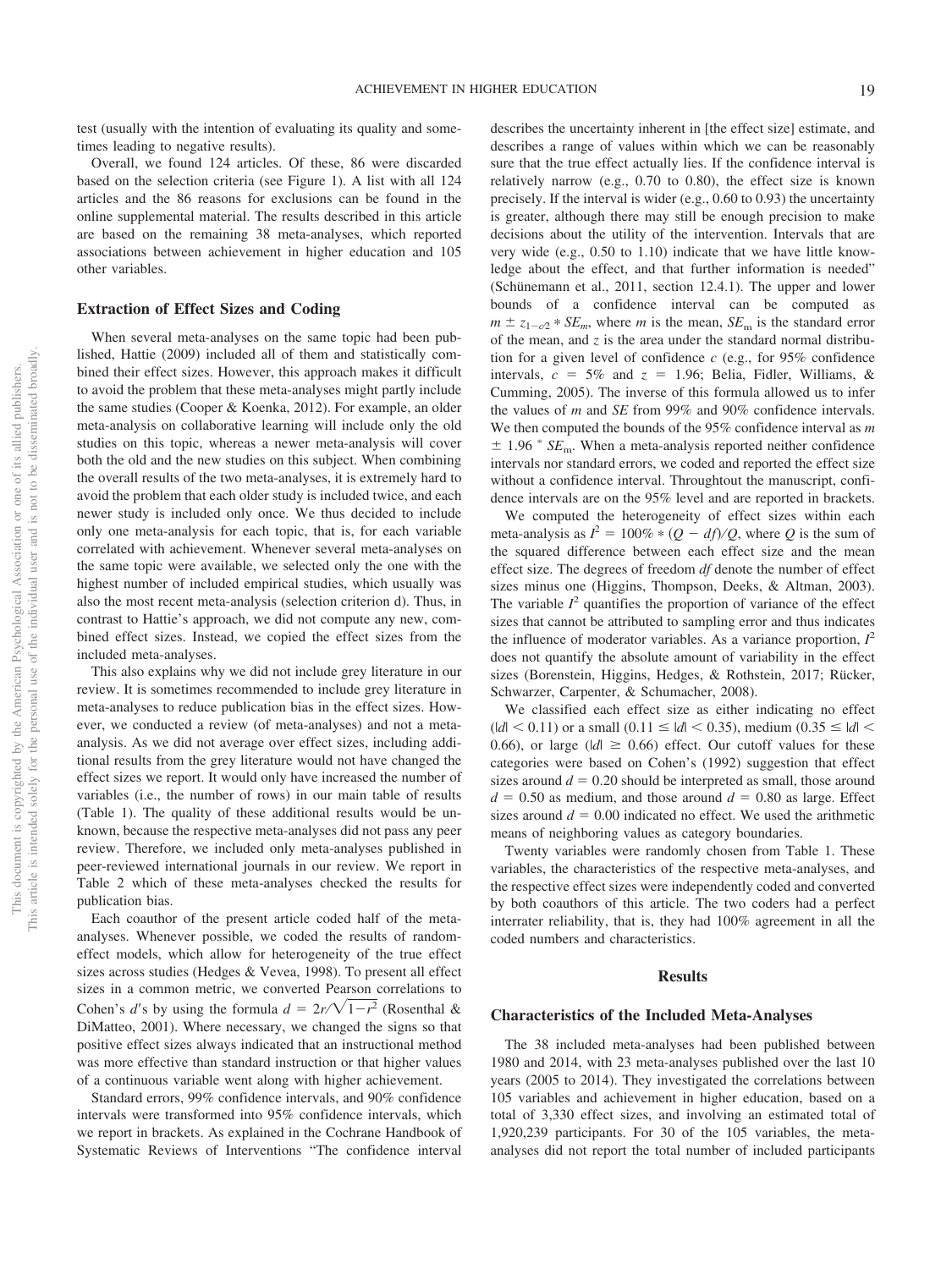test (usually with the intention of evaluating its quality and sometimes leading to negative results).

Overall, we found 124 articles. Of these, 86 were discarded based on the selection criteria (see Figure 1). A list with all 124 articles and the 86 reasons for exclusions can be found in the online supplemental material. The results described in this article are based on the remaining 38 meta-analyses, which reported associations between achievement in higher education and 105 other variables.

### Extraction of Effect Sizes and Coding

When several meta-analyses on the same topic had been published, Hattie (2009) included all of them and statistically combined their effect sizes. However, this approach makes it difficult to avoid the problem that these meta-analyses might partly include the same studies (Cooper & Koenka, 2012). For example, an older meta-analysis on collaborative learning will include only the old studies on this topic, whereas a newer meta-analysis will cover both the old and the new studies on this subject. When combining the overall results of the two meta-analyses, it is extremely hard to avoid the problem that each older study is included twice, and each newer study is included only once. We thus decided to include only one meta-analysis for each topic, that is, for each variable correlated with achievement. Whenever several meta-analyses on the same topic were available, we selected only the one with the highest number of included empirical studies, which usually was also the most recent meta-analysis (selection criterion d). Thus, in contrast to Hattie's approach, we did not compute any new, combined effect sizes. Instead, we copied the effect sizes from the included meta-analyses.

This also explains why we did not include grey literature in our review. It is sometimes recommended to include grey literature in meta-analyses to reduce publication bias in the effect sizes. However, we conducted a review (of meta-analyses) and not a meta-analysis. As we did not average over effect sizes, including additional results from the grey literature would not have changed the effect sizes we report. It would only have increased the number of variables (i.e., the number of rows) in our main table of results (Table 1). The quality of these additional results would be unknown, because the respective meta-analyses did not pass any peer review. Therefore, we included only meta-analyses published in peer-reviewed international journals in our review. We report in Table 2 which of these meta-analyses checked the results for publication bias.

Each coauthor of the present article coded half of the meta-analyses. Whenever possible, we coded the results of random-effect models, which allow for heterogeneity of the true effect sizes across studies (Hedges & Vevea, 1998). To present all effect sizes in a common metric, we converted Pearson correlations to Cohen's $d$'s by using the formula $d = 2r/\sqrt{1-r^2}$ (Rosenthal & DiMatteo, 2001). Where necessary, we changed the signs so that positive effect sizes always indicated that an instructional method was more effective than standard instruction or that higher values of a continuous variable went along with higher achievement.

Standard errors, 99% confidence intervals, and 90% confidence intervals were transformed into 95% confidence intervals, which we report in brackets. As explained in the Cochrane Handbook of Systematic Reviews of Interventions "The confidence interval describes the uncertainty inherent in [the effect size] estimate, and describes a range of values within which we can be reasonably sure that the true effect actually lies. If the confidence interval is relatively narrow (e.g., 0.70 to 0.80), the effect size is known precisely. If the interval is wider (e.g., 0.60 to 0.93) the uncertainty is greater, although there may still be enough precision to make decisions about the utility of the intervention. Intervals that are very wide (e.g., 0.50 to 1.10) indicate that we have little knowledge about the effect, and that further information is needed" (Schünemann et al., 2011, section 12.4.1). The upper and lower bounds of a confidence interval can be computed as $m \pm z_{1-c/2} * SE_m$, where $m$ is the mean, $SE_m$ is the standard error of the mean, and $z$ is the area under the standard normal distribution for a given level of confidence $c$ (e.g., for 95% confidence intervals, $c = 5\%$ and $z = 1.96$; Belia, Fidler, Williams, & Cumming, 2005). The inverse of this formula allowed us to infer the values of $m$ and $SE$ from 99% and 90% confidence intervals. We then computed the bounds of the 95% confidence interval as $m \pm 1.96 * SE_m$. When a meta-analysis reported neither confidence intervals nor standard errors, we coded and reported the effect size without a confidence interval. Throughout the manuscript, confidence intervals are on the 95% level and are reported in brackets.

We computed the heterogeneity of effect sizes within each meta-analysis as $I^2 = 100\% * (Q - df)/Q$, where $Q$ is the sum of the squared difference between each effect size and the mean effect size. The degrees of freedom $df$ denote the number of effect sizes minus one (Higgins, Thompson, Deeks, & Altman, 2003). The variable $I^2$ quantifies the proportion of variance of the effect sizes that cannot be attributed to sampling error and thus indicates the influence of moderator variables. As a variance proportion, $I^2$ does not quantify the absolute amount of variability in the effect sizes (Borenstein, Higgins, Hedges, & Rothstein, 2017; Rücker, Schwarzer, Carpenter, & Schumacher, 2008).

We classified each effect size as either indicating no effect ($|d| < 0.11$) or a small ($0.11 \leq |d| < 0.35$), medium ($0.35 \leq |d| < 0.66$), or large ($|d| \geq 0.66$) effect. Our cutoff values for these categories were based on Cohen's (1992) suggestion that effect sizes around $d = 0.20$ should be interpreted as small, those around $d = 0.50$ as medium, and those around $d = 0.80$ as large. Effect sizes around $d = 0.00$ indicated no effect. We used the arithmetic means of neighboring values as category boundaries.

Twenty variables were randomly chosen from Table 1. These variables, the characteristics of the respective meta-analyses, and the respective effect sizes were independently coded and converted by both coauthors of this article. The two coders had a perfect interrater reliability, that is, they had 100% agreement in all the coded numbers and characteristics.

## Results

### Characteristics of the Included Meta-Analyses

The 38 included meta-analyses had been published between 1980 and 2014, with 23 meta-analyses published over the last 10 years (2005 to 2014). They investigated the correlations between 105 variables and achievement in higher education, based on a total of 3,330 effect sizes, and involving an estimated total of 1,920,239 participants. For 30 of the 105 variables, the meta-analyses did not report the total number of included participants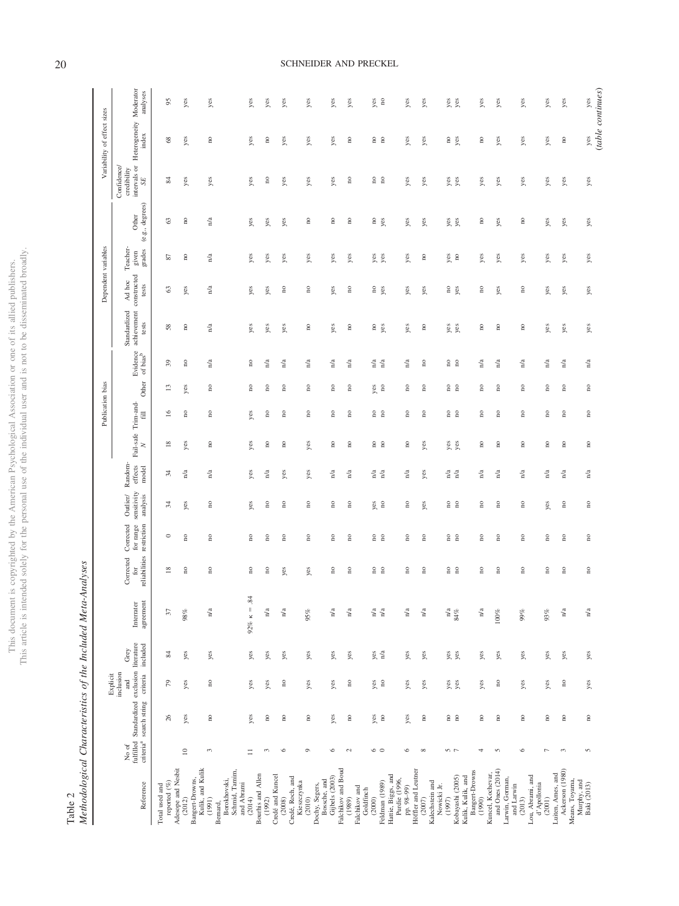Table 2

*Methodological Characteristics of the Included Meta-Analyses*

| Reference | No of fulfilled criteria[a] | Standardized search string | Explicit inclusion and exclusion criteria | Grey literature included | Interrater agreement | Corrected for reliabilities | Corrected for range restriction | Outlier/sensitivity analysis | Random-effects model | Publication bias | | | | Dependent variables | | | | Variability of effect sizes | | |
|---|---|---|---|---|---|---|---|---|---|---|---|---|---|---|---|---|---|---|---|---|
| | | | | | | | | | | Fail-safe *N* | Trim-and-fill | Other | Evidence of bias[b] | Standardized achievement tests | Ad hoc constructed tests | Teacher-given grades | Other (e.g., degrees) | Confidence/credibility intervals or *SE* | Heterogeneity index | Moderator analyses |
| Total used and reported (%) | | 26 | 79 | 84 | 37 | 18 | 0 | 34 | 34 | 18 | 16 | 13 | 39 | 58 | 63 | 87 | 63 | 84 | 68 | 95 |
| Adesope and Nesbit (2012) | 10 | yes | yes | yes | 98% | no | no | yes | n/a | yes | no | yes | no | no | yes | no | no | yes | yes | yes |
| Bangert-Drowns, Kulik, and Kulik (1991) | 3 | no | no | yes | n/a | no | no | no | n/a | no | no | no | n/a | n/a | n/a | n/a | n/a | yes | no | yes |
| Bernard, Borokhovski, Schmid, Tamim, and Abrami (2014) | 11 | yes | yes | yes | 92% κ = .84 | no | no | yes | yes | yes | yes | no | no | yes | yes | yes | yes | yes | yes | yes |
| Bourhis and Allen (1992) | 3 | no | yes | yes | n/a | no | no | no | n/a | no | no | no | n/a | yes | yes | yes | yes | no | no | yes |
| Credé and Kuncel (2008) | 6 | no | no | yes | n/a | yes | no | no | yes | no | no | no | n/a | yes | no | yes | yes | yes | yes | yes |
| Credé, Roch, and Kieszczynka (2010) | 9 | no | yes | yes | 95% | yes | no | no | yes | yes | no | no | n/a | no | no | yes | no | yes | yes | yes |
| Dochy, Segers, Bossche, and Gijbels (2003) | 6 | yes | yes | yes | n/a | no | no | no | n/a | no | no | no | n/a | yes | yes | yes | no | yes | yes | yes |
| Falchikov and Boud (1989) | 2 | no | no | yes | n/a | no | no | no | n/a | no | no | no | n/a | no | no | yes | no | no | no | yes |
| Falchikov and Goldfinch (2000) | 6 | yes | yes | yes | n/a | no | no | yes | n/a | no | no | yes | n/a | no | no | yes | no | no | no | yes |
| Feldman (1989) | 0 | no | no | n/a | n/a | no | no | no | n/a | no | no | no | n/a | yes | yes | yes | yes | no | no | no |
| Hattie, Biggs, and Purdie (1996, pp. 98–99) | 6 | yes | yes | yes | n/a | no | no | no | n/a | no | no | no | n/a | yes | yes | yes | yes | yes | yes | yes |
| Höffler and Leutner (2007) | 8 | no | yes | yes | n/a | no | no | yes | yes | yes | no | no | no | no | yes | no | yes | yes | yes | yes |
| Kalechstein and Nowicki Jr. (1997) | 5 | no | yes | yes | n/a | no | no | no | n/a | yes | no | no | no | yes | no | yes | yes | yes | no | yes |
| Kobayashi (2005) | 7 | no | yes | yes | 84% | no | no | no | n/a | yes | no | no | no | yes | yes | no | yes | yes | yes | yes |
| Kulik, Kulik, and Bangert-Drowns (1990) | 4 | no | yes | yes | n/a | no | no | no | n/a | no | no | no | n/a | no | no | yes | no | yes | no | yes |
| Kuncel, Kochevar, and Ones (2014) | 5 | no | no | yes | 100% | no | no | no | n/a | no | no | no | n/a | no | yes | yes | yes | yes | yes | yes |
| Larwin, Gorman, and Larwin (2013) | 6 | no | yes | yes | 99% | no | no | no | n/a | no | no | no | n/a | no | no | yes | no | yes | yes | yes |
| Lou, Abrami, and d'Apollonia (2001) | 7 | no | yes | yes | 93% | no | no | yes | n/a | no | no | no | n/a | yes | yes | yes | yes | yes | yes | yes |
| Luiten, Ames, and Ackerson (1980) | 3 | no | no | yes | n/a | no | no | no | n/a | no | no | no | n/a | yes | yes | yes | yes | yes | no | yes |
| Means, Toyama, Murphy, and Baki (2013) | 5 | no | yes | yes | n/a | no | no | no | n/a | no | no | no | n/a | yes | yes | yes | yes | yes | yes | yes |

*(table continues)*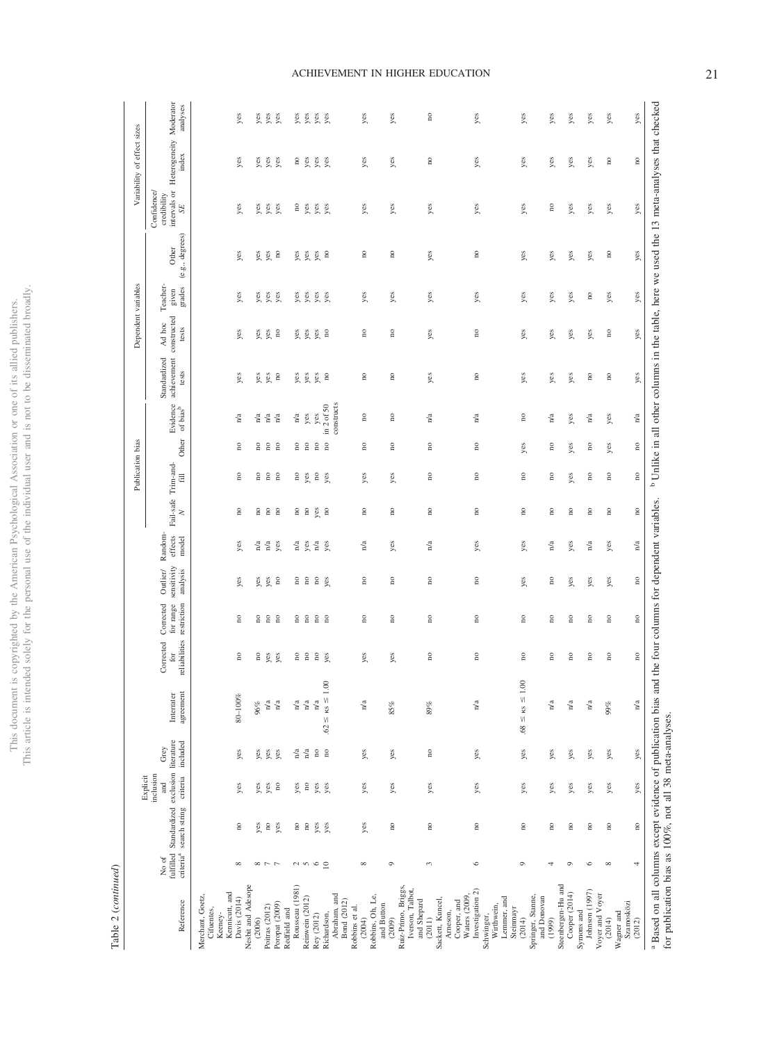Table 2 (*continued*)

| Reference | No of fulfilled criteria[a] | Standardized search string | Explicit inclusion and exclusion criteria | Grey literature included | Interrater agreement | Corrected for reliabilities | Corrected for range restriction | Outlier/sensitivity analysis | Random-effects model | Publication bias | | | | Dependent variables | | | | Variability of effect sizes | | |
|---|---|---|---|---|---|---|---|---|---|---|---|---|---|---|---|---|---|---|---|---|
| | | | | | | | | | | Fail-safe *N* | Trim-and-fill | Other | Evidence of bias[b] | Standardized achievement tests | Ad hoc constructed tests | Teacher-given grades | Other (e.g., degrees) | Confidence/credibility intervals or *SE* | Heterogeneity index | Moderator analyses |
| Merchant, Goetz, Cifuentes, Keeney-Kennicutt, and Davis (2014) | 8 | no | yes | yes | 80–100% | no | no | yes | yes | no | no | no | n/a | yes | yes | yes | yes | yes | yes | yes |
| Nesbit and Adesope (2006) | 8 | yes | yes | yes | 96% | no | no | yes | n/a | no | no | no | n/a | yes | yes | yes | yes | yes | yes | yes |
| Poitras (2012) | 7 | no | yes | yes | n/a | yes | no | yes | n/a | no | no | no | n/a | yes | yes | yes | yes | yes | yes | yes |
| Poropat (2009) | 7 | yes | no | yes | n/a | yes | no | no | yes | no | no | no | n/a | no | no | yes | no | yes | yes | yes |
| Redfield and Rousseau (1981) | 2 | no | yes | n/a | n/a | no | no | no | n/a | no | no | no | n/a | yes | yes | yes | yes | no | no | yes |
| Reinwein (2012) | 5 | no | no | n/a | n/a | no | no | no | yes | no | yes | no | yes | yes | yes | yes | yes | yes | yes | yes |
| Rey (2012) | 6 | yes | yes | no | n/a | no | no | no | n/a | yes | no | no | yes | yes | yes | yes | yes | yes | yes | yes |
| Richardson, Abraham, and Bond (2012) | 10 | yes | yes | no | .62 ≤ κs ≤ 1.00 | yes | no | yes | yes | no | yes | no | in 2 of 50 constructs | no | no | yes | no | yes | yes | yes |
| Robbins et al. (2004) | 8 | yes | yes | yes | n/a | yes | no | no | n/a | no | yes | no | no | no | no | yes | no | yes | yes | yes |
| Robbins, Oh, Le, and Button (2009) | 9 | no | yes | yes | 85% | yes | no | no | yes | no | yes | no | no | no | no | yes | no | yes | yes | yes |
| Ruiz-Primo, Briggs, Iverson, Talbot, and Shepard (2011) | 3 | no | yes | no | 89% | no | no | no | n/a | no | no | no | n/a | yes | yes | yes | yes | yes | no | no |
| Sackett, Kuncel, Arneson, Cooper, and Waters (2009, Investigation 2) | 6 | no | yes | yes | n/a | no | no | no | yes | no | no | no | n/a | no | no | yes | no | yes | yes | yes |
| Schwinger, Wirthwein, Lemmer, and Steinmayr (2014) | 9 | no | yes | yes | .68 ≤ κs ≤ 1.00 | no | no | yes | yes | no | no | yes | no | yes | yes | yes | yes | yes | yes | yes |
| Springer, Stanne, and Donovan (1999) | 4 | no | yes | yes | n/a | no | no | no | n/a | no | no | no | n/a | yes | yes | yes | yes | no | yes | yes |
| Steenbergen-Hu and Cooper (2014) | 9 | no | yes | yes | n/a | no | no | yes | yes | no | yes | yes | yes | yes | yes | yes | yes | yes | yes | yes |
| Symons and Johnson (1997) | 6 | no | yes | yes | n/a | no | no | yes | n/a | no | no | no | n/a | no | yes | no | yes | yes | yes | yes |
| Voyer and Voyer (2014) | 8 | no | yes | yes | 99% | no | no | yes | yes | no | no | yes | yes | no | no | yes | no | yes | no | yes |
| Wagner and Szamosközi (2012) | 4 | no | yes | yes | n/a | no | no | no | n/a | no | no | no | n/a | yes | yes | yes | yes | yes | no | yes |

[a] Based on all columns except evidence of publication bias and the four columns for dependent variables. [b] Unlike in all other columns in the table, here we used the 13 meta-analyses that checked for publication bias as 100%, not all 38 meta-analyses.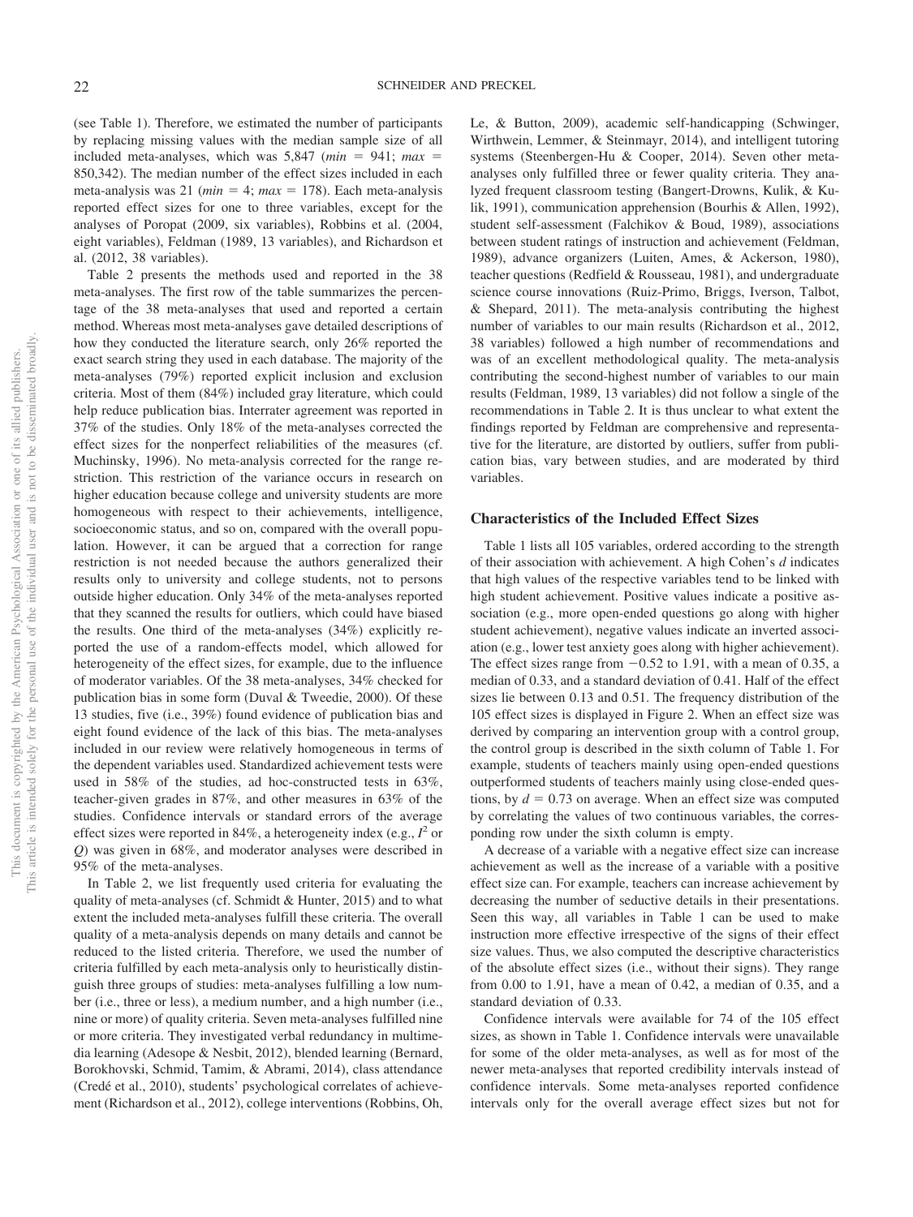(see Table 1). Therefore, we estimated the number of participants by replacing missing values with the median sample size of all included meta-analyses, which was 5,847 (*min* = 941; *max* = 850,342). The median number of the effect sizes included in each meta-analysis was 21 (*min* = 4; *max* = 178). Each meta-analysis reported effect sizes for one to three variables, except for the analyses of Poropat (2009, six variables), Robbins et al. (2004, eight variables), Feldman (1989, 13 variables), and Richardson et al. (2012, 38 variables).

Table 2 presents the methods used and reported in the 38 meta-analyses. The first row of the table summarizes the percentage of the 38 meta-analyses that used and reported a certain method. Whereas most meta-analyses gave detailed descriptions of how they conducted the literature search, only 26% reported the exact search string they used in each database. The majority of the meta-analyses (79%) reported explicit inclusion and exclusion criteria. Most of them (84%) included gray literature, which could help reduce publication bias. Interrater agreement was reported in 37% of the studies. Only 18% of the meta-analyses corrected the effect sizes for the nonperfect reliabilities of the measures (cf. Muchinsky, 1996). No meta-analysis corrected for the range restriction. This restriction of the variance occurs in research on higher education because college and university students are more homogeneous with respect to their achievements, intelligence, socioeconomic status, and so on, compared with the overall population. However, it can be argued that a correction for range restriction is not needed because the authors generalized their results only to university and college students, not to persons outside higher education. Only 34% of the meta-analyses reported that they scanned the results for outliers, which could have biased the results. One third of the meta-analyses (34%) explicitly reported the use of a random-effects model, which allowed for heterogeneity of the effect sizes, for example, due to the influence of moderator variables. Of the 38 meta-analyses, 34% checked for publication bias in some form (Duval & Tweedie, 2000). Of these 13 studies, five (i.e., 39%) found evidence of publication bias and eight found evidence of the lack of this bias. The meta-analyses included in our review were relatively homogeneous in terms of the dependent variables used. Standardized achievement tests were used in 58% of the studies, ad hoc-constructed tests in 63%, teacher-given grades in 87%, and other measures in 63% of the studies. Confidence intervals or standard errors of the average effect sizes were reported in 84%, a heterogeneity index (e.g., $I^2$ or $Q$) was given in 68%, and moderator analyses were described in 95% of the meta-analyses.

In Table 2, we list frequently used criteria for evaluating the quality of meta-analyses (cf. Schmidt & Hunter, 2015) and to what extent the included meta-analyses fulfill these criteria. The overall quality of a meta-analysis depends on many details and cannot be reduced to the listed criteria. Therefore, we used the number of criteria fulfilled by each meta-analysis only to heuristically distinguish three groups of studies: meta-analyses fulfilling a low number (i.e., three or less), a medium number, and a high number (i.e., nine or more) of quality criteria. Seven meta-analyses fulfilled nine or more criteria. They investigated verbal redundancy in multimedia learning (Adesope & Nesbit, 2012), blended learning (Bernard, Borokhovski, Schmid, Tamim, & Abrami, 2014), class attendance (Credé et al., 2010), students' psychological correlates of achievement (Richardson et al., 2012), college interventions (Robbins, Oh, Le, & Button, 2009), academic self-handicapping (Schwinger, Wirthwein, Lemmer, & Steinmayr, 2014), and intelligent tutoring systems (Steenbergen-Hu & Cooper, 2014). Seven other meta-analyses only fulfilled three or fewer quality criteria. They analyzed frequent classroom testing (Bangert-Drowns, Kulik, & Kulik, 1991), communication apprehension (Bourhis & Allen, 1992), student self-assessment (Falchikov & Boud, 1989), associations between student ratings of instruction and achievement (Feldman, 1989), advance organizers (Luiten, Ames, & Ackerson, 1980), teacher questions (Redfield & Rousseau, 1981), and undergraduate science course innovations (Ruiz-Primo, Briggs, Iverson, Talbot, & Shepard, 2011). The meta-analysis contributing the highest number of variables to our main results (Richardson et al., 2012, 38 variables) followed a high number of recommendations and was of an excellent methodological quality. The meta-analysis contributing the second-highest number of variables to our main results (Feldman, 1989, 13 variables) did not follow a single of the recommendations in Table 2. It is thus unclear to what extent the findings reported by Feldman are comprehensive and representative for the literature, are distorted by outliers, suffer from publication bias, vary between studies, and are moderated by third variables.

## Characteristics of the Included Effect Sizes

Table 1 lists all 105 variables, ordered according to the strength of their association with achievement. A high Cohen's $d$ indicates that high values of the respective variables tend to be linked with high student achievement. Positive values indicate a positive association (e.g., more open-ended questions go along with higher student achievement), negative values indicate an inverted association (e.g., lower test anxiety goes along with higher achievement). The effect sizes range from −0.52 to 1.91, with a mean of 0.35, a median of 0.33, and a standard deviation of 0.41. Half of the effect sizes lie between 0.13 and 0.51. The frequency distribution of the 105 effect sizes is displayed in Figure 2. When an effect size was derived by comparing an intervention group with a control group, the control group is described in the sixth column of Table 1. For example, students of teachers mainly using open-ended questions outperformed students of teachers mainly using close-ended questions, by $d = 0.73$ on average. When an effect size was computed by correlating the values of two continuous variables, the corresponding row under the sixth column is empty.

A decrease of a variable with a negative effect size can increase achievement as well as the increase of a variable with a positive effect size can. For example, teachers can increase achievement by decreasing the number of seductive details in their presentations. Seen this way, all variables in Table 1 can be used to make instruction more effective irrespective of the signs of their effect size values. Thus, we also computed the descriptive characteristics of the absolute effect sizes (i.e., without their signs). They range from 0.00 to 1.91, have a mean of 0.42, a median of 0.35, and a standard deviation of 0.33.

Confidence intervals were available for 74 of the 105 effect sizes, as shown in Table 1. Confidence intervals were unavailable for some of the older meta-analyses, as well as for most of the newer meta-analyses that reported credibility intervals instead of confidence intervals. Some meta-analyses reported confidence intervals only for the overall average effect sizes but not for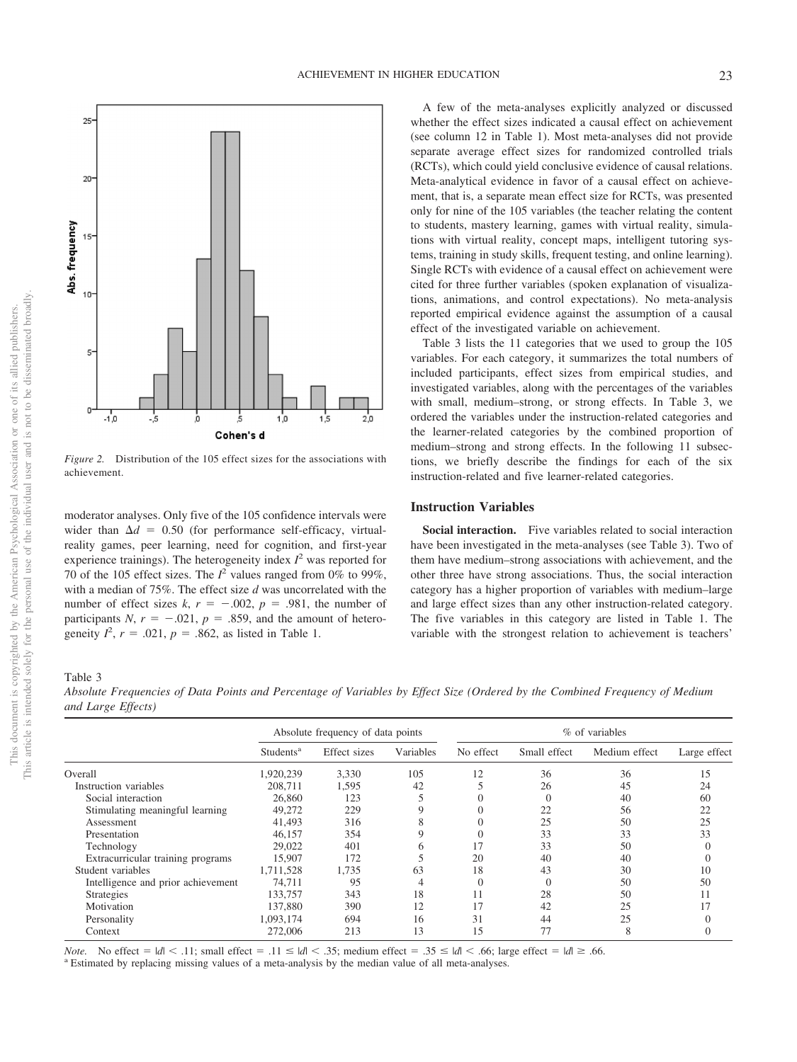*Figure 2.* Distribution of the 105 effect sizes for the associations with achievement.

moderator analyses. Only five of the 105 confidence intervals were wider than $\Delta d = 0.50$ (for performance self-efficacy, virtual-reality games, peer learning, need for cognition, and first-year experience trainings). The heterogeneity index $I^2$ was reported for 70 of the 105 effect sizes. The $I^2$ values ranged from 0% to 99%, with a median of 75%. The effect size $d$ was uncorrelated with the number of effect sizes $k$, $r = -.002$, $p = .981$, the number of participants $N$, $r = -.021$, $p = .859$, and the amount of heterogeneity $I^2$, $r = .021$, $p = .862$, as listed in Table 1.

A few of the meta-analyses explicitly analyzed or discussed whether the effect sizes indicated a causal effect on achievement (see column 12 in Table 1). Most meta-analyses did not provide separate average effect sizes for randomized controlled trials (RCTs), which could yield conclusive evidence of causal relations. Meta-analytical evidence in favor of a causal effect on achievement, that is, a separate mean effect size for RCTs, was presented only for nine of the 105 variables (the teacher relating the content to students, mastery learning, games with virtual reality, simulations with virtual reality, concept maps, intelligent tutoring systems, training in study skills, frequent testing, and online learning). Single RCTs with evidence of a causal effect on achievement were cited for three further variables (spoken explanation of visualizations, animations, and control expectations). No meta-analysis reported empirical evidence against the assumption of a causal effect of the investigated variable on achievement.

Table 3 lists the 11 categories that we used to group the 105 variables. For each category, it summarizes the total numbers of included participants, effect sizes from empirical studies, and investigated variables, along with the percentages of the variables with small, medium–strong, or strong effects. In Table 3, we ordered the variables under the instruction-related categories and the learner-related categories by the combined proportion of medium–strong and strong effects. In the following 11 subsections, we briefly describe the findings for each of the six instruction-related and five learner-related categories.

## Instruction Variables

**Social interaction.** Five variables related to social interaction have been investigated in the meta-analyses (see Table 3). Two of them have medium–strong associations with achievement, and the other three have strong associations. Thus, the social interaction category has a higher proportion of variables with medium–large and large effect sizes than any other instruction-related category. The five variables in this category are listed in Table 1. The variable with the strongest relation to achievement is teachers'

Table 3
*Absolute Frequencies of Data Points and Percentage of Variables by Effect Size (Ordered by the Combined Frequency of Medium and Large Effects)*

| | Absolute frequency of data points | | | % of variables | | | |
|---|---|---|---|---|---|---|---|
| | Students[a] | Effect sizes | Variables | No effect | Small effect | Medium effect | Large effect |
| Overall | 1,920,239 | 3,330 | 105 | 12 | 36 | 36 | 15 |
| Instruction variables | 208,711 | 1,595 | 42 | 5 | 26 | 45 | 24 |
| Social interaction | 26,860 | 123 | 5 | 0 | 0 | 40 | 60 |
| Stimulating meaningful learning | 49,272 | 229 | 9 | 0 | 22 | 56 | 22 |
| Assessment | 41,493 | 316 | 8 | 0 | 25 | 50 | 25 |
| Presentation | 46,157 | 354 | 9 | 0 | 33 | 33 | 33 |
| Technology | 29,022 | 401 | 6 | 17 | 33 | 50 | 0 |
| Extracurricular training programs | 15,907 | 172 | 5 | 20 | 40 | 40 | 0 |
| Student variables | 1,711,528 | 1,735 | 63 | 18 | 43 | 30 | 10 |
| Intelligence and prior achievement | 74,711 | 95 | 4 | 0 | 0 | 50 | 50 |
| Strategies | 133,757 | 343 | 18 | 11 | 28 | 50 | 11 |
| Motivation | 137,880 | 390 | 12 | 17 | 42 | 25 | 17 |
| Personality | 1,093,174 | 694 | 16 | 31 | 44 | 25 | 0 |
| Context | 272,006 | 213 | 13 | 15 | 77 | 8 | 0 |

*Note.* No effect = $|d| < .11$; small effect = $.11 \le |d| < .35$; medium effect = $.35 \le |d| < .66$; large effect = $|d| \ge .66$.
[a] Estimated by replacing missing values of a meta-analysis by the median value of all meta-analyses.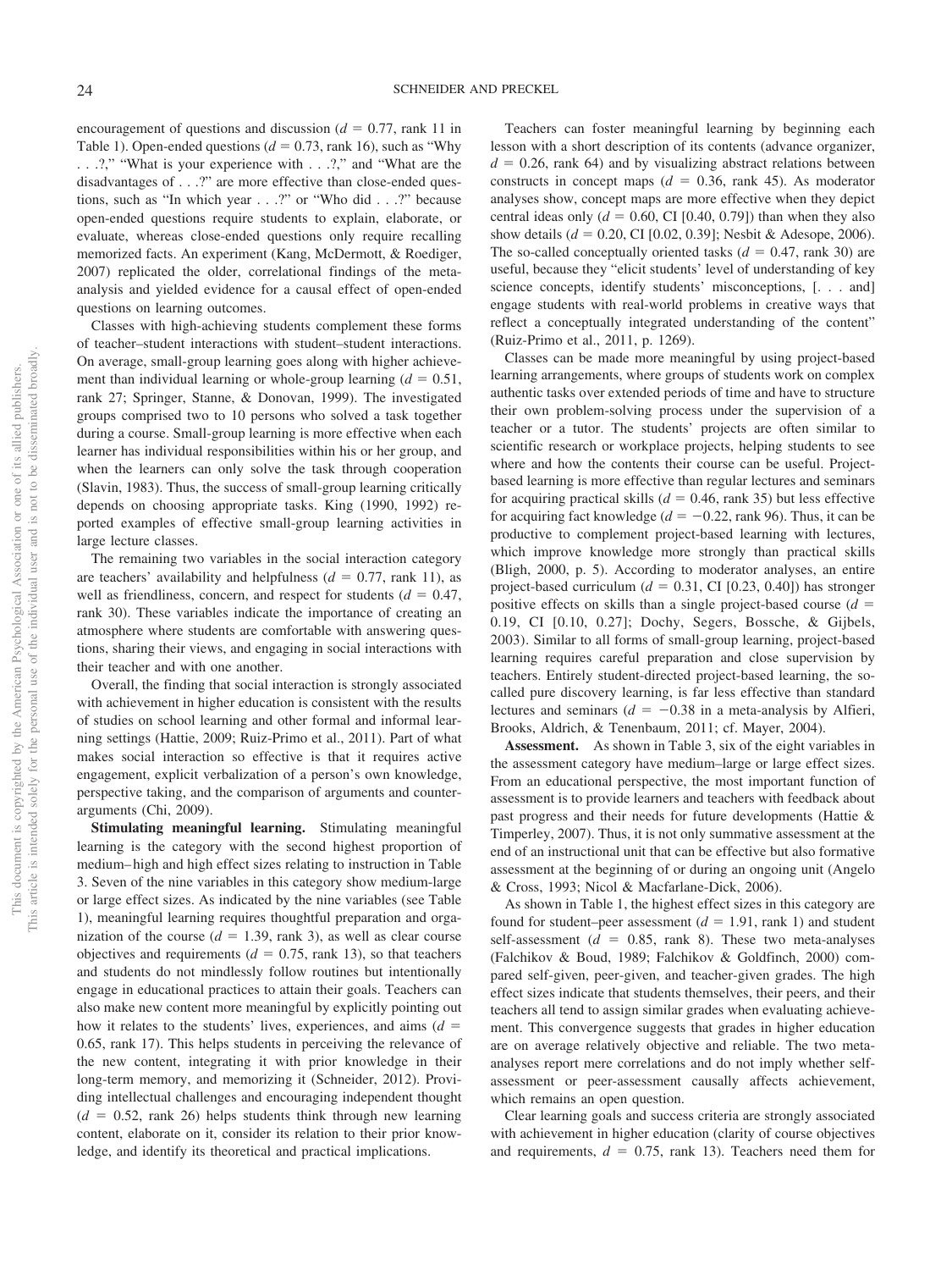encouragement of questions and discussion ($d$ = 0.77, rank 11 in Table 1). Open-ended questions ($d$ = 0.73, rank 16), such as "Why . . .?," "What is your experience with . . .?," and "What are the disadvantages of . . .?" are more effective than close-ended questions, such as "In which year . . .?" or "Who did . . .?" because open-ended questions require students to explain, elaborate, or evaluate, whereas close-ended questions only require recalling memorized facts. An experiment (Kang, McDermott, & Roediger, 2007) replicated the older, correlational findings of the meta-analysis and yielded evidence for a causal effect of open-ended questions on learning outcomes.

Classes with high-achieving students complement these forms of teacher–student interactions with student–student interactions. On average, small-group learning goes along with higher achievement than individual learning or whole-group learning ($d$ = 0.51, rank 27; Springer, Stanne, & Donovan, 1999). The investigated groups comprised two to 10 persons who solved a task together during a course. Small-group learning is more effective when each learner has individual responsibilities within his or her group, and when the learners can only solve the task through cooperation (Slavin, 1983). Thus, the success of small-group learning critically depends on choosing appropriate tasks. King (1990, 1992) reported examples of effective small-group learning activities in large lecture classes.

The remaining two variables in the social interaction category are teachers' availability and helpfulness ($d$ = 0.77, rank 11), as well as friendliness, concern, and respect for students ($d$ = 0.47, rank 30). These variables indicate the importance of creating an atmosphere where students are comfortable with answering questions, sharing their views, and engaging in social interactions with their teacher and with one another.

Overall, the finding that social interaction is strongly associated with achievement in higher education is consistent with the results of studies on school learning and other formal and informal learning settings (Hattie, 2009; Ruiz-Primo et al., 2011). Part of what makes social interaction so effective is that it requires active engagement, explicit verbalization of a person's own knowledge, perspective taking, and the comparison of arguments and counterarguments (Chi, 2009).

**Stimulating meaningful learning.** Stimulating meaningful learning is the category with the second highest proportion of medium–high and high effect sizes relating to instruction in Table 3. Seven of the nine variables in this category show medium-large or large effect sizes. As indicated by the nine variables (see Table 1), meaningful learning requires thoughtful preparation and organization of the course ($d$ = 1.39, rank 3), as well as clear course objectives and requirements ($d$ = 0.75, rank 13), so that teachers and students do not mindlessly follow routines but intentionally engage in educational practices to attain their goals. Teachers can also make new content more meaningful by explicitly pointing out how it relates to the students' lives, experiences, and aims ($d$ = 0.65, rank 17). This helps students in perceiving the relevance of the new content, integrating it with prior knowledge in their long-term memory, and memorizing it (Schneider, 2012). Providing intellectual challenges and encouraging independent thought ($d$ = 0.52, rank 26) helps students think through new learning content, elaborate on it, consider its relation to their prior knowledge, and identify its theoretical and practical implications.

Teachers can foster meaningful learning by beginning each lesson with a short description of its contents (advance organizer, $d$ = 0.26, rank 64) and by visualizing abstract relations between constructs in concept maps ($d$ = 0.36, rank 45). As moderator analyses show, concept maps are more effective when they depict central ideas only ($d$ = 0.60, CI [0.40, 0.79]) than when they also show details ($d$ = 0.20, CI [0.02, 0.39]; Nesbit & Adesope, 2006). The so-called conceptually oriented tasks ($d$ = 0.47, rank 30) are useful, because they "elicit students' level of understanding of key science concepts, identify students' misconceptions, [. . . and] engage students with real-world problems in creative ways that reflect a conceptually integrated understanding of the content" (Ruiz-Primo et al., 2011, p. 1269).

Classes can be made more meaningful by using project-based learning arrangements, where groups of students work on complex authentic tasks over extended periods of time and have to structure their own problem-solving process under the supervision of a teacher or a tutor. The students' projects are often similar to scientific research or workplace projects, helping students to see where and how the contents their course can be useful. Project-based learning is more effective than regular lectures and seminars for acquiring practical skills ($d$ = 0.46, rank 35) but less effective for acquiring fact knowledge ($d$ = −0.22, rank 96). Thus, it can be productive to complement project-based learning with lectures, which improve knowledge more strongly than practical skills (Bligh, 2000, p. 5). According to moderator analyses, an entire project-based curriculum ($d$ = 0.31, CI [0.23, 0.40]) has stronger positive effects on skills than a single project-based course ($d$ = 0.19, CI [0.10, 0.27]; Dochy, Segers, Bossche, & Gijbels, 2003). Similar to all forms of small-group learning, project-based learning requires careful preparation and close supervision by teachers. Entirely student-directed project-based learning, the so-called pure discovery learning, is far less effective than standard lectures and seminars ($d$ = −0.38 in a meta-analysis by Alfieri, Brooks, Aldrich, & Tenenbaum, 2011; cf. Mayer, 2004).

**Assessment.** As shown in Table 3, six of the eight variables in the assessment category have medium–large or large effect sizes. From an educational perspective, the most important function of assessment is to provide learners and teachers with feedback about past progress and their needs for future developments (Hattie & Timperley, 2007). Thus, it is not only summative assessment at the end of an instructional unit that can be effective but also formative assessment at the beginning of or during an ongoing unit (Angelo & Cross, 1993; Nicol & Macfarlane-Dick, 2006).

As shown in Table 1, the highest effect sizes in this category are found for student–peer assessment ($d$ = 1.91, rank 1) and student self-assessment ($d$ = 0.85, rank 8). These two meta-analyses (Falchikov & Boud, 1989; Falchikov & Goldfinch, 2000) compared self-given, peer-given, and teacher-given grades. The high effect sizes indicate that students themselves, their peers, and their teachers all tend to assign similar grades when evaluating achievement. This convergence suggests that grades in higher education are on average relatively objective and reliable. The two meta-analyses report mere correlations and do not imply whether self-assessment or peer-assessment causally affects achievement, which remains an open question.

Clear learning goals and success criteria are strongly associated with achievement in higher education (clarity of course objectives and requirements, $d$ = 0.75, rank 13). Teachers need them for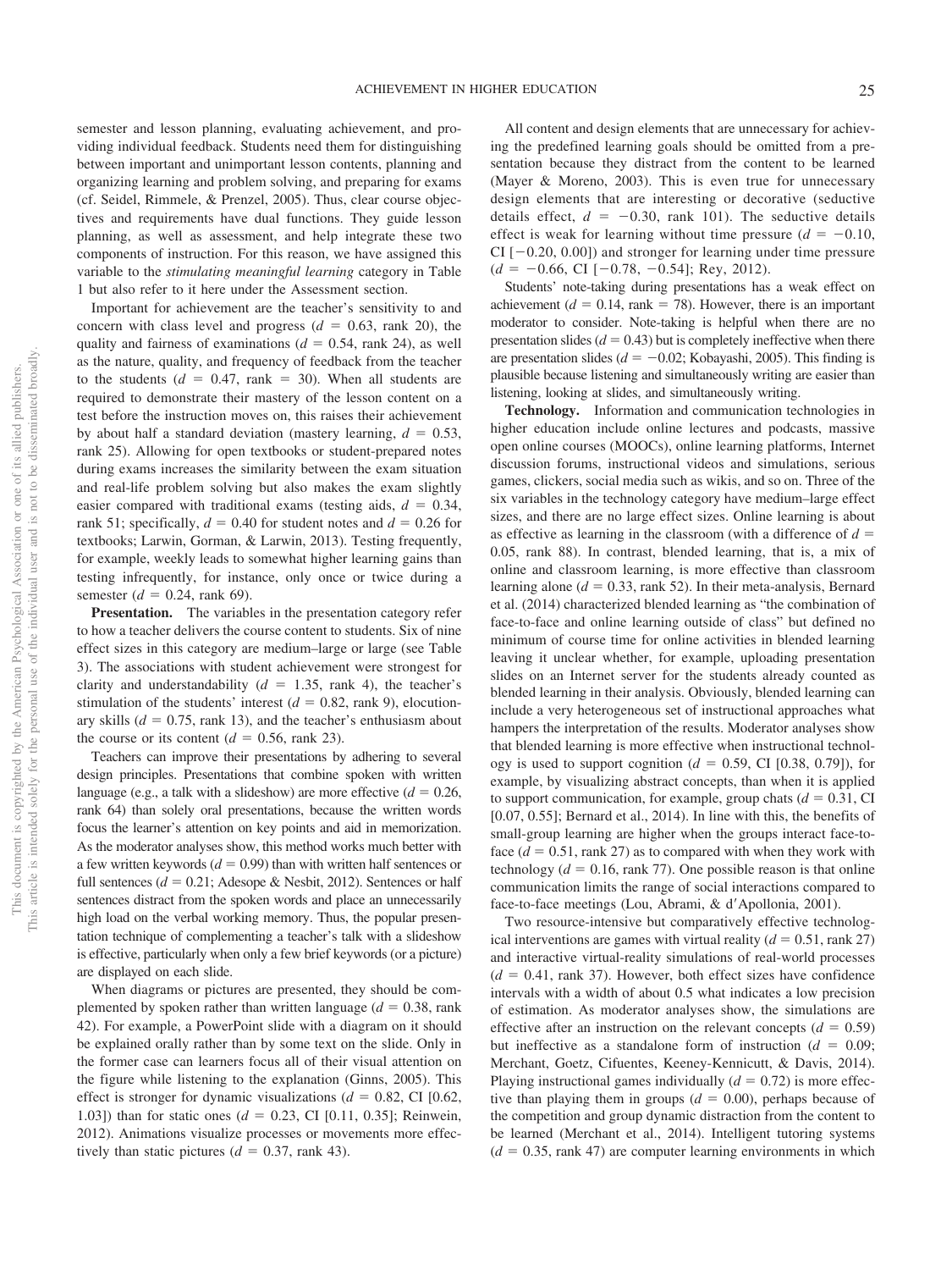semester and lesson planning, evaluating achievement, and providing individual feedback. Students need them for distinguishing between important and unimportant lesson contents, planning and organizing learning and problem solving, and preparing for exams (cf. Seidel, Rimmele, & Prenzel, 2005). Thus, clear course objectives and requirements have dual functions. They guide lesson planning, as well as assessment, and help integrate these two components of instruction. For this reason, we have assigned this variable to the *stimulating meaningful learning* category in Table 1 but also refer to it here under the Assessment section.

Important for achievement are the teacher's sensitivity to and concern with class level and progress ($d = 0.63$, rank 20), the quality and fairness of examinations ($d = 0.54$, rank 24), as well as the nature, quality, and frequency of feedback from the teacher to the students ($d = 0.47$, rank = 30). When all students are required to demonstrate their mastery of the lesson content on a test before the instruction moves on, this raises their achievement by about half a standard deviation (mastery learning, $d = 0.53$, rank 25). Allowing for open textbooks or student-prepared notes during exams increases the similarity between the exam situation and real-life problem solving but also makes the exam slightly easier compared with traditional exams (testing aids, $d = 0.34$, rank 51; specifically, $d = 0.40$ for student notes and $d = 0.26$ for textbooks; Larwin, Gorman, & Larwin, 2013). Testing frequently, for example, weekly leads to somewhat higher learning gains than testing infrequently, for instance, only once or twice during a semester ($d = 0.24$, rank 69).

**Presentation.** The variables in the presentation category refer to how a teacher delivers the course content to students. Six of nine effect sizes in this category are medium–large or large (see Table 3). The associations with student achievement were strongest for clarity and understandability ($d = 1.35$, rank 4), the teacher's stimulation of the students' interest ($d = 0.82$, rank 9), elocutionary skills ($d = 0.75$, rank 13), and the teacher's enthusiasm about the course or its content ($d = 0.56$, rank 23).

Teachers can improve their presentations by adhering to several design principles. Presentations that combine spoken with written language (e.g., a talk with a slideshow) are more effective ($d = 0.26$, rank 64) than solely oral presentations, because the written words focus the learner's attention on key points and aid in memorization. As the moderator analyses show, this method works much better with a few written keywords ($d = 0.99$) than with written half sentences or full sentences ($d = 0.21$; Adesope & Nesbit, 2012). Sentences or half sentences distract from the spoken words and place an unnecessarily high load on the verbal working memory. Thus, the popular presentation technique of complementing a teacher's talk with a slideshow is effective, particularly when only a few brief keywords (or a picture) are displayed on each slide.

When diagrams or pictures are presented, they should be complemented by spoken rather than written language ($d = 0.38$, rank 42). For example, a PowerPoint slide with a diagram on it should be explained orally rather than by some text on the slide. Only in the former case can learners focus all of their visual attention on the figure while listening to the explanation (Ginns, 2005). This effect is stronger for dynamic visualizations ($d = 0.82$, CI [0.62, 1.03]) than for static ones ($d = 0.23$, CI [0.11, 0.35]; Reinwein, 2012). Animations visualize processes or movements more effectively than static pictures ($d = 0.37$, rank 43).

All content and design elements that are unnecessary for achieving the predefined learning goals should be omitted from a presentation because they distract from the content to be learned (Mayer & Moreno, 2003). This is even true for unnecessary design elements that are interesting or decorative (seductive details effect, $d = -0.30$, rank 101). The seductive details effect is weak for learning without time pressure ($d = -0.10$, CI [−0.20, 0.00]) and stronger for learning under time pressure ($d = -0.66$, CI [−0.78, −0.54]; Rey, 2012).

Students' note-taking during presentations has a weak effect on achievement ($d = 0.14$, rank = 78). However, there is an important moderator to consider. Note-taking is helpful when there are no presentation slides ($d = 0.43$) but is completely ineffective when there are presentation slides ($d = -0.02$; Kobayashi, 2005). This finding is plausible because listening and simultaneously writing are easier than listening, looking at slides, and simultaneously writing.

**Technology.** Information and communication technologies in higher education include online lectures and podcasts, massive open online courses (MOOCs), online learning platforms, Internet discussion forums, instructional videos and simulations, serious games, clickers, social media such as wikis, and so on. Three of the six variables in the technology category have medium–large effect sizes, and there are no large effect sizes. Online learning is about as effective as learning in the classroom (with a difference of $d = 0.05$, rank 88). In contrast, blended learning, that is, a mix of online and classroom learning, is more effective than classroom learning alone ($d = 0.33$, rank 52). In their meta-analysis, Bernard et al. (2014) characterized blended learning as "the combination of face-to-face and online learning outside of class" but defined no minimum of course time for online activities in blended learning leaving it unclear whether, for example, uploading presentation slides on an Internet server for the students already counted as blended learning in their analysis. Obviously, blended learning can include a very heterogeneous set of instructional approaches what hampers the interpretation of the results. Moderator analyses show that blended learning is more effective when instructional technology is used to support cognition ($d = 0.59$, CI [0.38, 0.79]), for example, by visualizing abstract concepts, than when it is applied to support communication, for example, group chats ($d = 0.31$, CI [0.07, 0.55]; Bernard et al., 2014). In line with this, the benefits of small-group learning are higher when the groups interact face-to-face ($d = 0.51$, rank 27) as to compared with when they work with technology ($d = 0.16$, rank 77). One possible reason is that online communication limits the range of social interactions compared to face-to-face meetings (Lou, Abrami, & d'Apollonia, 2001).

Two resource-intensive but comparatively effective technological interventions are games with virtual reality ($d = 0.51$, rank 27) and interactive virtual-reality simulations of real-world processes ($d = 0.41$, rank 37). However, both effect sizes have confidence intervals with a width of about 0.5 what indicates a low precision of estimation. As moderator analyses show, the simulations are effective after an instruction on the relevant concepts ($d = 0.59$) but ineffective as a standalone form of instruction ($d = 0.09$; Merchant, Goetz, Cifuentes, Keeney-Kennicutt, & Davis, 2014). Playing instructional games individually ($d = 0.72$) is more effective than playing them in groups ($d = 0.00$), perhaps because of the competition and group dynamic distraction from the content to be learned (Merchant et al., 2014). Intelligent tutoring systems ($d = 0.35$, rank 47) are computer learning environments in which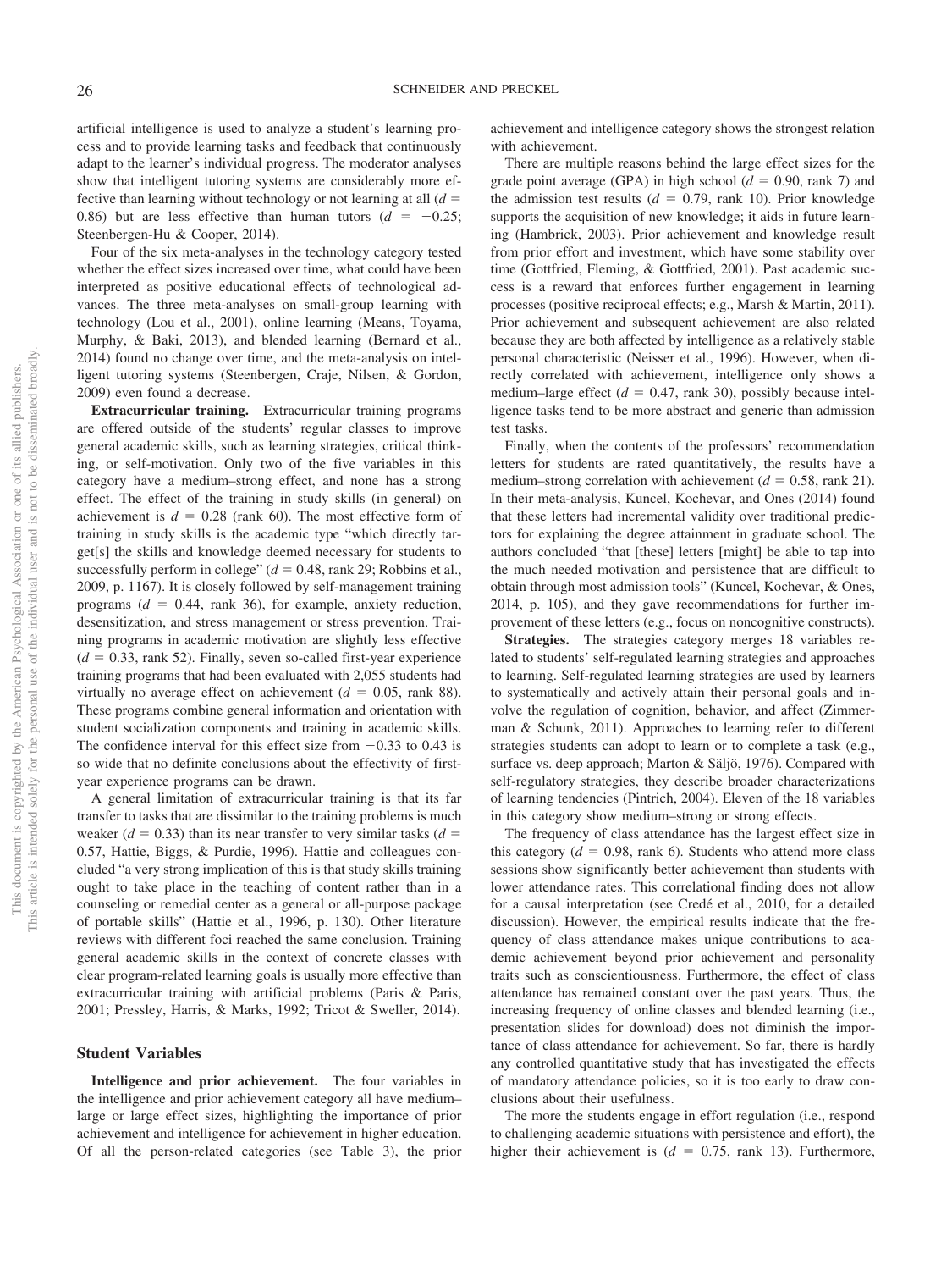artificial intelligence is used to analyze a student's learning process and to provide learning tasks and feedback that continuously adapt to the learner's individual progress. The moderator analyses show that intelligent tutoring systems are considerably more effective than learning without technology or not learning at all ($d$ = 0.86) but are less effective than human tutors ($d$ = −0.25; Steenbergen-Hu & Cooper, 2014).

Four of the six meta-analyses in the technology category tested whether the effect sizes increased over time, what could have been interpreted as positive educational effects of technological advances. The three meta-analyses on small-group learning with technology (Lou et al., 2001), online learning (Means, Toyama, Murphy, & Baki, 2013), and blended learning (Bernard et al., 2014) found no change over time, and the meta-analysis on intelligent tutoring systems (Steenbergen, Craje, Nilsen, & Gordon, 2009) even found a decrease.

**Extracurricular training.** Extracurricular training programs are offered outside of the students' regular classes to improve general academic skills, such as learning strategies, critical thinking, or self-motivation. Only two of the five variables in this category have a medium–strong effect, and none has a strong effect. The effect of the training in study skills (in general) on achievement is $d$ = 0.28 (rank 60). The most effective form of training in study skills is the academic type "which directly target[s] the skills and knowledge deemed necessary for students to successfully perform in college" ($d$ = 0.48, rank 29; Robbins et al., 2009, p. 1167). It is closely followed by self-management training programs ($d$ = 0.44, rank 36), for example, anxiety reduction, desensitization, and stress management or stress prevention. Training programs in academic motivation are slightly less effective ($d$ = 0.33, rank 52). Finally, seven so-called first-year experience training programs that had been evaluated with 2,055 students had virtually no average effect on achievement ($d$ = 0.05, rank 88). These programs combine general information and orientation with student socialization components and training in academic skills. The confidence interval for this effect size from −0.33 to 0.43 is so wide that no definite conclusions about the effectivity of first-year experience programs can be drawn.

A general limitation of extracurricular training is that its far transfer to tasks that are dissimilar to the training problems is much weaker ($d$ = 0.33) than its near transfer to very similar tasks ($d$ = 0.57, Hattie, Biggs, & Purdie, 1996). Hattie and colleagues concluded "a very strong implication of this is that study skills training ought to take place in the teaching of content rather than in a counseling or remedial center as a general or all-purpose package of portable skills" (Hattie et al., 1996, p. 130). Other literature reviews with different foci reached the same conclusion. Training general academic skills in the context of concrete classes with clear program-related learning goals is usually more effective than extracurricular training with artificial problems (Paris & Paris, 2001; Pressley, Harris, & Marks, 1992; Tricot & Sweller, 2014).

## Student Variables

**Intelligence and prior achievement.** The four variables in the intelligence and prior achievement category all have medium–large or large effect sizes, highlighting the importance of prior achievement and intelligence for achievement in higher education. Of all the person-related categories (see Table 3), the prior achievement and intelligence category shows the strongest relation with achievement.

There are multiple reasons behind the large effect sizes for the grade point average (GPA) in high school ($d$ = 0.90, rank 7) and the admission test results ($d$ = 0.79, rank 10). Prior knowledge supports the acquisition of new knowledge; it aids in future learning (Hambrick, 2003). Prior achievement and knowledge result from prior effort and investment, which have some stability over time (Gottfried, Fleming, & Gottfried, 2001). Past academic success is a reward that enforces further engagement in learning processes (positive reciprocal effects; e.g., Marsh & Martin, 2011). Prior achievement and subsequent achievement are also related because they are both affected by intelligence as a relatively stable personal characteristic (Neisser et al., 1996). However, when directly correlated with achievement, intelligence only shows a medium–large effect ($d$ = 0.47, rank 30), possibly because intelligence tasks tend to be more abstract and generic than admission test tasks.

Finally, when the contents of the professors' recommendation letters for students are rated quantitatively, the results have a medium–strong correlation with achievement ($d$ = 0.58, rank 21). In their meta-analysis, Kuncel, Kochevar, and Ones (2014) found that these letters had incremental validity over traditional predictors for explaining the degree attainment in graduate school. The authors concluded "that [these] letters [might] be able to tap into the much needed motivation and persistence that are difficult to obtain through most admission tools" (Kuncel, Kochevar, & Ones, 2014, p. 105), and they gave recommendations for further improvement of these letters (e.g., focus on noncognitive constructs).

**Strategies.** The strategies category merges 18 variables related to students' self-regulated learning strategies and approaches to learning. Self-regulated learning strategies are used by learners to systematically and actively attain their personal goals and involve the regulation of cognition, behavior, and affect (Zimmerman & Schunk, 2011). Approaches to learning refer to different strategies students can adopt to learn or to complete a task (e.g., surface vs. deep approach; Marton & Säljö, 1976). Compared with self-regulatory strategies, they describe broader characterizations of learning tendencies (Pintrich, 2004). Eleven of the 18 variables in this category show medium–strong or strong effects.

The frequency of class attendance has the largest effect size in this category ($d$ = 0.98, rank 6). Students who attend more class sessions show significantly better achievement than students with lower attendance rates. This correlational finding does not allow for a causal interpretation (see Credé et al., 2010, for a detailed discussion). However, the empirical results indicate that the frequency of class attendance makes unique contributions to academic achievement beyond prior achievement and personality traits such as conscientiousness. Furthermore, the effect of class attendance has remained constant over the past years. Thus, the increasing frequency of online classes and blended learning (i.e., presentation slides for download) does not diminish the importance of class attendance for achievement. So far, there is hardly any controlled quantitative study that has investigated the effects of mandatory attendance policies, so it is too early to draw conclusions about their usefulness.

The more the students engage in effort regulation (i.e., respond to challenging academic situations with persistence and effort), the higher their achievement is ($d$ = 0.75, rank 13). Furthermore,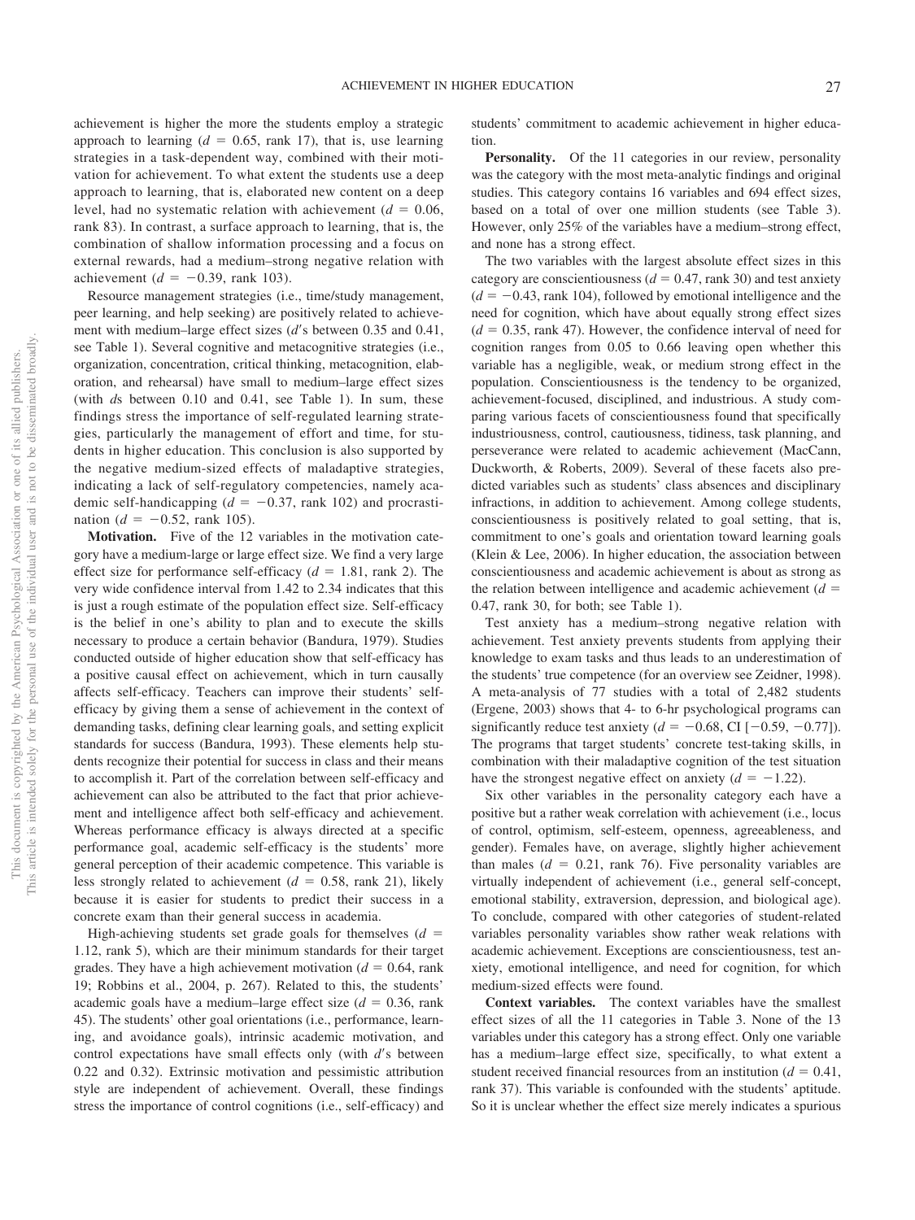achievement is higher the more the students employ a strategic approach to learning ($d$ = 0.65, rank 17), that is, use learning strategies in a task-dependent way, combined with their motivation for achievement. To what extent the students use a deep approach to learning, that is, elaborated new content on a deep level, had no systematic relation with achievement ($d$ = 0.06, rank 83). In contrast, a surface approach to learning, that is, the combination of shallow information processing and a focus on external rewards, had a medium–strong negative relation with achievement ($d$ = −0.39, rank 103).

Resource management strategies (i.e., time/study management, peer learning, and help seeking) are positively related to achievement with medium–large effect sizes ($d$'s between 0.35 and 0.41, see Table 1). Several cognitive and metacognitive strategies (i.e., organization, concentration, critical thinking, metacognition, elaboration, and rehearsal) have small to medium–large effect sizes (with $d$s between 0.10 and 0.41, see Table 1). In sum, these findings stress the importance of self-regulated learning strategies, particularly the management of effort and time, for students in higher education. This conclusion is also supported by the negative medium-sized effects of maladaptive strategies, indicating a lack of self-regulatory competencies, namely academic self-handicapping ($d$ = −0.37, rank 102) and procrastination ($d$ = −0.52, rank 105).

**Motivation.** Five of the 12 variables in the motivation category have a medium-large or large effect size. We find a very large effect size for performance self-efficacy ($d$ = 1.81, rank 2). The very wide confidence interval from 1.42 to 2.34 indicates that this is just a rough estimate of the population effect size. Self-efficacy is the belief in one's ability to plan and to execute the skills necessary to produce a certain behavior (Bandura, 1979). Studies conducted outside of higher education show that self-efficacy has a positive causal effect on achievement, which in turn causally affects self-efficacy. Teachers can improve their students' self-efficacy by giving them a sense of achievement in the context of demanding tasks, defining clear learning goals, and setting explicit standards for success (Bandura, 1993). These elements help students recognize their potential for success in class and their means to accomplish it. Part of the correlation between self-efficacy and achievement can also be attributed to the fact that prior achievement and intelligence affect both self-efficacy and achievement. Whereas performance efficacy is always directed at a specific performance goal, academic self-efficacy is the students' more general perception of their academic competence. This variable is less strongly related to achievement ($d$ = 0.58, rank 21), likely because it is easier for students to predict their success in a concrete exam than their general success in academia.

High-achieving students set grade goals for themselves ($d$ = 1.12, rank 5), which are their minimum standards for their target grades. They have a high achievement motivation ($d$ = 0.64, rank 19; Robbins et al., 2004, p. 267). Related to this, the students' academic goals have a medium–large effect size ($d$ = 0.36, rank 45). The students' other goal orientations (i.e., performance, learning, and avoidance goals), intrinsic academic motivation, and control expectations have small effects only (with $d$'s between 0.22 and 0.32). Extrinsic motivation and pessimistic attribution style are independent of achievement. Overall, these findings stress the importance of control cognitions (i.e., self-efficacy) and students' commitment to academic achievement in higher education.

**Personality.** Of the 11 categories in our review, personality was the category with the most meta-analytic findings and original studies. This category contains 16 variables and 694 effect sizes, based on a total of over one million students (see Table 3). However, only 25% of the variables have a medium–strong effect, and none has a strong effect.

The two variables with the largest absolute effect sizes in this category are conscientiousness ($d$ = 0.47, rank 30) and test anxiety ($d$ = −0.43, rank 104), followed by emotional intelligence and the need for cognition, which have about equally strong effect sizes ($d$ = 0.35, rank 47). However, the confidence interval of need for cognition ranges from 0.05 to 0.66 leaving open whether this variable has a negligible, weak, or medium strong effect in the population. Conscientiousness is the tendency to be organized, achievement-focused, disciplined, and industrious. A study comparing various facets of conscientiousness found that specifically industriousness, control, cautiousness, tidiness, task planning, and perseverance were related to academic achievement (MacCann, Duckworth, & Roberts, 2009). Several of these facets also predicted variables such as students' class absences and disciplinary infractions, in addition to achievement. Among college students, conscientiousness is positively related to goal setting, that is, commitment to one's goals and orientation toward learning goals (Klein & Lee, 2006). In higher education, the association between conscientiousness and academic achievement is about as strong as the relation between intelligence and academic achievement ($d$ = 0.47, rank 30, for both; see Table 1).

Test anxiety has a medium–strong negative relation with achievement. Test anxiety prevents students from applying their knowledge to exam tasks and thus leads to an underestimation of the students' true competence (for an overview see Zeidner, 1998). A meta-analysis of 77 studies with a total of 2,482 students (Ergene, 2003) shows that 4- to 6-hr psychological programs can significantly reduce test anxiety ($d$ = −0.68, CI [−0.59, −0.77]). The programs that target students' concrete test-taking skills, in combination with their maladaptive cognition of the test situation have the strongest negative effect on anxiety ($d$ = −1.22).

Six other variables in the personality category each have a positive but a rather weak correlation with achievement (i.e., locus of control, optimism, self-esteem, openness, agreeableness, and gender). Females have, on average, slightly higher achievement than males ($d$ = 0.21, rank 76). Five personality variables are virtually independent of achievement (i.e., general self-concept, emotional stability, extraversion, depression, and biological age). To conclude, compared with other categories of student-related variables personality variables show rather weak relations with academic achievement. Exceptions are conscientiousness, test anxiety, emotional intelligence, and need for cognition, for which medium-sized effects were found.

**Context variables.** The context variables have the smallest effect sizes of all the 11 categories in Table 3. None of the 13 variables under this category has a strong effect. Only one variable has a medium–large effect size, specifically, to what extent a student received financial resources from an institution ($d$ = 0.41, rank 37). This variable is confounded with the students' aptitude. So it is unclear whether the effect size merely indicates a spurious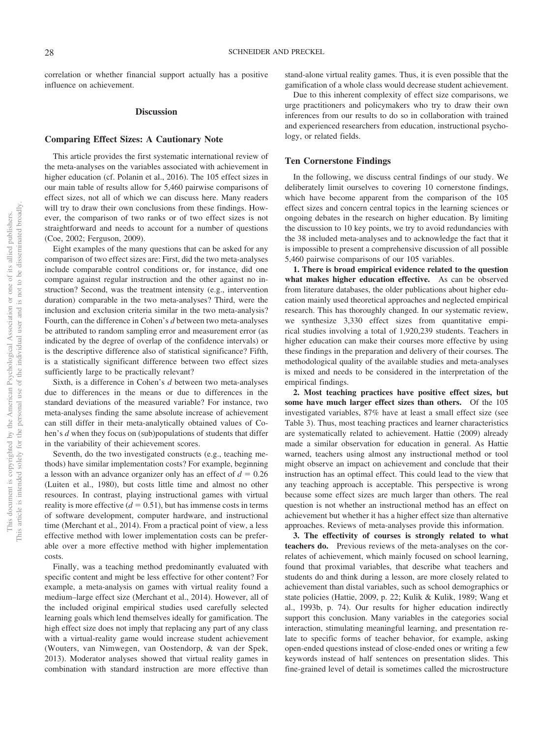correlation or whether financial support actually has a positive influence on achievement.

## Discussion

### Comparing Effect Sizes: A Cautionary Note

This article provides the first systematic international review of the meta-analyses on the variables associated with achievement in higher education (cf. Polanin et al., 2016). The 105 effect sizes in our main table of results allow for 5,460 pairwise comparisons of effect sizes, not all of which we can discuss here. Many readers will try to draw their own conclusions from these findings. However, the comparison of two ranks or of two effect sizes is not straightforward and needs to account for a number of questions (Coe, 2002; Ferguson, 2009).

Eight examples of the many questions that can be asked for any comparison of two effect sizes are: First, did the two meta-analyses include comparable control conditions or, for instance, did one compare against regular instruction and the other against no instruction? Second, was the treatment intensity (e.g., intervention duration) comparable in the two meta-analyses? Third, were the inclusion and exclusion criteria similar in the two meta-analysis? Fourth, can the difference in Cohen's $d$ between two meta-analyses be attributed to random sampling error and measurement error (as indicated by the degree of overlap of the confidence intervals) or is the descriptive difference also of statistical significance? Fifth, is a statistically significant difference between two effect sizes sufficiently large to be practically relevant?

Sixth, is a difference in Cohen's $d$ between two meta-analyses due to differences in the means or due to differences in the standard deviations of the measured variable? For instance, two meta-analyses finding the same absolute increase of achievement can still differ in their meta-analytically obtained values of Cohen's $d$ when they focus on (sub)populations of students that differ in the variability of their achievement scores.

Seventh, do the two investigated constructs (e.g., teaching methods) have similar implementation costs? For example, beginning a lesson with an advance organizer only has an effect of $d = 0.26$ (Luiten et al., 1980), but costs little time and almost no other resources. In contrast, playing instructional games with virtual reality is more effective ($d = 0.51$), but has immense costs in terms of software development, computer hardware, and instructional time (Merchant et al., 2014). From a practical point of view, a less effective method with lower implementation costs can be preferable over a more effective method with higher implementation costs.

Finally, was a teaching method predominantly evaluated with specific content and might be less effective for other content? For example, a meta-analysis on games with virtual reality found a medium–large effect size (Merchant et al., 2014). However, all of the included original empirical studies used carefully selected learning goals which lend themselves ideally for gamification. The high effect size does not imply that replacing any part of any class with a virtual-reality game would increase student achievement (Wouters, van Nimwegen, van Oostendorp, & van der Spek, 2013). Moderator analyses showed that virtual reality games in combination with standard instruction are more effective than stand-alone virtual reality games. Thus, it is even possible that the gamification of a whole class would decrease student achievement.

Due to this inherent complexity of effect size comparisons, we urge practitioners and policymakers who try to draw their own inferences from our results to do so in collaboration with trained and experienced researchers from education, instructional psychology, or related fields.

### Ten Cornerstone Findings

In the following, we discuss central findings of our study. We deliberately limit ourselves to covering 10 cornerstone findings, which have become apparent from the comparison of the 105 effect sizes and concern central topics in the learning sciences or ongoing debates in the research on higher education. By limiting the discussion to 10 key points, we try to avoid redundancies with the 38 included meta-analyses and to acknowledge the fact that it is impossible to present a comprehensive discussion of all possible 5,460 pairwise comparisons of our 105 variables.

**1. There is broad empirical evidence related to the question what makes higher education effective.** As can be observed from literature databases, the older publications about higher education mainly used theoretical approaches and neglected empirical research. This has thoroughly changed. In our systematic review, we synthesize 3,330 effect sizes from quantitative empirical studies involving a total of 1,920,239 students. Teachers in higher education can make their courses more effective by using these findings in the preparation and delivery of their courses. The methodological quality of the available studies and meta-analyses is mixed and needs to be considered in the interpretation of the empirical findings.

**2. Most teaching practices have positive effect sizes, but some have much larger effect sizes than others.** Of the 105 investigated variables, 87% have at least a small effect size (see Table 3). Thus, most teaching practices and learner characteristics are systematically related to achievement. Hattie (2009) already made a similar observation for education in general. As Hattie warned, teachers using almost any instructional method or tool might observe an impact on achievement and conclude that their instruction has an optimal effect. This could lead to the view that any teaching approach is acceptable. This perspective is wrong because some effect sizes are much larger than others. The real question is not whether an instructional method has an effect on achievement but whether it has a higher effect size than alternative approaches. Reviews of meta-analyses provide this information.

**3. The effectivity of courses is strongly related to what teachers do.** Previous reviews of the meta-analyses on the correlates of achievement, which mainly focused on school learning, found that proximal variables, that describe what teachers and students do and think during a lesson, are more closely related to achievement than distal variables, such as school demographics or state policies (Hattie, 2009, p. 22; Kulik & Kulik, 1989; Wang et al., 1993b, p. 74). Our results for higher education indirectly support this conclusion. Many variables in the categories social interaction, stimulating meaningful learning, and presentation relate to specific forms of teacher behavior, for example, asking open-ended questions instead of close-ended ones or writing a few keywords instead of half sentences on presentation slides. This fine-grained level of detail is sometimes called the microstructure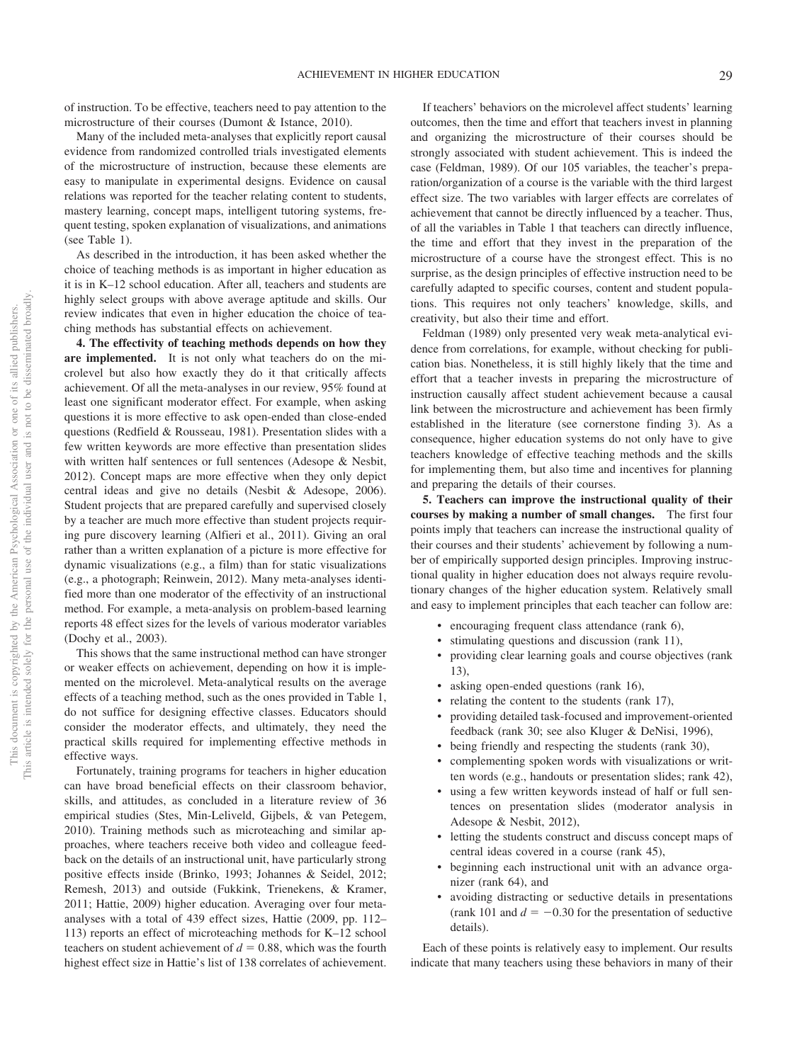of instruction. To be effective, teachers need to pay attention to the microstructure of their courses (Dumont & Istance, 2010).

Many of the included meta-analyses that explicitly report causal evidence from randomized controlled trials investigated elements of the microstructure of instruction, because these elements are easy to manipulate in experimental designs. Evidence on causal relations was reported for the teacher relating content to students, mastery learning, concept maps, intelligent tutoring systems, frequent testing, spoken explanation of visualizations, and animations (see Table 1).

As described in the introduction, it has been asked whether the choice of teaching methods is as important in higher education as it is in K–12 school education. After all, teachers and students are highly select groups with above average aptitude and skills. Our review indicates that even in higher education the choice of teaching methods has substantial effects on achievement.

**4. The effectivity of teaching methods depends on how they are implemented.** It is not only what teachers do on the microlevel but also how exactly they do it that critically affects achievement. Of all the meta-analyses in our review, 95% found at least one significant moderator effect. For example, when asking questions it is more effective to ask open-ended than close-ended questions (Redfield & Rousseau, 1981). Presentation slides with a few written keywords are more effective than presentation slides with written half sentences or full sentences (Adesope & Nesbit, 2012). Concept maps are more effective when they only depict central ideas and give no details (Nesbit & Adesope, 2006). Student projects that are prepared carefully and supervised closely by a teacher are much more effective than student projects requiring pure discovery learning (Alfieri et al., 2011). Giving an oral rather than a written explanation of a picture is more effective for dynamic visualizations (e.g., a film) than for static visualizations (e.g., a photograph; Reinwein, 2012). Many meta-analyses identified more than one moderator of the effectivity of an instructional method. For example, a meta-analysis on problem-based learning reports 48 effect sizes for the levels of various moderator variables (Dochy et al., 2003).

This shows that the same instructional method can have stronger or weaker effects on achievement, depending on how it is implemented on the microlevel. Meta-analytical results on the average effects of a teaching method, such as the ones provided in Table 1, do not suffice for designing effective classes. Educators should consider the moderator effects, and ultimately, they need the practical skills required for implementing effective methods in effective ways.

Fortunately, training programs for teachers in higher education can have broad beneficial effects on their classroom behavior, skills, and attitudes, as concluded in a literature review of 36 empirical studies (Stes, Min-Leliveld, Gijbels, & van Petegem, 2010). Training methods such as microteaching and similar approaches, where teachers receive both video and colleague feedback on the details of an instructional unit, have particularly strong positive effects inside (Brinko, 1993; Johannes & Seidel, 2012; Remesh, 2013) and outside (Fukkink, Trienekens, & Kramer, 2011; Hattie, 2009) higher education. Averaging over four meta-analyses with a total of 439 effect sizes, Hattie (2009, pp. 112–113) reports an effect of microteaching methods for K–12 school teachers on student achievement of $d = 0.88$, which was the fourth highest effect size in Hattie's list of 138 correlates of achievement.

If teachers' behaviors on the microlevel affect students' learning outcomes, then the time and effort that teachers invest in planning and organizing the microstructure of their courses should be strongly associated with student achievement. This is indeed the case (Feldman, 1989). Of our 105 variables, the teacher's preparation/organization of a course is the variable with the third largest effect size. The two variables with larger effects are correlates of achievement that cannot be directly influenced by a teacher. Thus, of all the variables in Table 1 that teachers can directly influence, the time and effort that they invest in the preparation of the microstructure of a course have the strongest effect. This is no surprise, as the design principles of effective instruction need to be carefully adapted to specific courses, content and student populations. This requires not only teachers' knowledge, skills, and creativity, but also their time and effort.

Feldman (1989) only presented very weak meta-analytical evidence from correlations, for example, without checking for publication bias. Nonetheless, it is still highly likely that the time and effort that a teacher invests in preparing the microstructure of instruction causally affect student achievement because a causal link between the microstructure and achievement has been firmly established in the literature (see cornerstone finding 3). As a consequence, higher education systems do not only have to give teachers knowledge of effective teaching methods and the skills for implementing them, but also time and incentives for planning and preparing the details of their courses.

**5. Teachers can improve the instructional quality of their courses by making a number of small changes.** The first four points imply that teachers can increase the instructional quality of their courses and their students' achievement by following a number of empirically supported design principles. Improving instructional quality in higher education does not always require revolutionary changes of the higher education system. Relatively small and easy to implement principles that each teacher can follow are:

- encouraging frequent class attendance (rank 6),
- stimulating questions and discussion (rank 11),
- providing clear learning goals and course objectives (rank 13),
- asking open-ended questions (rank 16),
- relating the content to the students (rank 17),
- providing detailed task-focused and improvement-oriented feedback (rank 30; see also Kluger & DeNisi, 1996),
- being friendly and respecting the students (rank 30),
- complementing spoken words with visualizations or written words (e.g., handouts or presentation slides; rank 42),
- using a few written keywords instead of half or full sentences on presentation slides (moderator analysis in Adesope & Nesbit, 2012),
- letting the students construct and discuss concept maps of central ideas covered in a course (rank 45),
- beginning each instructional unit with an advance organizer (rank 64), and
- avoiding distracting or seductive details in presentations (rank 101 and $d = -0.30$ for the presentation of seductive details).

Each of these points is relatively easy to implement. Our results indicate that many teachers using these behaviors in many of their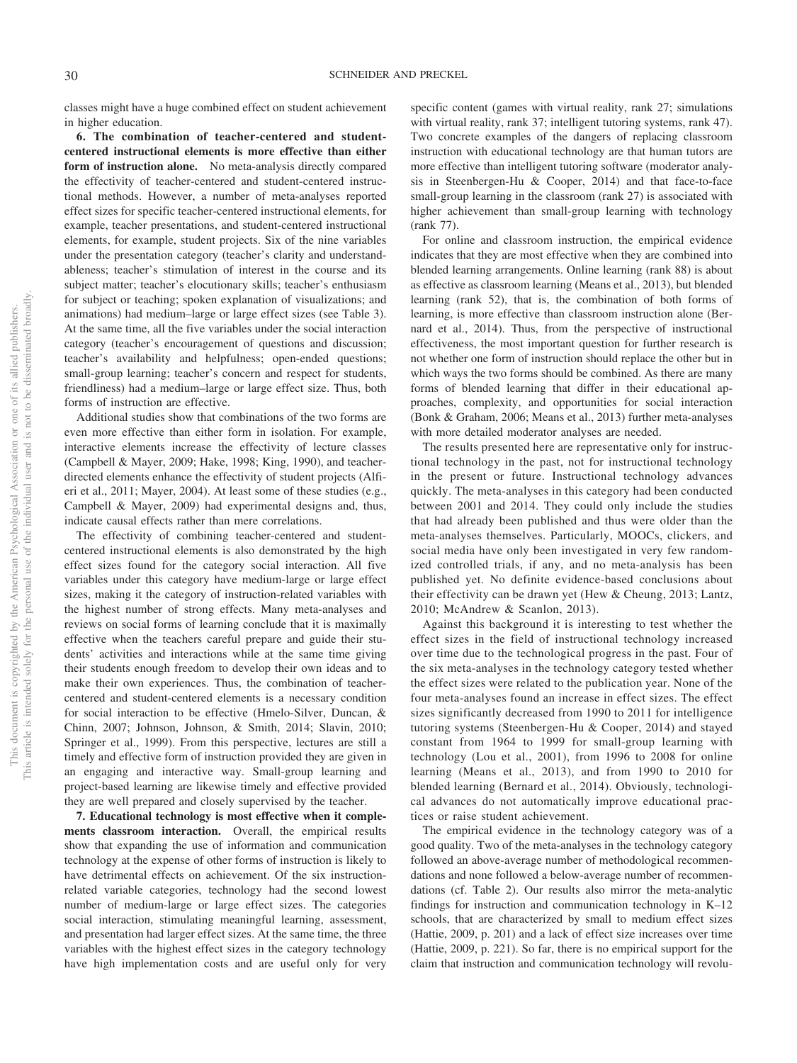classes might have a huge combined effect on student achievement in higher education.

**6. The combination of teacher-centered and student-centered instructional elements is more effective than either form of instruction alone.** No meta-analysis directly compared the effectivity of teacher-centered and student-centered instructional methods. However, a number of meta-analyses reported effect sizes for specific teacher-centered instructional elements, for example, teacher presentations, and student-centered instructional elements, for example, student projects. Six of the nine variables under the presentation category (teacher's clarity and understandableness; teacher's stimulation of interest in the course and its subject matter; teacher's elocutionary skills; teacher's enthusiasm for subject or teaching; spoken explanation of visualizations; and animations) had medium–large or large effect sizes (see Table 3). At the same time, all the five variables under the social interaction category (teacher's encouragement of questions and discussion; teacher's availability and helpfulness; open-ended questions; small-group learning; teacher's concern and respect for students, friendliness) had a medium–large or large effect size. Thus, both forms of instruction are effective.

Additional studies show that combinations of the two forms are even more effective than either form in isolation. For example, interactive elements increase the effectivity of lecture classes (Campbell & Mayer, 2009; Hake, 1998; King, 1990), and teacher-directed elements enhance the effectivity of student projects (Alfieri et al., 2011; Mayer, 2004). At least some of these studies (e.g., Campbell & Mayer, 2009) had experimental designs and, thus, indicate causal effects rather than mere correlations.

The effectivity of combining teacher-centered and student-centered instructional elements is also demonstrated by the high effect sizes found for the category social interaction. All five variables under this category have medium-large or large effect sizes, making it the category of instruction-related variables with the highest number of strong effects. Many meta-analyses and reviews on social forms of learning conclude that it is maximally effective when the teachers careful prepare and guide their students' activities and interactions while at the same time giving their students enough freedom to develop their own ideas and to make their own experiences. Thus, the combination of teacher-centered and student-centered elements is a necessary condition for social interaction to be effective (Hmelo-Silver, Duncan, & Chinn, 2007; Johnson, Johnson, & Smith, 2014; Slavin, 2010; Springer et al., 1999). From this perspective, lectures are still a timely and effective form of instruction provided they are given in an engaging and interactive way. Small-group learning and project-based learning are likewise timely and effective provided they are well prepared and closely supervised by the teacher.

**7. Educational technology is most effective when it complements classroom interaction.** Overall, the empirical results show that expanding the use of information and communication technology at the expense of other forms of instruction is likely to have detrimental effects on achievement. Of the six instruction-related variable categories, technology had the second lowest number of medium-large or large effect sizes. The categories social interaction, stimulating meaningful learning, assessment, and presentation had larger effect sizes. At the same time, the three variables with the highest effect sizes in the category technology have high implementation costs and are useful only for very specific content (games with virtual reality, rank 27; simulations with virtual reality, rank 37; intelligent tutoring systems, rank 47). Two concrete examples of the dangers of replacing classroom instruction with educational technology are that human tutors are more effective than intelligent tutoring software (moderator analysis in Steenbergen-Hu & Cooper, 2014) and that face-to-face small-group learning in the classroom (rank 27) is associated with higher achievement than small-group learning with technology (rank 77).

For online and classroom instruction, the empirical evidence indicates that they are most effective when they are combined into blended learning arrangements. Online learning (rank 88) is about as effective as classroom learning (Means et al., 2013), but blended learning (rank 52), that is, the combination of both forms of learning, is more effective than classroom instruction alone (Bernard et al., 2014). Thus, from the perspective of instructional effectiveness, the most important question for further research is not whether one form of instruction should replace the other but in which ways the two forms should be combined. As there are many forms of blended learning that differ in their educational approaches, complexity, and opportunities for social interaction (Bonk & Graham, 2006; Means et al., 2013) further meta-analyses with more detailed moderator analyses are needed.

The results presented here are representative only for instructional technology in the past, not for instructional technology in the present or future. Instructional technology advances quickly. The meta-analyses in this category had been conducted between 2001 and 2014. They could only include the studies that had already been published and thus were older than the meta-analyses themselves. Particularly, MOOCs, clickers, and social media have only been investigated in very few randomized controlled trials, if any, and no meta-analysis has been published yet. No definite evidence-based conclusions about their effectivity can be drawn yet (Hew & Cheung, 2013; Lantz, 2010; McAndrew & Scanlon, 2013).

Against this background it is interesting to test whether the effect sizes in the field of instructional technology increased over time due to the technological progress in the past. Four of the six meta-analyses in the technology category tested whether the effect sizes were related to the publication year. None of the four meta-analyses found an increase in effect sizes. The effect sizes significantly decreased from 1990 to 2011 for intelligence tutoring systems (Steenbergen-Hu & Cooper, 2014) and stayed constant from 1964 to 1999 for small-group learning with technology (Lou et al., 2001), from 1996 to 2008 for online learning (Means et al., 2013), and from 1990 to 2010 for blended learning (Bernard et al., 2014). Obviously, technological advances do not automatically improve educational practices or raise student achievement.

The empirical evidence in the technology category was of a good quality. Two of the meta-analyses in the technology category followed an above-average number of methodological recommendations and none followed a below-average number of recommendations (cf. Table 2). Our results also mirror the meta-analytic findings for instruction and communication technology in K–12 schools, that are characterized by small to medium effect sizes (Hattie, 2009, p. 201) and a lack of effect size increases over time (Hattie, 2009, p. 221). So far, there is no empirical support for the claim that instruction and communication technology will revolu-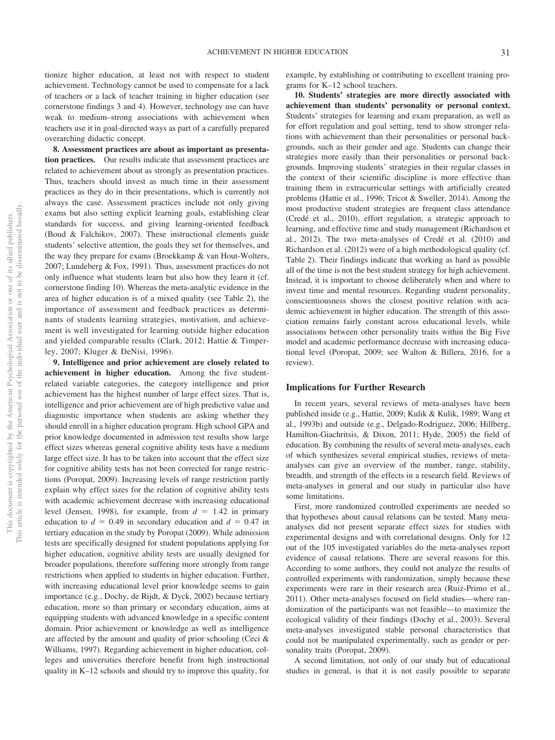tionize higher education, at least not with respect to student achievement. Technology cannot be used to compensate for a lack of teachers or a lack of teacher training in higher education (see cornerstone findings 3 and 4). However, technology use can have weak to medium–strong associations with achievement when teachers use it in goal-directed ways as part of a carefully prepared overarching didactic concept.

**8. Assessment practices are about as important as presentation practices.** Our results indicate that assessment practices are related to achievement about as strongly as presentation practices. Thus, teachers should invest as much time in their assessment practices as they do in their presentations, which is currently not always the case. Assessment practices include not only giving exams but also setting explicit learning goals, establishing clear standards for success, and giving learning-oriented feedback (Boud & Falchikov, 2007). These instructional elements guide students' selective attention, the goals they set for themselves, and the way they prepare for exams (Broekkamp & van Hout-Wolters, 2007; Lundeberg & Fox, 1991). Thus, assessment practices do not only influence what students learn but also how they learn it (cf. cornerstone finding 10). Whereas the meta-analytic evidence in the area of higher education is of a mixed quality (see Table 2), the importance of assessment and feedback practices as determinants of students learning strategies, motivation, and achievement is well investigated for learning outside higher education and yielded comparable results (Clark, 2012; Hattie & Timperley, 2007; Kluger & DeNisi, 1996).

**9. Intelligence and prior achievement are closely related to achievement in higher education.** Among the five student-related variable categories, the category intelligence and prior achievement has the highest number of large effect sizes. That is, intelligence and prior achievement are of high predictive value and diagnostic importance when students are asking whether they should enroll in a higher education program. High school GPA and prior knowledge documented in admission test results show large effect sizes whereas general cognitive ability tests have a medium large effect size. It has to be taken into account that the effect size for cognitive ability tests has not been corrected for range restrictions (Poropat, 2009). Increasing levels of range restriction partly explain why effect sizes for the relation of cognitive ability tests with academic achievement decrease with increasing educational level (Jensen, 1998), for example, from $d = 1.42$ in primary education to $d = 0.49$ in secondary education and $d = 0.47$ in tertiary education in the study by Poropat (2009). While admission tests are specifically designed for student populations applying for higher education, cognitive ability tests are usually designed for broader populations, therefore suffering more strongly from range restrictions when applied to students in higher education. Further, with increasing educational level prior knowledge seems to gain importance (e.g., Dochy, de Rijdt, & Dyck, 2002) because tertiary education, more so than primary or secondary education, aims at equipping students with advanced knowledge in a specific content domain. Prior achievement or knowledge as well as intelligence are affected by the amount and quality of prior schooling (Ceci & Williams, 1997). Regarding achievement in higher education, colleges and universities therefore benefit from high instructional quality in K–12 schools and should try to improve this quality, for example, by establishing or contributing to excellent training programs for K–12 school teachers.

**10. Students' strategies are more directly associated with achievement than students' personality or personal context.** Students' strategies for learning and exam preparation, as well as for effort regulation and goal setting, tend to show stronger relations with achievement than their personalities or personal backgrounds, such as their gender and age. Students can change their strategies more easily than their personalities or personal backgrounds. Improving students' strategies in their regular classes in the context of their scientific discipline is more effective than training them in extracurricular settings with artificially created problems (Hattie et al., 1996; Tricot & Sweller, 2014). Among the most productive student strategies are frequent class attendance (Credé et al., 2010), effort regulation, a strategic approach to learning, and effective time and study management (Richardson et al., 2012). The two meta-analyses of Credé et al. (2010) and Richardson et al. (2012) were of a high methodological quality (cf. Table 2). Their findings indicate that working as hard as possible all of the time is not the best student strategy for high achievement. Instead, it is important to choose deliberately when and where to invest time and mental resources. Regarding student personality, conscientiousness shows the closest positive relation with academic achievement in higher education. The strength of this association remains fairly constant across educational levels, while associations between other personality traits within the Big Five model and academic performance decrease with increasing educational level (Poropat, 2009; see Walton & Billera, 2016, for a review).

## Implications for Further Research

In recent years, several reviews of meta-analyses have been published inside (e.g., Hattie, 2009; Kulik & Kulik, 1989; Wang et al., 1993b) and outside (e.g., Delgado-Rodriguez, 2006; Hillberg, Hamilton-Giachritsis, & Dixon, 2011; Hyde, 2005) the field of education. By combining the results of several meta-analyses, each of which synthesizes several empirical studies, reviews of meta-analyses can give an overview of the number, range, stability, breadth, and strength of the effects in a research field. Reviews of meta-analyses in general and our study in particular also have some limitations.

First, more randomized controlled experiments are needed so that hypotheses about causal relations can be tested. Many meta-analyses did not present separate effect sizes for studies with experimental designs and with correlational designs. Only for 12 out of the 105 investigated variables do the meta-analyses report evidence of causal relations. There are several reasons for this. According to some authors, they could not analyze the results of controlled experiments with randomization, simply because these experiments were rare in their research area (Ruiz-Primo et al., 2011). Other meta-analyses focused on field studies—where randomization of the participants was not feasible—to maximize the ecological validity of their findings (Dochy et al., 2003). Several meta-analyses investigated stable personal characteristics that could not be manipulated experimentally, such as gender or personality traits (Poropat, 2009).

A second limitation, not only of our study but of educational studies in general, is that it is not easily possible to separate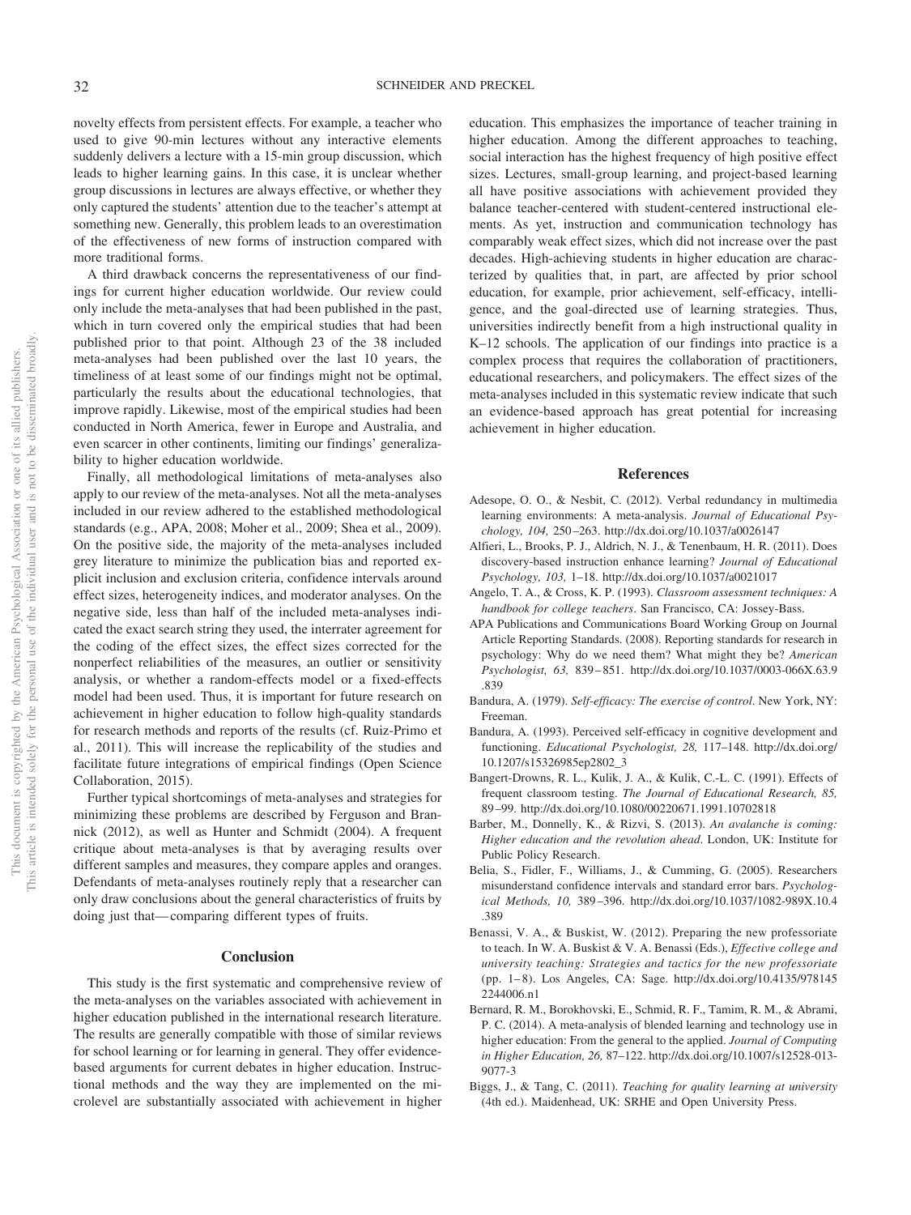novelty effects from persistent effects. For example, a teacher who used to give 90-min lectures without any interactive elements suddenly delivers a lecture with a 15-min group discussion, which leads to higher learning gains. In this case, it is unclear whether group discussions in lectures are always effective, or whether they only captured the students' attention due to the teacher's attempt at something new. Generally, this problem leads to an overestimation of the effectiveness of new forms of instruction compared with more traditional forms.

A third drawback concerns the representativeness of our findings for current higher education worldwide. Our review could only include the meta-analyses that had been published in the past, which in turn covered only the empirical studies that had been published prior to that point. Although 23 of the 38 included meta-analyses had been published over the last 10 years, the timeliness of at least some of our findings might not be optimal, particularly the results about the educational technologies, that improve rapidly. Likewise, most of the empirical studies had been conducted in North America, fewer in Europe and Australia, and even scarcer in other continents, limiting our findings' generalizability to higher education worldwide.

Finally, all methodological limitations of meta-analyses also apply to our review of the meta-analyses. Not all the meta-analyses included in our review adhered to the established methodological standards (e.g., APA, 2008; Moher et al., 2009; Shea et al., 2009). On the positive side, the majority of the meta-analyses included grey literature to minimize the publication bias and reported explicit inclusion and exclusion criteria, confidence intervals around effect sizes, heterogeneity indices, and moderator analyses. On the negative side, less than half of the included meta-analyses indicated the exact search string they used, the interrater agreement for the coding of the effect sizes, the effect sizes corrected for the nonperfect reliabilities of the measures, an outlier or sensitivity analysis, or whether a random-effects model or a fixed-effects model had been used. Thus, it is important for future research on achievement in higher education to follow high-quality standards for research methods and reports of the results (cf. Ruiz-Primo et al., 2011). This will increase the replicability of the studies and facilitate future integrations of empirical findings (Open Science Collaboration, 2015).

Further typical shortcomings of meta-analyses and strategies for minimizing these problems are described by Ferguson and Brannick (2012), as well as Hunter and Schmidt (2004). A frequent critique about meta-analyses is that by averaging results over different samples and measures, they compare apples and oranges. Defendants of meta-analyses routinely reply that a researcher can only draw conclusions about the general characteristics of fruits by doing just that—comparing different types of fruits.

## Conclusion

This study is the first systematic and comprehensive review of the meta-analyses on the variables associated with achievement in higher education published in the international research literature. The results are generally compatible with those of similar reviews for school learning or for learning in general. They offer evidence-based arguments for current debates in higher education. Instructional methods and the way they are implemented on the microlevel are substantially associated with achievement in higher education. This emphasizes the importance of teacher training in higher education. Among the different approaches to teaching, social interaction has the highest frequency of high positive effect sizes. Lectures, small-group learning, and project-based learning all have positive associations with achievement provided they balance teacher-centered with student-centered instructional elements. As yet, instruction and communication technology has comparably weak effect sizes, which did not increase over the past decades. High-achieving students in higher education are characterized by qualities that, in part, are affected by prior school education, for example, prior achievement, self-efficacy, intelligence, and the goal-directed use of learning strategies. Thus, universities indirectly benefit from a high instructional quality in K–12 schools. The application of our findings into practice is a complex process that requires the collaboration of practitioners, educational researchers, and policymakers. The effect sizes of the meta-analyses included in this systematic review indicate that such an evidence-based approach has great potential for increasing achievement in higher education.

## References

Adesope, O. O., & Nesbit, C. (2012). Verbal redundancy in multimedia learning environments: A meta-analysis. *Journal of Educational Psychology, 104,* 250–263. http://dx.doi.org/10.1037/a0026147

Alfieri, L., Brooks, P. J., Aldrich, N. J., & Tenenbaum, H. R. (2011). Does discovery-based instruction enhance learning? *Journal of Educational Psychology, 103,* 1–18. http://dx.doi.org/10.1037/a0021017

Angelo, T. A., & Cross, K. P. (1993). *Classroom assessment techniques: A handbook for college teachers*. San Francisco, CA: Jossey-Bass.

APA Publications and Communications Board Working Group on Journal Article Reporting Standards. (2008). Reporting standards for research in psychology: Why do we need them? What might they be? *American Psychologist, 63,* 839–851. http://dx.doi.org/10.1037/0003-066X.63.9.839

Bandura, A. (1979). *Self-efficacy: The exercise of control*. New York, NY: Freeman.

Bandura, A. (1993). Perceived self-efficacy in cognitive development and functioning. *Educational Psychologist, 28,* 117–148. http://dx.doi.org/10.1207/s15326985ep2802_3

Bangert-Drowns, R. L., Kulik, J. A., & Kulik, C.-L. C. (1991). Effects of frequent classroom testing. *The Journal of Educational Research, 85,* 89–99. http://dx.doi.org/10.1080/00220671.1991.10702818

Barber, M., Donnelly, K., & Rizvi, S. (2013). *An avalanche is coming: Higher education and the revolution ahead*. London, UK: Institute for Public Policy Research.

Belia, S., Fidler, F., Williams, J., & Cumming, G. (2005). Researchers misunderstand confidence intervals and standard error bars. *Psychological Methods, 10,* 389–396. http://dx.doi.org/10.1037/1082-989X.10.4.389

Benassi, V. A., & Buskist, W. (2012). Preparing the new professoriate to teach. In W. A. Buskist & V. A. Benassi (Eds.), *Effective college and university teaching: Strategies and tactics for the new professoriate* (pp. 1–8). Los Angeles, CA: Sage. http://dx.doi.org/10.4135/9781452244006.n1

Bernard, R. M., Borokhovski, E., Schmid, R. F., Tamim, R. M., & Abrami, P. C. (2014). A meta-analysis of blended learning and technology use in higher education: From the general to the applied. *Journal of Computing in Higher Education, 26,* 87–122. http://dx.doi.org/10.1007/s12528-013-9077-3

Biggs, J., & Tang, C. (2011). *Teaching for quality learning at university* (4th ed.). Maidenhead, UK: SRHE and Open University Press.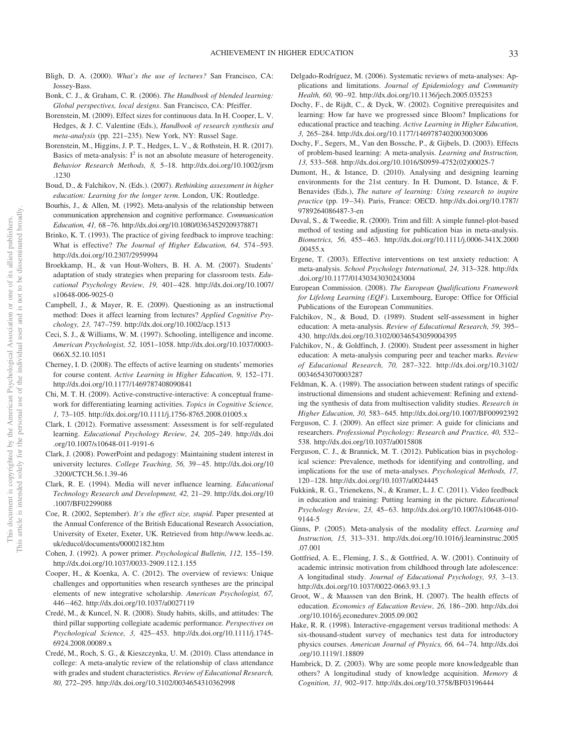Bligh, D. A. (2000). *What's the use of lectures?* San Francisco, CA: Jossey-Bass.

Bonk, C. J., & Graham, C. R. (2006). *The Handbook of blended learning: Global perspectives, local designs*. San Francisco, CA: Pfeiffer.

Borenstein, M. (2009). Effect sizes for continuous data. In H. Cooper, L. V. Hedges, & J. C. Valentine (Eds.), *Handbook of research synthesis and meta-analysis* (pp. 221–235). New York, NY: Russel Sage.

Borenstein, M., Higgins, J. P. T., Hedges, L. V., & Rothstein, H. R. (2017). Basics of meta-analysis: $I^2$ is not an absolute measure of heterogeneity. *Behavior Research Methods, 8,* 5–18. http://dx.doi.org/10.1002/jrsm.1230

Boud, D., & Falchikov, N. (Eds.). (2007). *Rethinking assessment in higher education: Learning for the longer term*. London, UK: Routledge.

Bourhis, J., & Allen, M. (1992). Meta-analysis of the relationship between communication apprehension and cognitive performance. *Communication Education, 41,* 68–76. http://dx.doi.org/10.1080/03634529209378871

Brinko, K. T. (1993). The practice of giving feedback to improve teaching: What is effective? *The Journal of Higher Education, 64,* 574–593. http://dx.doi.org/10.2307/2959994

Broekkamp, H., & van Hout-Wolters, B. H. A. M. (2007). Students' adaptation of study strategies when preparing for classroom tests. *Educational Psychology Review, 19,* 401–428. http://dx.doi.org/10.1007/s10648-006-9025-0

Campbell, J., & Mayer, R. E. (2009). Questioning as an instructional method: Does it affect learning from lectures? *Applied Cognitive Psychology, 23,* 747–759. http://dx.doi.org/10.1002/acp.1513

Ceci, S. J., & Williams, W. M. (1997). Schooling, intelligence and income. *American Psychologist, 52,* 1051–1058. http://dx.doi.org/10.1037/0003-066X.52.10.1051

Cherney, I. D. (2008). The effects of active learning on students' memories for course content. *Active Learning in Higher Education, 9,* 152–171. http://dx.doi.org/10.1177/1469787408090841

Chi, M. T. H. (2009). Active-constructive-interactive: A conceptual framework for differentiating learning activities. *Topics in Cognitive Science, 1,* 73–105. http://dx.doi.org/10.1111/j.1756-8765.2008.01005.x

Clark, I. (2012). Formative assessment: Assessment is for self-regulated learning. *Educational Psychology Review, 24,* 205–249. http://dx.doi.org/10.1007/s10648-011-9191-6

Clark, J. (2008). PowerPoint and pedagogy: Maintaining student interest in university lectures. *College Teaching, 56,* 39–45. http://dx.doi.org/10.3200/CTCH.56.1.39-46

Clark, R. E. (1994). Media will never influence learning. *Educational Technology Research and Development, 42,* 21–29. http://dx.doi.org/10.1007/BF02299088

Coe, R. (2002, September). *It's the effect size, stupid*. Paper presented at the Annual Conference of the British Educational Research Association, University of Exeter, Exeter, UK. Retrieved from http://www.leeds.ac.uk/educol/documents/00002182.htm

Cohen, J. (1992). A power primer. *Psychological Bulletin, 112,* 155–159. http://dx.doi.org/10.1037/0033-2909.112.1.155

Cooper, H., & Koenka, A. C. (2012). The overview of reviews: Unique challenges and opportunities when research syntheses are the principal elements of new integrative scholarship. *American Psychologist, 67,* 446–462. http://dx.doi.org/10.1037/a0027119

Credé, M., & Kuncel, N. R. (2008). Study habits, skills, and attitudes: The third pillar supporting collegiate academic performance. *Perspectives on Psychological Science, 3,* 425–453. http://dx.doi.org/10.1111/j.1745-6924.2008.00089.x

Credé, M., Roch, S. G., & Kieszczynka, U. M. (2010). Class attendance in college: A meta-analytic review of the relationship of class attendance with grades and student characteristics. *Review of Educational Research, 80,* 272–295. http://dx.doi.org/10.3102/0034654310362998

Delgado-Rodríguez, M. (2006). Systematic reviews of meta-analyses: Applications and limitations. *Journal of Epidemiology and Community Health, 60,* 90–92. http://dx.doi.org/10.1136/jech.2005.035253

Dochy, F., de Rijdt, C., & Dyck, W. (2002). Cognitive prerequisites and learning: How far have we progressed since Bloom? Implications for educational practice and teaching. *Active Learning in Higher Education, 3,* 265–284. http://dx.doi.org/10.1177/1469787402003003006

Dochy, F., Segers, M., Van den Bossche, P., & Gijbels, D. (2003). Effects of problem-based learning: A meta-analysis. *Learning and Instruction, 13,* 533–568. http://dx.doi.org/10.1016/S0959-4752(02)00025-7

Dumont, H., & Istance, D. (2010). Analysing and designing learning environments for the 21st century. In H. Dumont, D. Istance, & F. Benavides (Eds.), *The nature of learning: Using research to inspire practice* (pp. 19–34). Paris, France: OECD. http://dx.doi.org/10.1787/9789264086487-3-en

Duval, S., & Tweedie, R. (2000). Trim and fill: A simple funnel-plot-based method of testing and adjusting for publication bias in meta-analysis. *Biometrics, 56,* 455–463. http://dx.doi.org/10.1111/j.0006-341X.2000.00455.x

Ergene, T. (2003). Effective interventions on test anxiety reduction: A meta-analysis. *School Psychology International, 24,* 313–328. http://dx.doi.org/10.1177/01430343030243004

European Commission. (2008). *The European Qualifications Framework for Lifelong Learning (EQF)*. Luxembourg, Europe: Office for Official Publications of the European Communities.

Falchikov, N., & Boud, D. (1989). Student self-assessment in higher education: A meta-analysis. *Review of Educational Research, 59,* 395–430. http://dx.doi.org/10.3102/00346543059004395

Falchikov, N., & Goldfinch, J. (2000). Student peer assessment in higher education: A meta-analysis comparing peer and teacher marks. *Review of Educational Research, 70,* 287–322. http://dx.doi.org/10.3102/00346543070003287

Feldman, K. A. (1989). The association between student ratings of specific instructional dimensions and student achievement: Refining and extending the synthesis of data from multisection validity studies. *Research in Higher Education, 30,* 583–645. http://dx.doi.org/10.1007/BF00992392

Ferguson, C. J. (2009). An effect size primer: A guide for clinicians and researchers. *Professional Psychology: Research and Practice, 40,* 532–538. http://dx.doi.org/10.1037/a0015808

Ferguson, C. J., & Brannick, M. T. (2012). Publication bias in psychological science: Prevalence, methods for identifying and controlling, and implications for the use of meta-analyses. *Psychological Methods, 17,* 120–128. http://dx.doi.org/10.1037/a0024445

Fukkink, R. G., Trienekens, N., & Kramer, L. J. C. (2011). Video feedback in education and training: Putting learning in the picture. *Educational Psychology Review, 23,* 45–63. http://dx.doi.org/10.1007/s10648-010-9144-5

Ginns, P. (2005). Meta-analysis of the modality effect. *Learning and Instruction, 15,* 313–331. http://dx.doi.org/10.1016/j.learninstruc.2005.07.001

Gottfried, A. E., Fleming, J. S., & Gottfried, A. W. (2001). Continuity of academic intrinsic motivation from childhood through late adolescence: A longitudinal study. *Journal of Educational Psychology, 93,* 3–13. http://dx.doi.org/10.1037/0022-0663.93.1.3

Groot, W., & Maassen van den Brink, H. (2007). The health effects of education. *Economics of Education Review, 26,* 186–200. http://dx.doi.org/10.1016/j.econedurev.2005.09.002

Hake, R. R. (1998). Interactive-engagement versus traditional methods: A six-thousand-student survey of mechanics test data for introductory physics courses. *American Journal of Physics, 66,* 64–74. http://dx.doi.org/10.1119/1.18809

Hambrick, D. Z. (2003). Why are some people more knowledgeable than others? A longitudinal study of knowledge acquisition. *Memory & Cognition, 31,* 902–917. http://dx.doi.org/10.3758/BF03196444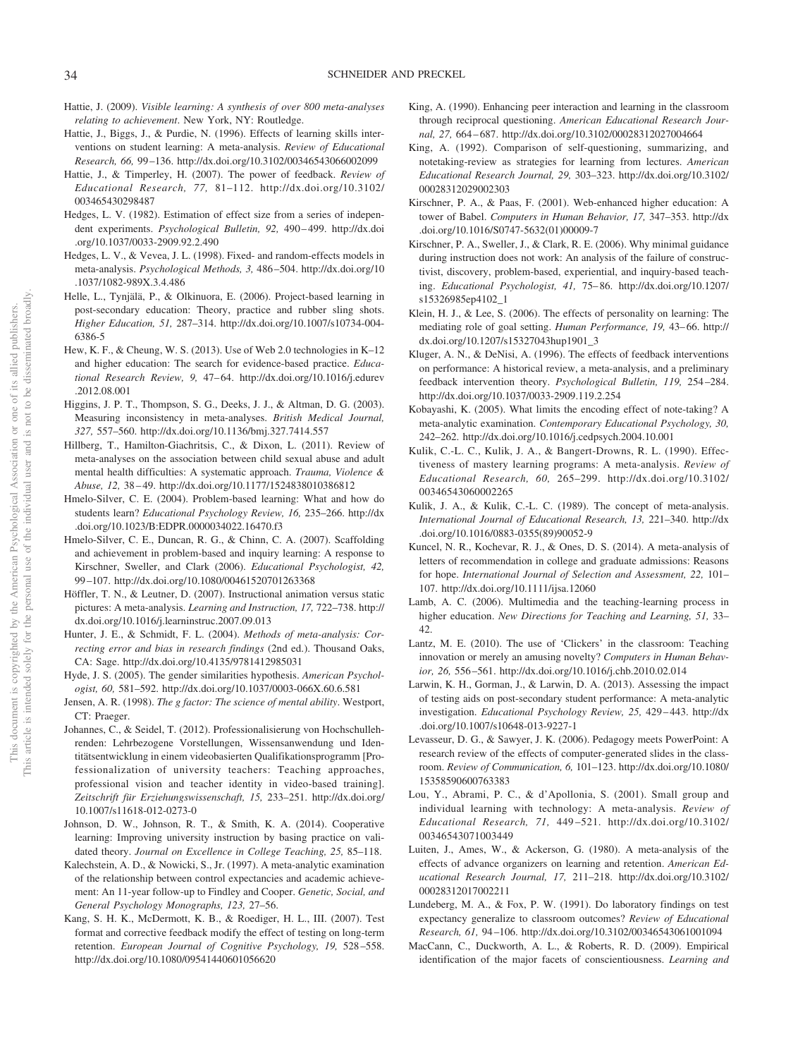Hattie, J. (2009). *Visible learning: A synthesis of over 800 meta-analyses relating to achievement*. New York, NY: Routledge.

Hattie, J., Biggs, J., & Purdie, N. (1996). Effects of learning skills interventions on student learning: A meta-analysis. *Review of Educational Research, 66,* 99–136. http://dx.doi.org/10.3102/00346543066002099

Hattie, J., & Timperley, H. (2007). The power of feedback. *Review of Educational Research, 77,* 81–112. http://dx.doi.org/10.3102/003465430298487

Hedges, L. V. (1982). Estimation of effect size from a series of independent experiments. *Psychological Bulletin, 92,* 490–499. http://dx.doi.org/10.1037/0033-2909.92.2.490

Hedges, L. V., & Vevea, J. L. (1998). Fixed- and random-effects models in meta-analysis. *Psychological Methods, 3,* 486–504. http://dx.doi.org/10.1037/1082-989X.3.4.486

Helle, L., Tynjälä, P., & Olkinuora, E. (2006). Project-based learning in post-secondary education: Theory, practice and rubber sling shots. *Higher Education, 51,* 287–314. http://dx.doi.org/10.1007/s10734-004-6386-5

Hew, K. F., & Cheung, W. S. (2013). Use of Web 2.0 technologies in K–12 and higher education: The search for evidence-based practice. *Educational Research Review, 9,* 47–64. http://dx.doi.org/10.1016/j.edurev.2012.08.001

Higgins, J. P. T., Thompson, S. G., Deeks, J. J., & Altman, D. G. (2003). Measuring inconsistency in meta-analyses. *British Medical Journal, 327,* 557–560. http://dx.doi.org/10.1136/bmj.327.7414.557

Hillberg, T., Hamilton-Giachritsis, C., & Dixon, L. (2011). Review of meta-analyses on the association between child sexual abuse and adult mental health difficulties: A systematic approach. *Trauma, Violence & Abuse, 12,* 38–49. http://dx.doi.org/10.1177/1524838010386812

Hmelo-Silver, C. E. (2004). Problem-based learning: What and how do students learn? *Educational Psychology Review, 16,* 235–266. http://dx.doi.org/10.1023/B:EDPR.0000034022.16470.f3

Hmelo-Silver, C. E., Duncan, R. G., & Chinn, C. A. (2007). Scaffolding and achievement in problem-based and inquiry learning: A response to Kirschner, Sweller, and Clark (2006). *Educational Psychologist, 42,* 99–107. http://dx.doi.org/10.1080/00461520701263368

Höffler, T. N., & Leutner, D. (2007). Instructional animation versus static pictures: A meta-analysis. *Learning and Instruction, 17,* 722–738. http://dx.doi.org/10.1016/j.learninstruc.2007.09.013

Hunter, J. E., & Schmidt, F. L. (2004). *Methods of meta-analysis: Correcting error and bias in research findings* (2nd ed.). Thousand Oaks, CA: Sage. http://dx.doi.org/10.4135/9781412985031

Hyde, J. S. (2005). The gender similarities hypothesis. *American Psychologist, 60,* 581–592. http://dx.doi.org/10.1037/0003-066X.60.6.581

Jensen, A. R. (1998). *The g factor: The science of mental ability*. Westport, CT: Praeger.

Johannes, C., & Seidel, T. (2012). Professionalisierung von Hochschullehrenden: Lehrbezogene Vorstellungen, Wissensanwendung und Identitätsentwicklung in einem videobasierten Qualifikationsprogramm [Professionalization of university teachers: Teaching approaches, professional vision and teacher identity in video-based training]. *Zeitschrift für Erziehungswissenschaft, 15,* 233–251. http://dx.doi.org/10.1007/s11618-012-0273-0

Johnson, D. W., Johnson, R. T., & Smith, K. A. (2014). Cooperative learning: Improving university instruction by basing practice on validated theory. *Journal on Excellence in College Teaching, 25,* 85–118.

Kalechstein, A. D., & Nowicki, S., Jr. (1997). A meta-analytic examination of the relationship between control expectancies and academic achievement: An 11-year follow-up to Findley and Cooper. *Genetic, Social, and General Psychology Monographs, 123,* 27–56.

Kang, S. H. K., McDermott, K. B., & Roediger, H. L., III. (2007). Test format and corrective feedback modify the effect of testing on long-term retention. *European Journal of Cognitive Psychology, 19,* 528–558. http://dx.doi.org/10.1080/09541440601056620

King, A. (1990). Enhancing peer interaction and learning in the classroom through reciprocal questioning. *American Educational Research Journal, 27,* 664–687. http://dx.doi.org/10.3102/00028312027004664

King, A. (1992). Comparison of self-questioning, summarizing, and notetaking-review as strategies for learning from lectures. *American Educational Research Journal, 29,* 303–323. http://dx.doi.org/10.3102/00028312029002303

Kirschner, P. A., & Paas, F. (2001). Web-enhanced higher education: A tower of Babel. *Computers in Human Behavior, 17,* 347–353. http://dx.doi.org/10.1016/S0747-5632(01)00009-7

Kirschner, P. A., Sweller, J., & Clark, R. E. (2006). Why minimal guidance during instruction does not work: An analysis of the failure of constructivist, discovery, problem-based, experiential, and inquiry-based teaching. *Educational Psychologist, 41,* 75–86. http://dx.doi.org/10.1207/s15326985ep4102_1

Klein, H. J., & Lee, S. (2006). The effects of personality on learning: The mediating role of goal setting. *Human Performance, 19,* 43–66. http://dx.doi.org/10.1207/s15327043hup1901_3

Kluger, A. N., & DeNisi, A. (1996). The effects of feedback interventions on performance: A historical review, a meta-analysis, and a preliminary feedback intervention theory. *Psychological Bulletin, 119,* 254–284. http://dx.doi.org/10.1037/0033-2909.119.2.254

Kobayashi, K. (2005). What limits the encoding effect of note-taking? A meta-analytic examination. *Contemporary Educational Psychology, 30,* 242–262. http://dx.doi.org/10.1016/j.cedpsych.2004.10.001

Kulik, C.-L. C., Kulik, J. A., & Bangert-Drowns, R. L. (1990). Effectiveness of mastery learning programs: A meta-analysis. *Review of Educational Research, 60,* 265–299. http://dx.doi.org/10.3102/00346543060002265

Kulik, J. A., & Kulik, C.-L. C. (1989). The concept of meta-analysis. *International Journal of Educational Research, 13,* 221–340. http://dx.doi.org/10.1016/0883-0355(89)90052-9

Kuncel, N. R., Kochevar, R. J., & Ones, D. S. (2014). A meta-analysis of letters of recommendation in college and graduate admissions: Reasons for hope. *International Journal of Selection and Assessment, 22,* 101–107. http://dx.doi.org/10.1111/ijsa.12060

Lamb, A. C. (2006). Multimedia and the teaching-learning process in higher education. *New Directions for Teaching and Learning, 51,* 33–42.

Lantz, M. E. (2010). The use of 'Clickers' in the classroom: Teaching innovation or merely an amusing novelty? *Computers in Human Behavior, 26,* 556–561. http://dx.doi.org/10.1016/j.chb.2010.02.014

Larwin, K. H., Gorman, J., & Larwin, D. A. (2013). Assessing the impact of testing aids on post-secondary student performance: A meta-analytic investigation. *Educational Psychology Review, 25,* 429–443. http://dx.doi.org/10.1007/s10648-013-9227-1

Levasseur, D. G., & Sawyer, J. K. (2006). Pedagogy meets PowerPoint: A research review of the effects of computer-generated slides in the classroom. *Review of Communication, 6,* 101–123. http://dx.doi.org/10.1080/15358590600763383

Lou, Y., Abrami, P. C., & d'Apollonia, S. (2001). Small group and individual learning with technology: A meta-analysis. *Review of Educational Research, 71,* 449–521. http://dx.doi.org/10.3102/00346543071003449

Luiten, J., Ames, W., & Ackerson, G. (1980). A meta-analysis of the effects of advance organizers on learning and retention. *American Educational Research Journal, 17,* 211–218. http://dx.doi.org/10.3102/00028312017002211

Lundeberg, M. A., & Fox, P. W. (1991). Do laboratory findings on test expectancy generalize to classroom outcomes? *Review of Educational Research, 61,* 94–106. http://dx.doi.org/10.3102/00346543061001094

MacCann, C., Duckworth, A. L., & Roberts, R. D. (2009). Empirical identification of the major facets of conscientiousness. *Learning and*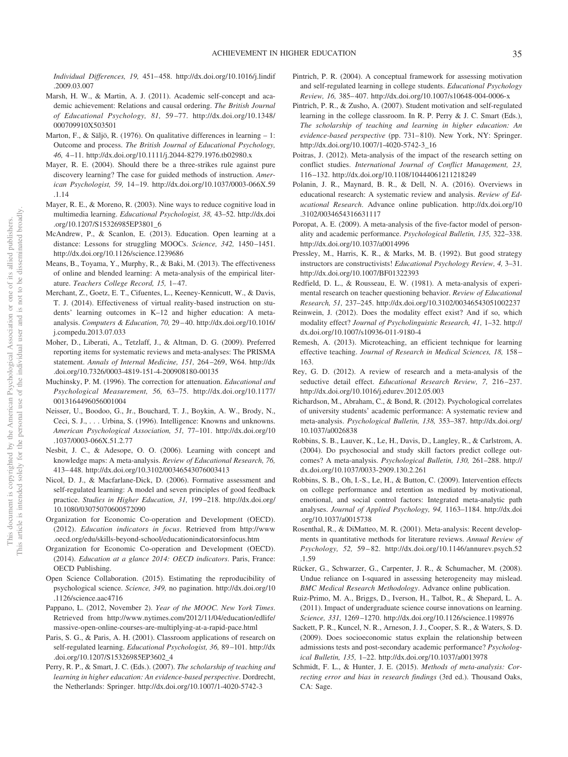*Individual Differences, 19,* 451–458. http://dx.doi.org/10.1016/j.lindif.2009.03.007

Marsh, H. W., & Martin, A. J. (2011). Academic self-concept and academic achievement: Relations and causal ordering. *The British Journal of Educational Psychology, 81,* 59–77. http://dx.doi.org/10.1348/000709910X503501

Marton, F., & Säljö, R. (1976). On qualitative differences in learning – 1: Outcome and process. *The British Journal of Educational Psychology, 46,* 4–11. http://dx.doi.org/10.1111/j.2044-8279.1976.tb02980.x

Mayer, R. E. (2004). Should there be a three-strikes rule against pure discovery learning? The case for guided methods of instruction. *American Psychologist, 59,* 14–19. http://dx.doi.org/10.1037/0003-066X.59.1.14

Mayer, R. E., & Moreno, R. (2003). Nine ways to reduce cognitive load in multimedia learning. *Educational Psychologist, 38,* 43–52. http://dx.doi.org/10.1207/S15326985EP3801_6

McAndrew, P., & Scanlon, E. (2013). Education. Open learning at a distance: Lessons for struggling MOOCs. *Science, 342,* 1450–1451. http://dx.doi.org/10.1126/science.1239686

Means, B., Toyama, Y., Murphy, R., & Baki, M. (2013). The effectiveness of online and blended learning: A meta-analysis of the empirical literature. *Teachers College Record, 15,* 1–47.

Merchant, Z., Goetz, E. T., Cifuentes, L., Keeney-Kennicutt, W., & Davis, T. J. (2014). Effectiveness of virtual reality-based instruction on students' learning outcomes in K–12 and higher education: A meta-analysis. *Computers & Education, 70,* 29–40. http://dx.doi.org/10.1016/j.compedu.2013.07.033

Moher, D., Liberati, A., Tetzlaff, J., & Altman, D. G. (2009). Preferred reporting items for systematic reviews and meta-analyses: The PRISMA statement. *Annals of Internal Medicine, 151,* 264–269, W64. http://dx.doi.org/10.7326/0003-4819-151-4-200908180-00135

Muchinsky, P. M. (1996). The correction for attenuation. *Educational and Psychological Measurement, 56,* 63–75. http://dx.doi.org/10.1177/0013164496056001004

Neisser, U., Boodoo, G., Jr., Bouchard, T. J., Boykin, A. W., Brody, N., Ceci, S. J., . . . Urbina, S. (1996). Intelligence: Knowns and unknowns. *American Psychological Association, 51,* 77–101. http://dx.doi.org/10.1037/0003-066X.51.2.77

Nesbit, J. C., & Adesope, O. O. (2006). Learning with concept and knowledge maps: A meta-analysis. *Review of Educational Research, 76,* 413–448. http://dx.doi.org/10.3102/00346543076003413

Nicol, D. J., & Macfarlane-Dick, D. (2006). Formative assessment and self-regulated learning: A model and seven principles of good feedback practice. *Studies in Higher Education, 31,* 199–218. http://dx.doi.org/10.1080/03075070600572090

Organization for Economic Co-operation and Development (OECD). (2012). *Education indicators in focus*. Retrieved from http://www.oecd.org/edu/skills-beyond-school/educationindicatorsinfocus.htm

Organization for Economic Co-operation and Development (OECD). (2014). *Education at a glance 2014: OECD indicators*. Paris, France: OECD Publishing.

Open Science Collaboration. (2015). Estimating the reproducibility of psychological science. *Science, 349,* no pagination. http://dx.doi.org/10.1126/science.aac4716

Pappano, L. (2012, November 2). *Year of the MOOC. New York Times*. Retrieved from http://www.nytimes.com/2012/11/04/education/edlife/massive-open-online-courses-are-multiplying-at-a-rapid-pace.html

Paris, S. G., & Paris, A. H. (2001). Classroom applications of research on self-regulated learning. *Educational Psychologist, 36,* 89–101. http://dx.doi.org/10.1207/S15326985EP3602_4

Perry, R. P., & Smart, J. C. (Eds.). (2007). *The scholarship of teaching and learning in higher education: An evidence-based perspective*. Dordrecht, the Netherlands: Springer. http://dx.doi.org/10.1007/1-4020-5742-3

Pintrich, P. R. (2004). A conceptual framework for assessing motivation and self-regulated learning in college students. *Educational Psychology Review, 16,* 385–407. http://dx.doi.org/10.1007/s10648-004-0006-x

Pintrich, P. R., & Zusho, A. (2007). Student motivation and self-regulated learning in the college classroom. In R. P. Perry & J. C. Smart (Eds.), *The scholarship of teaching and learning in higher education: An evidence-based perspective* (pp. 731–810). New York, NY: Springer. http://dx.doi.org/10.1007/1-4020-5742-3_16

Poitras, J. (2012). Meta-analysis of the impact of the research setting on conflict studies. *International Journal of Conflict Management, 23,* 116–132. http://dx.doi.org/10.1108/10444061211218249

Polanin, J. R., Maynard, B. R., & Dell, N. A. (2016). Overviews in educational research: A systematic review and analysis. *Review of Educational Research*. Advance online publication. http://dx.doi.org/10.3102/0034654316631117

Poropat, A. E. (2009). A meta-analysis of the five-factor model of personality and academic performance. *Psychological Bulletin, 135,* 322–338. http://dx.doi.org/10.1037/a0014996

Pressley, M., Harris, K. R., & Marks, M. B. (1992). But good strategy instructors are constructivists! *Educational Psychology Review, 4,* 3–31. http://dx.doi.org/10.1007/BF01322393

Redfield, D. L., & Rousseau, E. W. (1981). A meta-analysis of experimental research on teacher questioning behavior. *Review of Educational Research, 51,* 237–245. http://dx.doi.org/10.3102/00346543051002237

Reinwein, J. (2012). Does the modality effect exist? And if so, which modality effect? *Journal of Psycholinguistic Research, 41,* 1–32. http://dx.doi.org/10.1007/s10936-011-9180-4

Remesh, A. (2013). Microteaching, an efficient technique for learning effective teaching. *Journal of Research in Medical Sciences, 18,* 158–163.

Rey, G. D. (2012). A review of research and a meta-analysis of the seductive detail effect. *Educational Research Review, 7,* 216–237. http://dx.doi.org/10.1016/j.edurev.2012.05.003

Richardson, M., Abraham, C., & Bond, R. (2012). Psychological correlates of university students' academic performance: A systematic review and meta-analysis. *Psychological Bulletin, 138,* 353–387. http://dx.doi.org/10.1037/a0026838

Robbins, S. B., Lauver, K., Le, H., Davis, D., Langley, R., & Carlstrom, A. (2004). Do psychosocial and study skill factors predict college outcomes? A meta-analysis. *Psychological Bulletin, 130,* 261–288. http://dx.doi.org/10.1037/0033-2909.130.2.261

Robbins, S. B., Oh, I.-S., Le, H., & Button, C. (2009). Intervention effects on college performance and retention as mediated by motivational, emotional, and social control factors: Integrated meta-analytic path analyses. *Journal of Applied Psychology, 94,* 1163–1184. http://dx.doi.org/10.1037/a0015738

Rosenthal, R., & DiMatteo, M. R. (2001). Meta-analysis: Recent developments in quantitative methods for literature reviews. *Annual Review of Psychology, 52,* 59–82. http://dx.doi.org/10.1146/annurev.psych.52.1.59

Rücker, G., Schwarzer, G., Carpenter, J. R., & Schumacher, M. (2008). Undue reliance on I-squared in assessing heterogeneity may mislead. *BMC Medical Research Methodology*. Advance online publication.

Ruiz-Primo, M. A., Briggs, D., Iverson, H., Talbot, R., & Shepard, L. A. (2011). Impact of undergraduate science course innovations on learning. *Science, 331,* 1269–1270. http://dx.doi.org/10.1126/science.1198976

Sackett, P. R., Kuncel, N. R., Arneson, J. J., Cooper, S. R., & Waters, S. D. (2009). Does socioeconomic status explain the relationship between admissions tests and post-secondary academic performance? *Psychological Bulletin, 135,* 1–22. http://dx.doi.org/10.1037/a0013978

Schmidt, F. L., & Hunter, J. E. (2015). *Methods of meta-analysis: Correcting error and bias in research findings* (3rd ed.). Thousand Oaks, CA: Sage.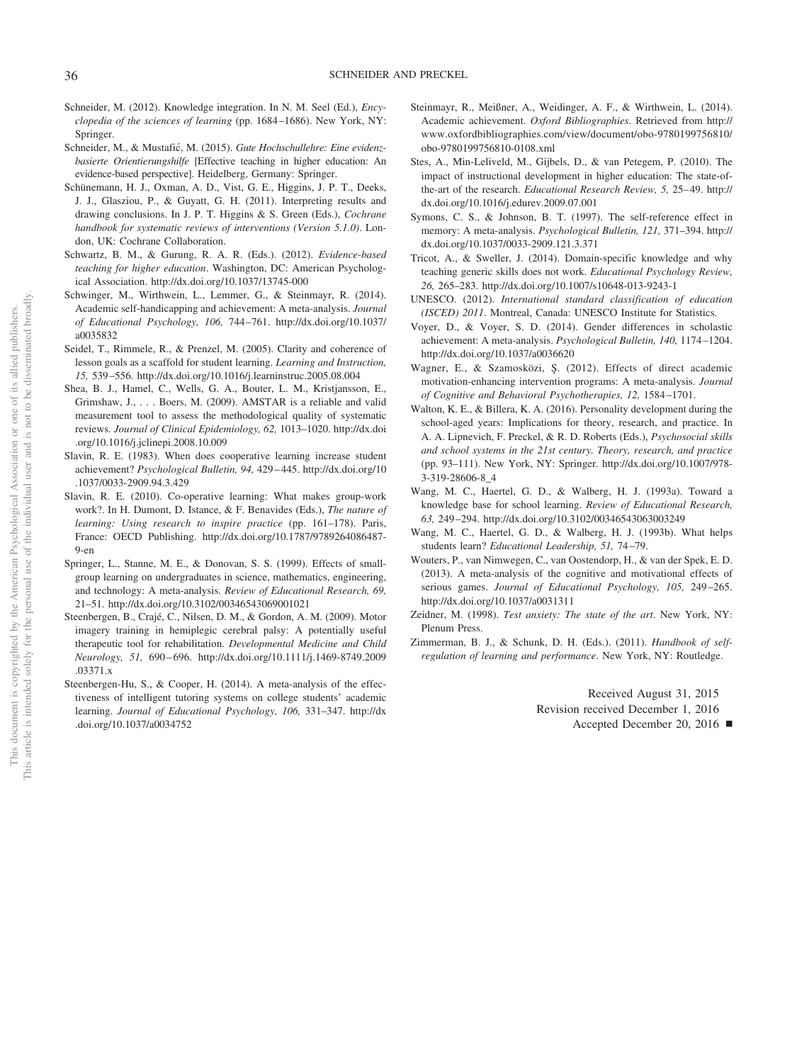Schneider, M. (2012). Knowledge integration. In N. M. Seel (Ed.), *Encyclopedia of the sciences of learning* (pp. 1684–1686). New York, NY: Springer.

Schneider, M., & Mustafić, M. (2015). *Gute Hochschullehre: Eine evidenzbasierte Orientierungshilfe* [Effective teaching in higher education: An evidence-based perspective]. Heidelberg, Germany: Springer.

Schünemann, H. J., Oxman, A. D., Vist, G. E., Higgins, J. P. T., Deeks, J. J., Glasziou, P., & Guyatt, G. H. (2011). Interpreting results and drawing conclusions. In J. P. T. Higgins & S. Green (Eds.), *Cochrane handbook for systematic reviews of interventions (Version 5.1.0)*. London, UK: Cochrane Collaboration.

Schwartz, B. M., & Gurung, R. A. R. (Eds.). (2012). *Evidence-based teaching for higher education*. Washington, DC: American Psychological Association. http://dx.doi.org/10.1037/13745-000

Schwinger, M., Wirthwein, L., Lemmer, G., & Steinmayr, R. (2014). Academic self-handicapping and achievement: A meta-analysis. *Journal of Educational Psychology, 106,* 744–761. http://dx.doi.org/10.1037/a0035832

Seidel, T., Rimmele, R., & Prenzel, M. (2005). Clarity and coherence of lesson goals as a scaffold for student learning. *Learning and Instruction, 15,* 539–556. http://dx.doi.org/10.1016/j.learninstruc.2005.08.004

Shea, B. J., Hamel, C., Wells, G. A., Bouter, L. M., Kristjansson, E., Grimshaw, J., . . . Boers, M. (2009). AMSTAR is a reliable and valid measurement tool to assess the methodological quality of systematic reviews. *Journal of Clinical Epidemiology, 62,* 1013–1020. http://dx.doi.org/10.1016/j.jclinepi.2008.10.009

Slavin, R. E. (1983). When does cooperative learning increase student achievement? *Psychological Bulletin, 94,* 429–445. http://dx.doi.org/10.1037/0033-2909.94.3.429

Slavin, R. E. (2010). Co-operative learning: What makes group-work work?. In H. Dumont, D. Istance, & F. Benavides (Eds.), *The nature of learning: Using research to inspire practice* (pp. 161–178). Paris, France: OECD Publishing. http://dx.doi.org/10.1787/9789264086487-9-en

Springer, L., Stanne, M. E., & Donovan, S. S. (1999). Effects of small-group learning on undergraduates in science, mathematics, engineering, and technology: A meta-analysis. *Review of Educational Research, 69,* 21–51. http://dx.doi.org/10.3102/00346543069001021

Steenbergen, B., Crajé, C., Nilsen, D. M., & Gordon, A. M. (2009). Motor imagery training in hemiplegic cerebral palsy: A potentially useful therapeutic tool for rehabilitation. *Developmental Medicine and Child Neurology, 51,* 690–696. http://dx.doi.org/10.1111/j.1469-8749.2009.03371.x

Steenbergen-Hu, S., & Cooper, H. (2014). A meta-analysis of the effectiveness of intelligent tutoring systems on college students' academic learning. *Journal of Educational Psychology, 106,* 331–347. http://dx.doi.org/10.1037/a0034752

Steinmayr, R., Meißner, A., Weidinger, A. F., & Wirthwein, L. (2014). Academic achievement. *Oxford Bibliographies*. Retrieved from http://www.oxfordbibliographies.com/view/document/obo-9780199756810/obo-9780199756810-0108.xml

Stes, A., Min-Leliveld, M., Gijbels, D., & van Petegem, P. (2010). The impact of instructional development in higher education: The state-of-the-art of the research. *Educational Research Review, 5,* 25–49. http://dx.doi.org/10.1016/j.edurev.2009.07.001

Symons, C. S., & Johnson, B. T. (1997). The self-reference effect in memory: A meta-analysis. *Psychological Bulletin, 121,* 371–394. http://dx.doi.org/10.1037/0033-2909.121.3.371

Tricot, A., & Sweller, J. (2014). Domain-specific knowledge and why teaching generic skills does not work. *Educational Psychology Review, 26,* 265–283. http://dx.doi.org/10.1007/s10648-013-9243-1

UNESCO. (2012). *International standard classification of education (ISCED) 2011*. Montreal, Canada: UNESCO Institute for Statistics.

Voyer, D., & Voyer, S. D. (2014). Gender differences in scholastic achievement: A meta-analysis. *Psychological Bulletin, 140,* 1174–1204. http://dx.doi.org/10.1037/a0036620

Wagner, E., & Szamosközi, Ş. (2012). Effects of direct academic motivation-enhancing intervention programs: A meta-analysis. *Journal of Cognitive and Behavioral Psychotherapies, 12,* 1584–1701.

Walton, K. E., & Billera, K. A. (2016). Personality development during the school-aged years: Implications for theory, research, and practice. In A. A. Lipnevich, F. Preckel, & R. D. Roberts (Eds.), *Psychosocial skills and school systems in the 21st century. Theory, research, and practice* (pp. 93–111). New York, NY: Springer. http://dx.doi.org/10.1007/978-3-319-28606-8_4

Wang, M. C., Haertel, G. D., & Walberg, H. J. (1993a). Toward a knowledge base for school learning. *Review of Educational Research, 63,* 249–294. http://dx.doi.org/10.3102/00346543063003249

Wang, M. C., Haertel, G. D., & Walberg, H. J. (1993b). What helps students learn? *Educational Leadership, 51,* 74–79.

Wouters, P., van Nimwegen, C., van Oostendorp, H., & van der Spek, E. D. (2013). A meta-analysis of the cognitive and motivational effects of serious games. *Journal of Educational Psychology, 105,* 249–265. http://dx.doi.org/10.1037/a0031311

Zeidner, M. (1998). *Test anxiety: The state of the art*. New York, NY: Plenum Press.

Zimmerman, B. J., & Schunk, D. H. (Eds.). (2011). *Handbook of self-regulation of learning and performance*. New York, NY: Routledge.

Received August 31, 2015
Revision received December 1, 2016
Accepted December 20, 2016 ∎